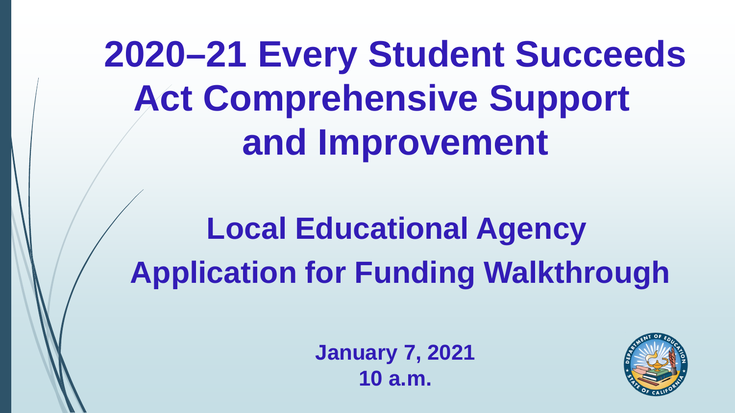# 2020–21 Every Student Succeeds Act Comprehensive Support and Improvement

## Local Educational Agency Application for Funding Walkthrough

**January 7, 2021**
**10 a.m.**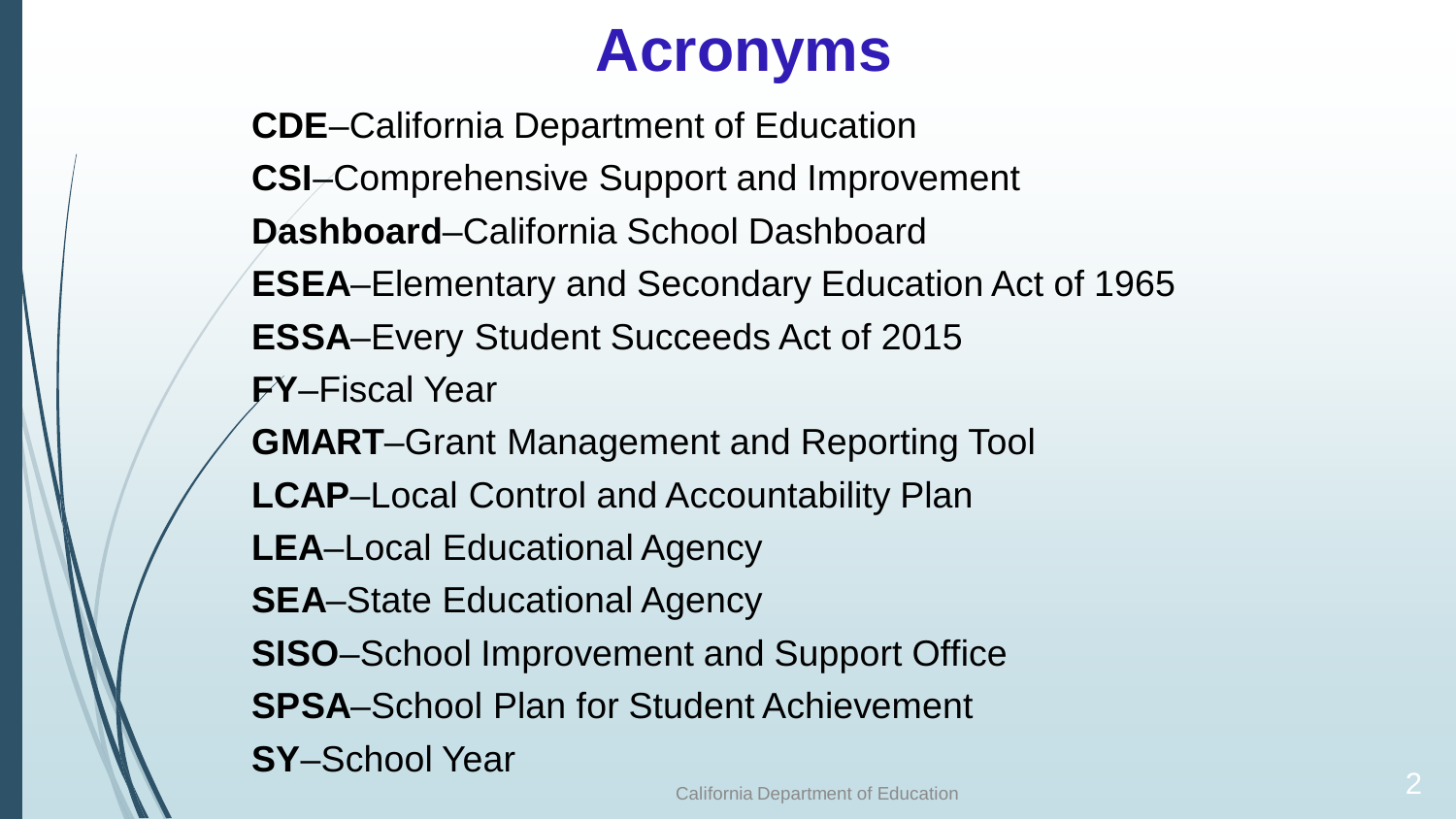# Acronyms

**CDE**–California Department of Education

**CSI**–Comprehensive Support and Improvement

**Dashboard**–California School Dashboard

**ESEA**–Elementary and Secondary Education Act of 1965

**ESSA**–Every Student Succeeds Act of 2015

**FY**–Fiscal Year

**GMART**–Grant Management and Reporting Tool

**LCAP**–Local Control and Accountability Plan

**LEA**–Local Educational Agency

**SEA**–State Educational Agency

**SISO**–School Improvement and Support Office

**SPSA**–School Plan for Student Achievement

**SY**–School Year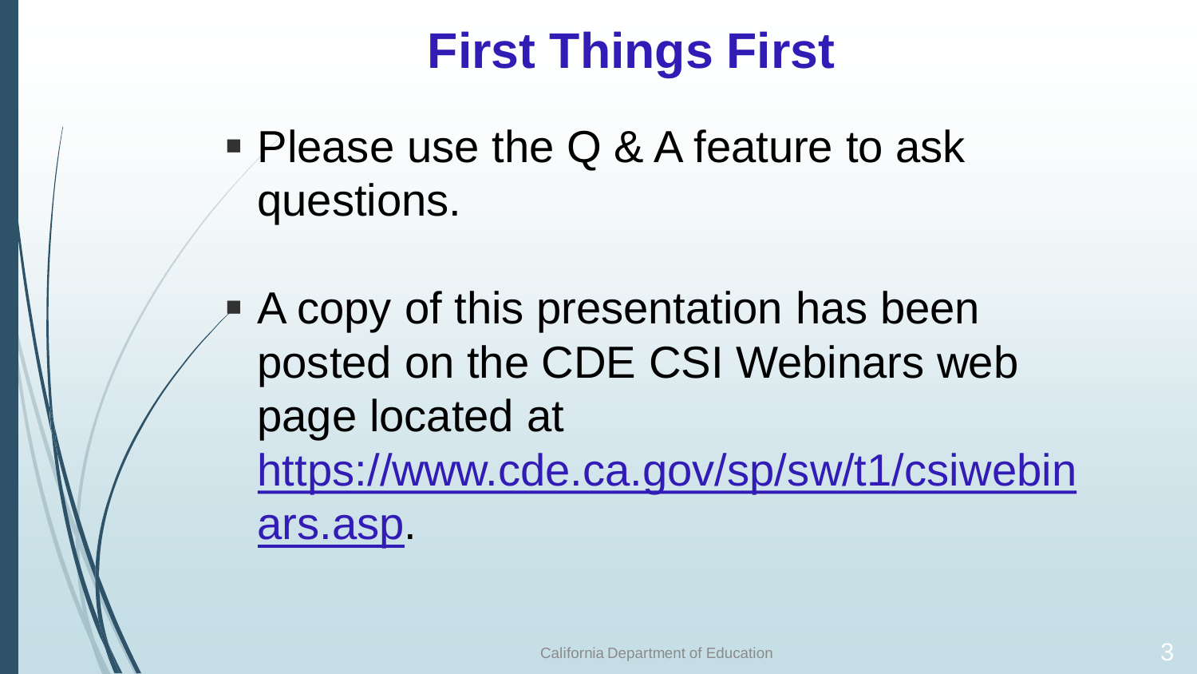# First Things First

- Please use the Q & A feature to ask questions.
- A copy of this presentation has been posted on the CDE CSI Webinars web page located at [https://www.cde.ca.gov/sp/sw/t1/csiwebinars.asp](https://www.cde.ca.gov/sp/sw/t1/csiwebinars.asp).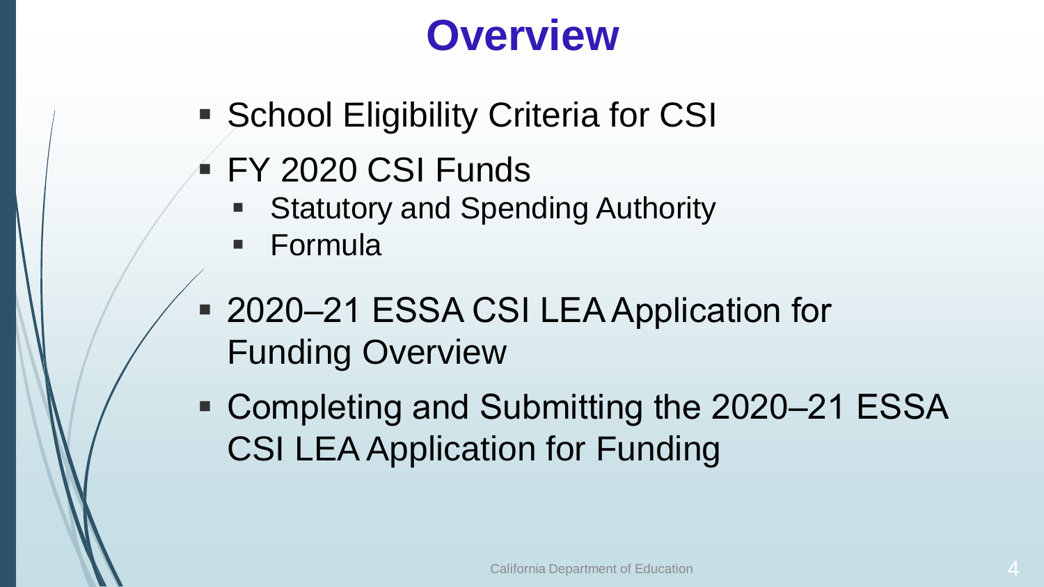# Overview

- School Eligibility Criteria for CSI
- FY 2020 CSI Funds
  - Statutory and Spending Authority
  - Formula
- 2020–21 ESSA CSI LEA Application for Funding Overview
- Completing and Submitting the 2020–21 ESSA CSI LEA Application for Funding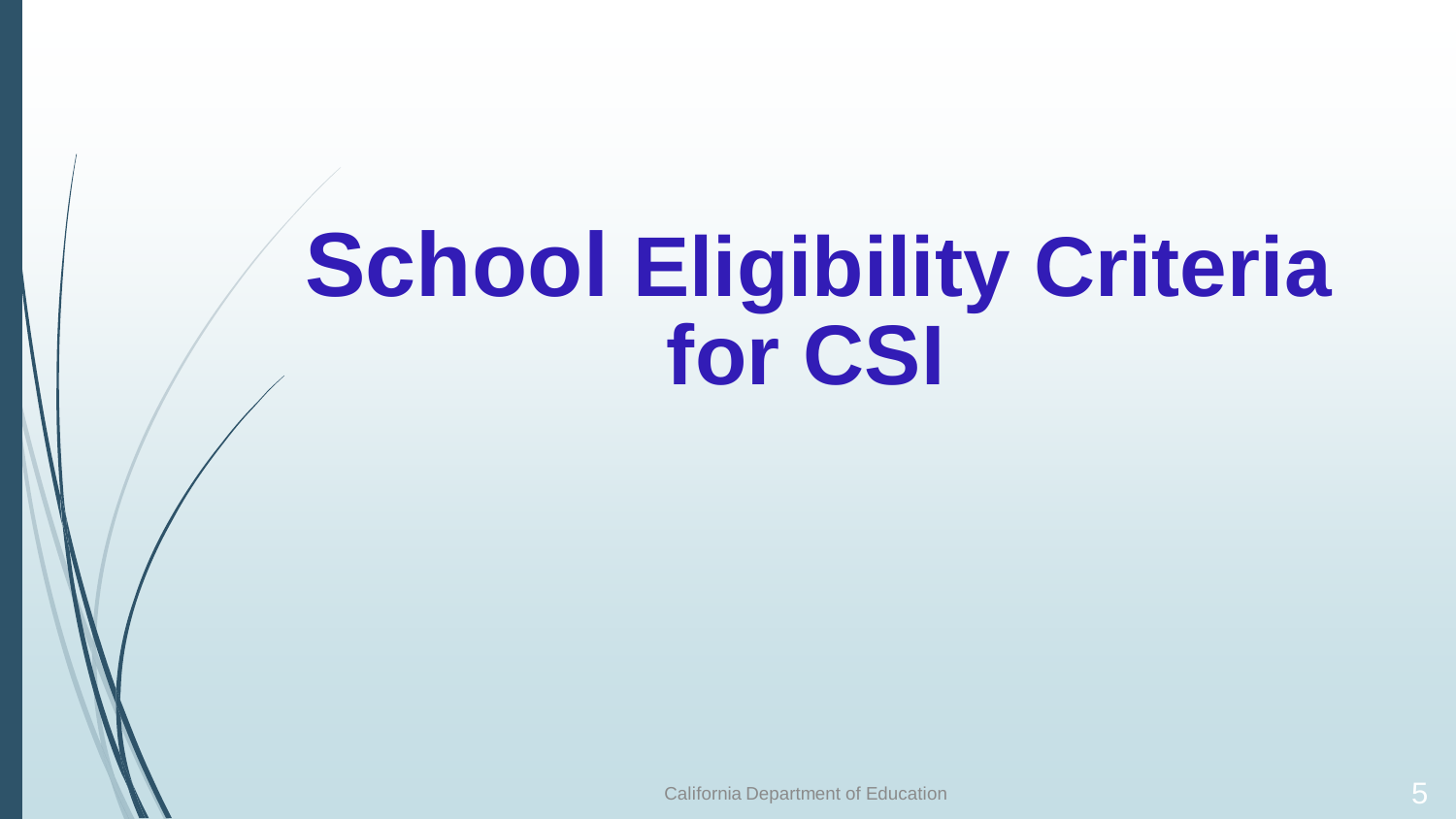# School Eligibility Criteria for CSI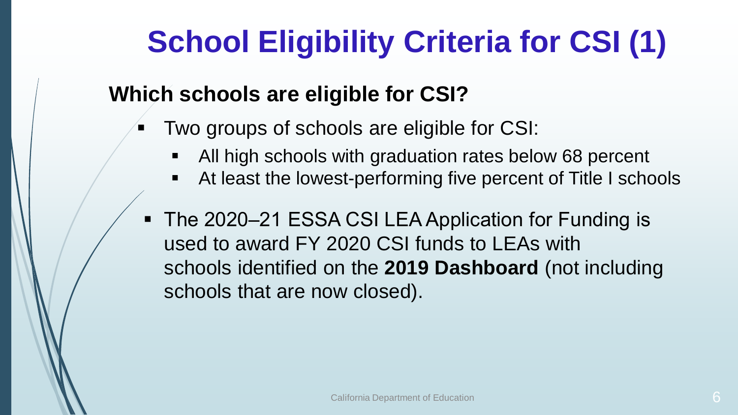# School Eligibility Criteria for CSI (1)

**Which schools are eligible for CSI?**

- Two groups of schools are eligible for CSI:
  - All high schools with graduation rates below 68 percent
  - At least the lowest-performing five percent of Title I schools
- The 2020–21 ESSA CSI LEA Application for Funding is used to award FY 2020 CSI funds to LEAs with schools identified on the **2019 Dashboard** (not including schools that are now closed).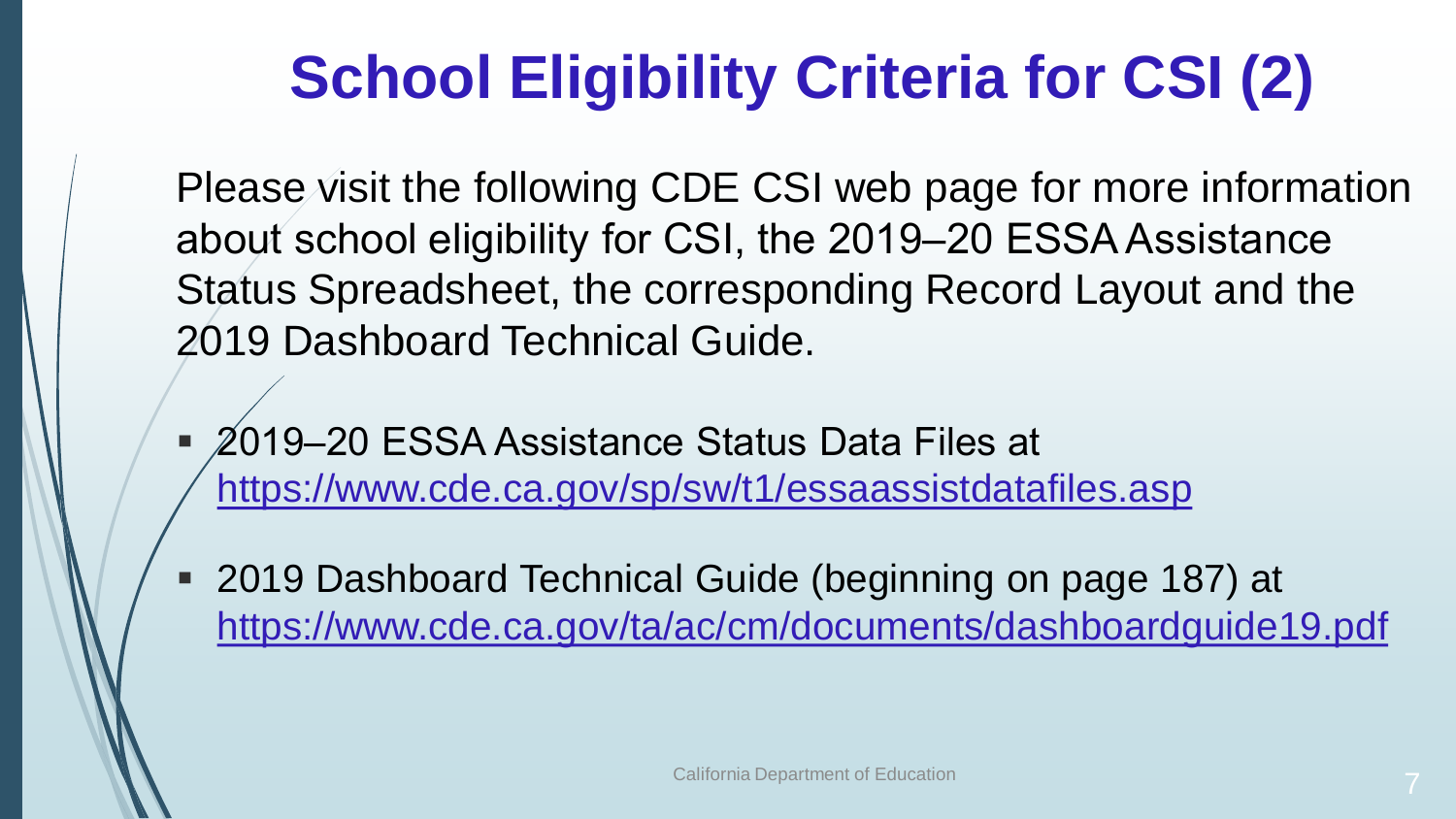# School Eligibility Criteria for CSI (2)

Please visit the following CDE CSI web page for more information about school eligibility for CSI, the 2019–20 ESSA Assistance Status Spreadsheet, the corresponding Record Layout and the 2019 Dashboard Technical Guide.

- 2019–20 ESSA Assistance Status Data Files at https://www.cde.ca.gov/sp/sw/t1/essaassistdatafiles.asp
- 2019 Dashboard Technical Guide (beginning on page 187) at https://www.cde.ca.gov/ta/ac/cm/documents/dashboardguide19.pdf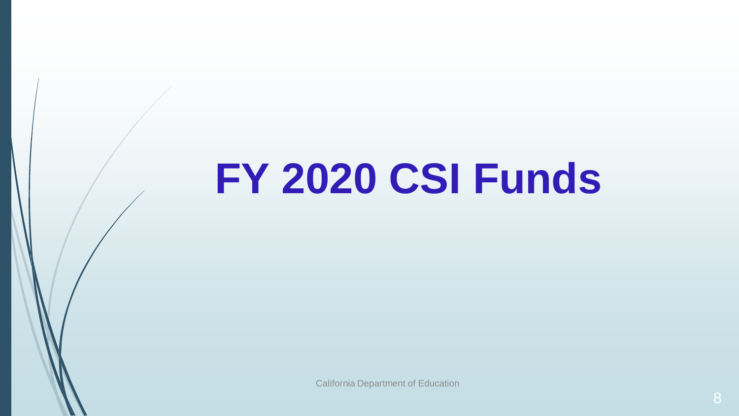# FY 2020 CSI Funds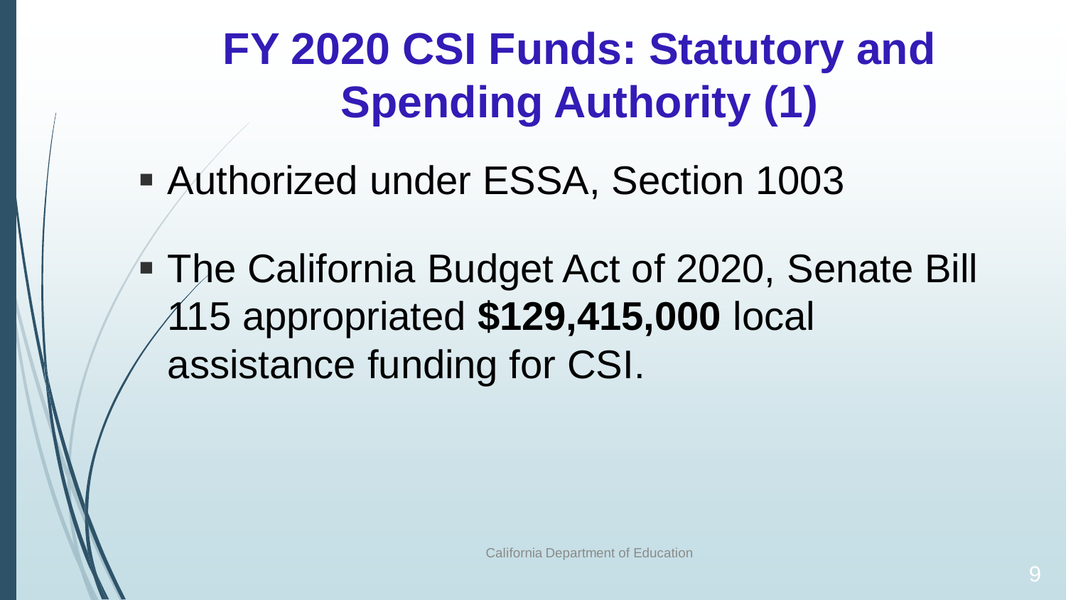# FY 2020 CSI Funds: Statutory and Spending Authority (1)

- Authorized under ESSA, Section 1003
- The California Budget Act of 2020, Senate Bill 115 appropriated **$129,415,000** local assistance funding for CSI.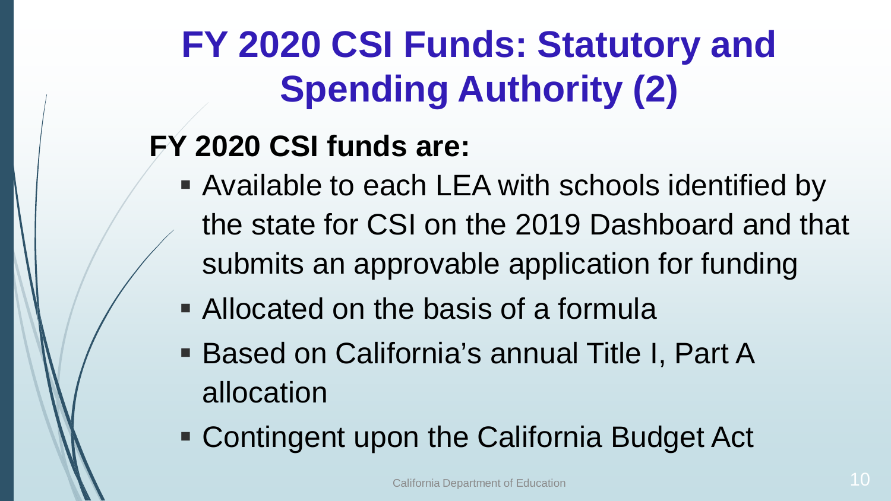# FY 2020 CSI Funds: Statutory and Spending Authority (2)

**FY 2020 CSI funds are:**

- Available to each LEA with schools identified by the state for CSI on the 2019 Dashboard and that submits an approvable application for funding
- Allocated on the basis of a formula
- Based on California's annual Title I, Part A allocation
- Contingent upon the California Budget Act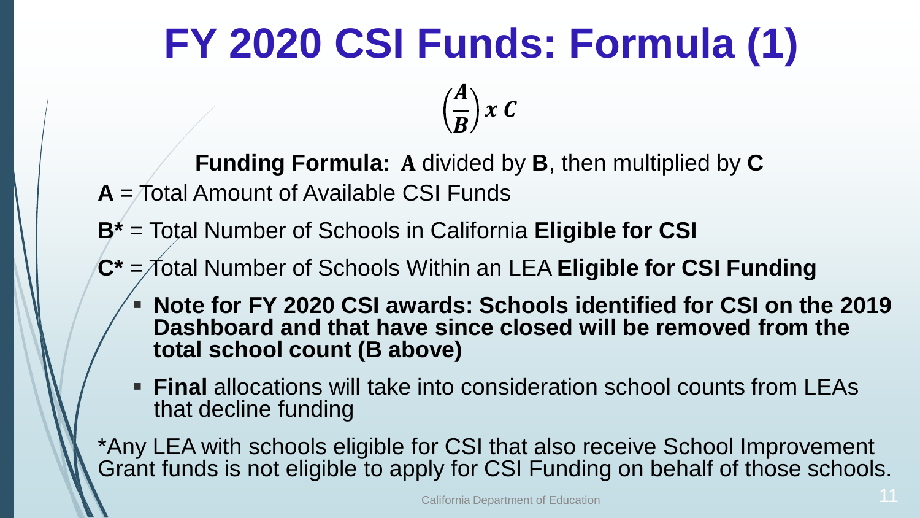# FY 2020 CSI Funds: Formula (1)

$$\left(\frac{A}{B}\right) x\ C$$

**Funding Formula:** **A** divided by **B**, then multiplied by **C**

**A** = Total Amount of Available CSI Funds

**B*** = Total Number of Schools in California **Eligible for CSI**

**C*** = Total Number of Schools Within an LEA **Eligible for CSI Funding**

- **Note for FY 2020 CSI awards: Schools identified for CSI on the 2019 Dashboard and that have since closed will be removed from the total school count (B above)**
- **Final** allocations will take into consideration school counts from LEAs that decline funding

*Any LEA with schools eligible for CSI that also receive School Improvement Grant funds is not eligible to apply for CSI Funding on behalf of those schools.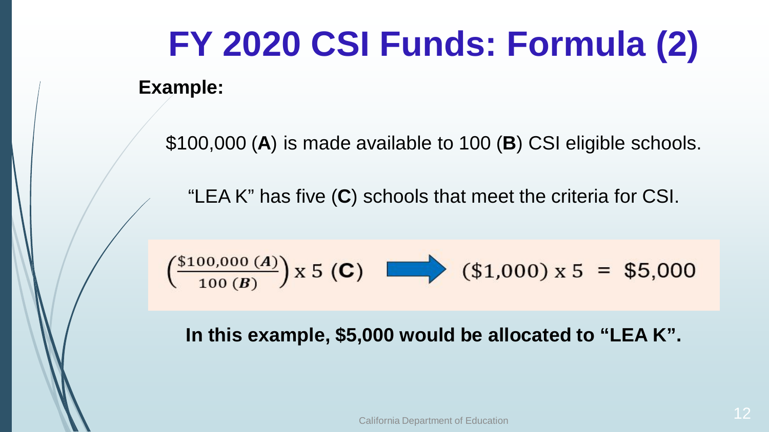# FY 2020 CSI Funds: Formula (2)

**Example:**

\$100,000 (**A**) is made available to 100 (**B**) CSI eligible schools.

“LEA K” has five (**C**) schools that meet the criteria for CSI.

$$\left(\frac{\$100{,}000\ (\boldsymbol{A})}{100\ (\boldsymbol{B})}\right) \text{x } 5\ (\mathbf{C}) \Longrightarrow (\$1{,}000) \text{ x } 5 = \$5{,}000$$

**In this example, \$5,000 would be allocated to “LEA K”.**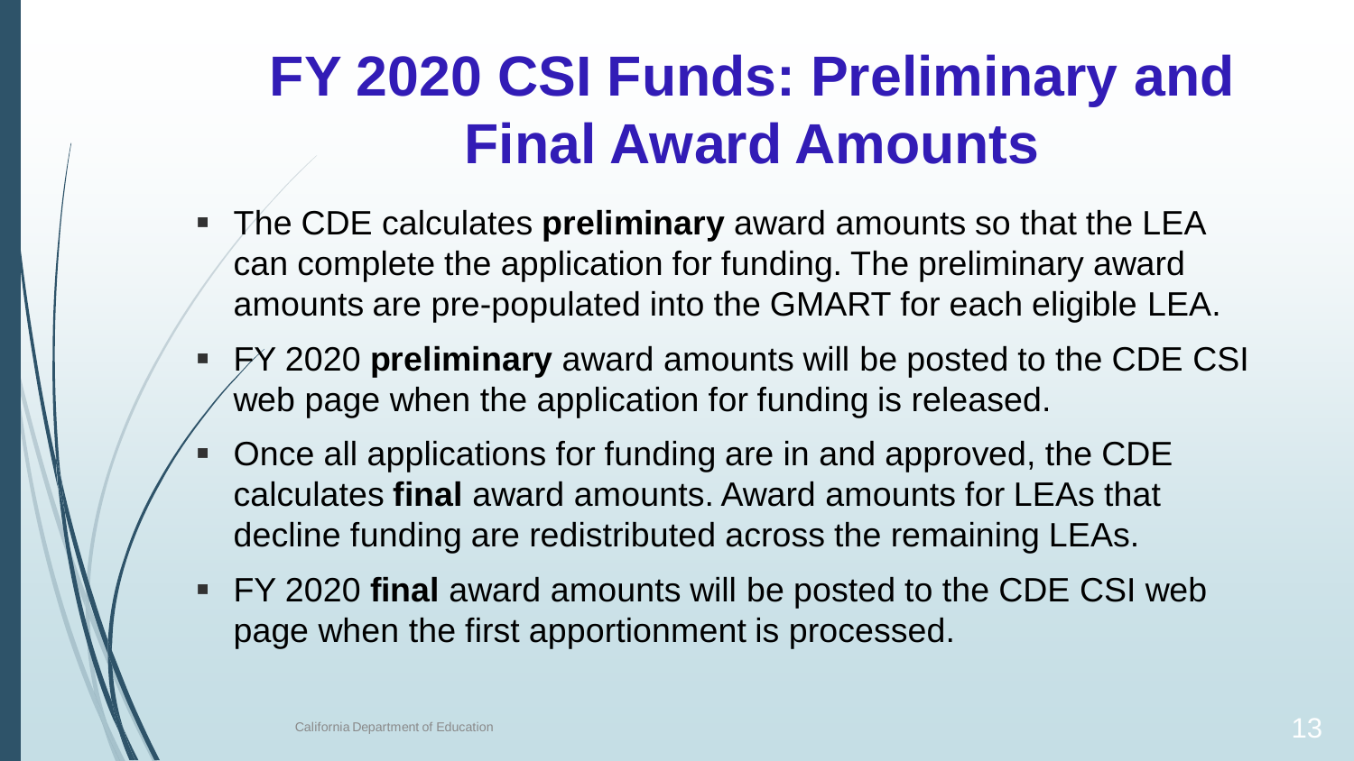# FY 2020 CSI Funds: Preliminary and Final Award Amounts

- The CDE calculates **preliminary** award amounts so that the LEA can complete the application for funding. The preliminary award amounts are pre-populated into the GMART for each eligible LEA.
- FY 2020 **preliminary** award amounts will be posted to the CDE CSI web page when the application for funding is released.
- Once all applications for funding are in and approved, the CDE calculates **final** award amounts. Award amounts for LEAs that decline funding are redistributed across the remaining LEAs.
- FY 2020 **final** award amounts will be posted to the CDE CSI web page when the first apportionment is processed.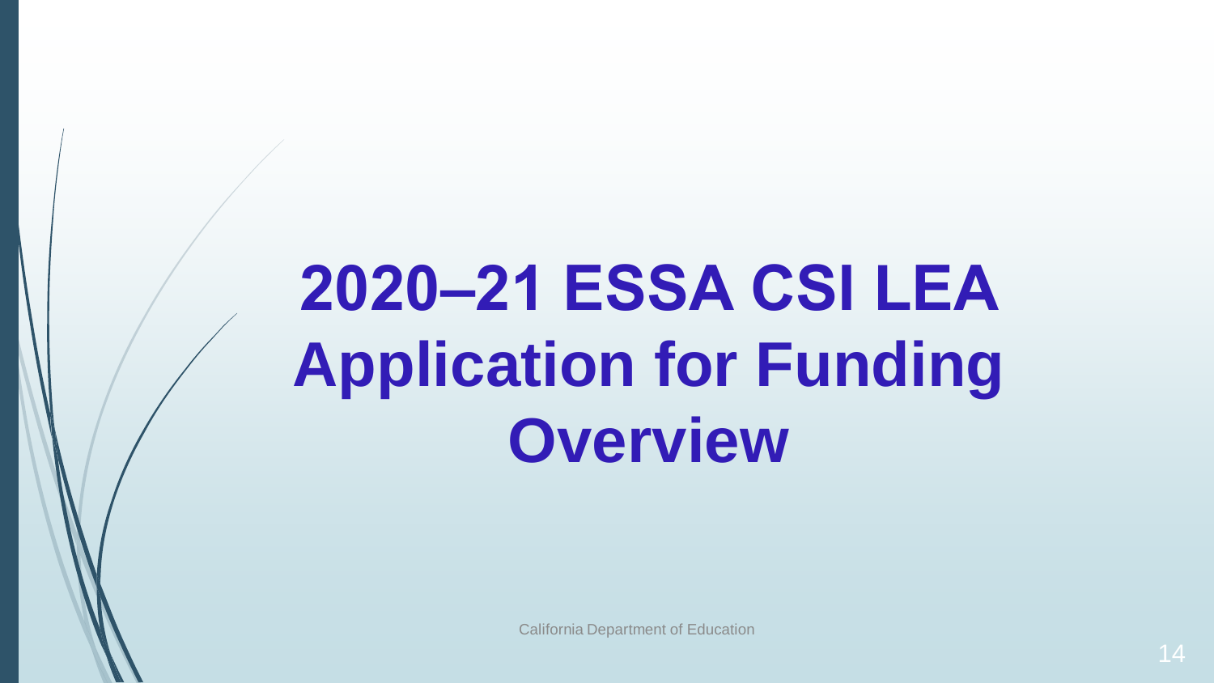# 2020–21 ESSA CSI LEA Application for Funding Overview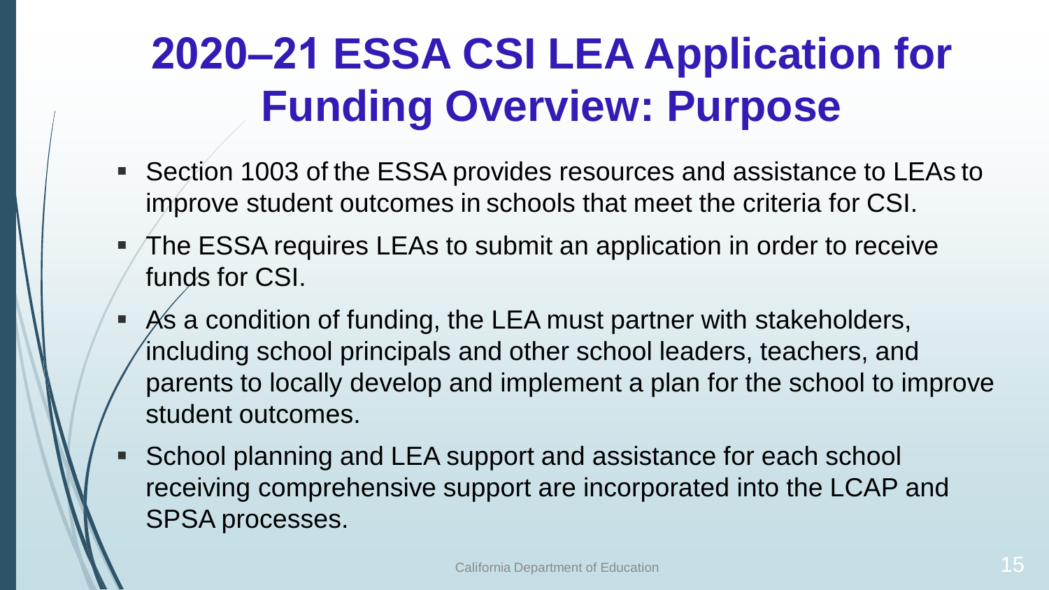# 2020–21 ESSA CSI LEA Application for Funding Overview: Purpose

- Section 1003 of the ESSA provides resources and assistance to LEAs to improve student outcomes in schools that meet the criteria for CSI.
- The ESSA requires LEAs to submit an application in order to receive funds for CSI.
- As a condition of funding, the LEA must partner with stakeholders, including school principals and other school leaders, teachers, and parents to locally develop and implement a plan for the school to improve student outcomes.
- School planning and LEA support and assistance for each school receiving comprehensive support are incorporated into the LCAP and SPSA processes.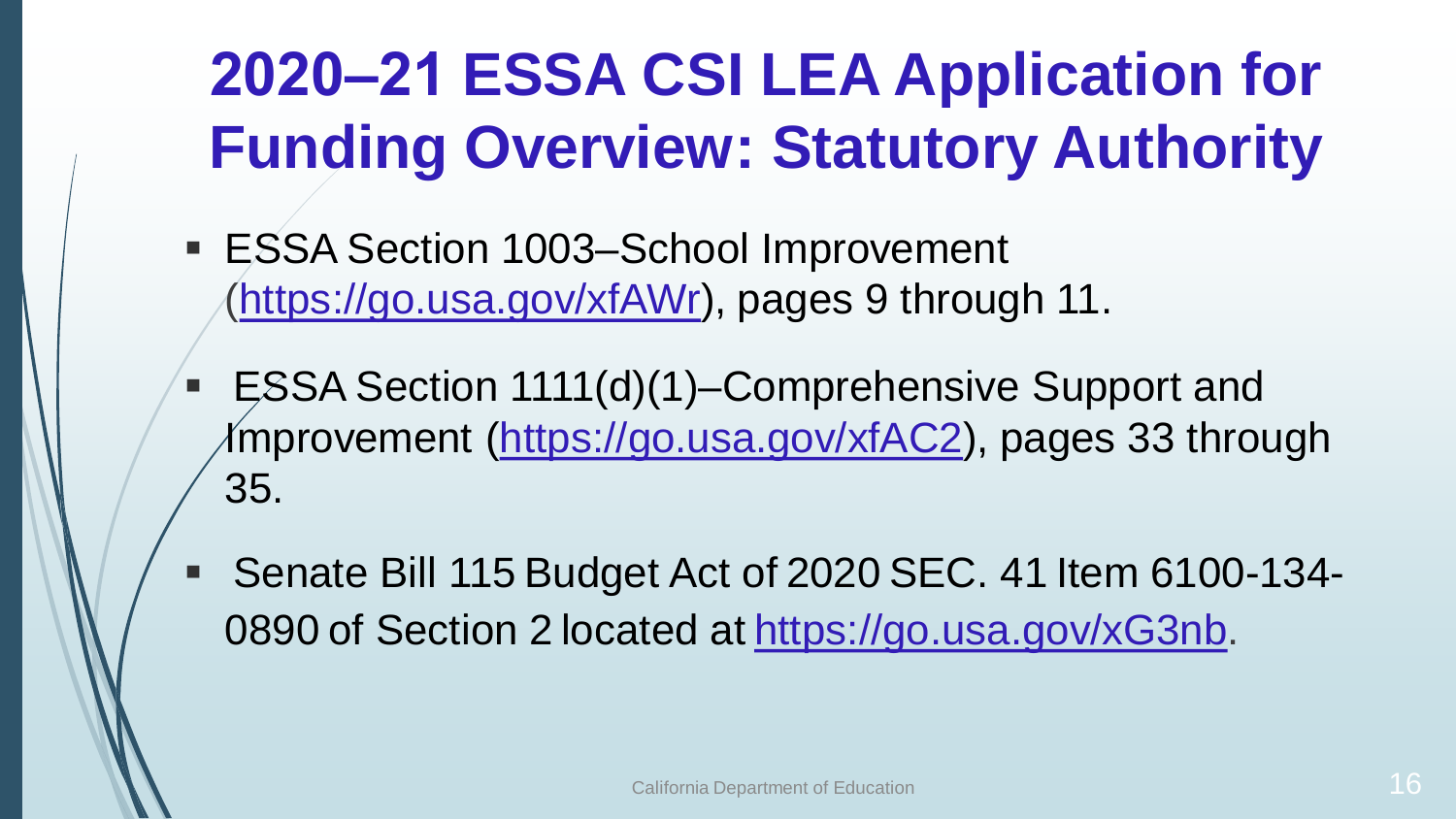# 2020–21 ESSA CSI LEA Application for Funding Overview: Statutory Authority

- ESSA Section 1003–School Improvement (https://go.usa.gov/xfAWr), pages 9 through 11.
- ESSA Section 1111(d)(1)–Comprehensive Support and Improvement (https://go.usa.gov/xfAC2), pages 33 through 35.
- Senate Bill 115 Budget Act of 2020 SEC. 41 Item 6100-134-0890 of Section 2 located at https://go.usa.gov/xG3nb.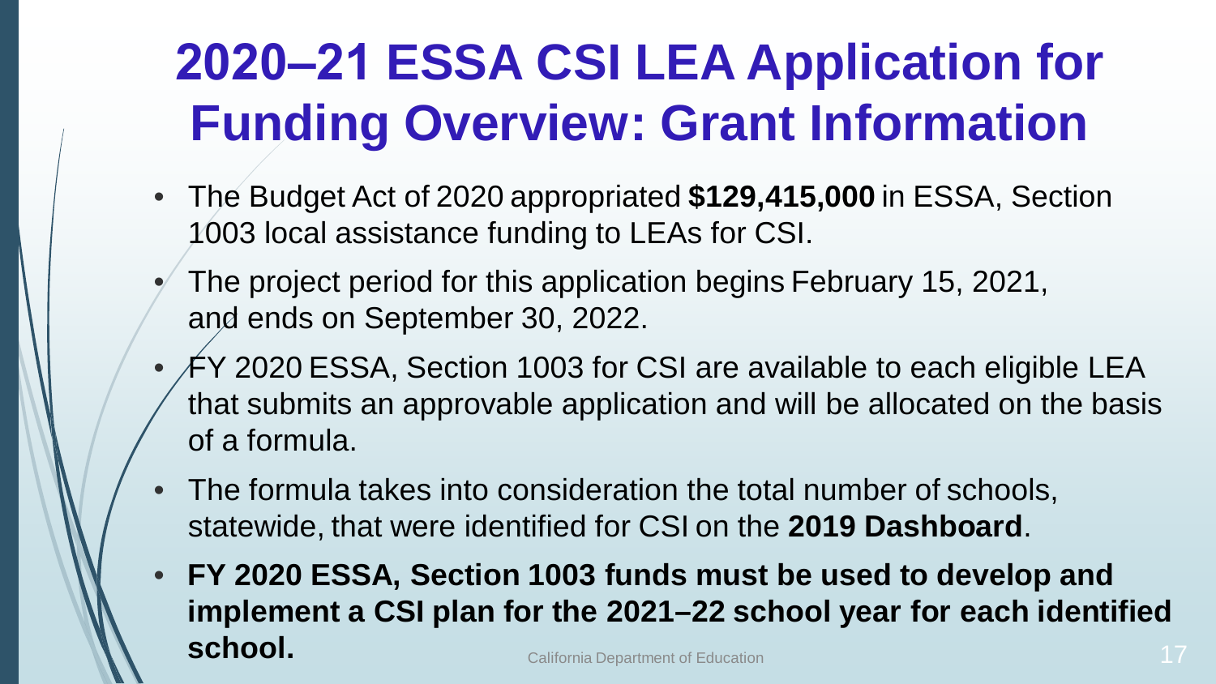# 2020–21 ESSA CSI LEA Application for Funding Overview: Grant Information

- The Budget Act of 2020 appropriated **$129,415,000** in ESSA, Section 1003 local assistance funding to LEAs for CSI.
- The project period for this application begins February 15, 2021, and ends on September 30, 2022.
- FY 2020 ESSA, Section 1003 for CSI are available to each eligible LEA that submits an approvable application and will be allocated on the basis of a formula.
- The formula takes into consideration the total number of schools, statewide, that were identified for CSI on the **2019 Dashboard**.
- **FY 2020 ESSA, Section 1003 funds must be used to develop and implement a CSI plan for the 2021–22 school year for each identified school.**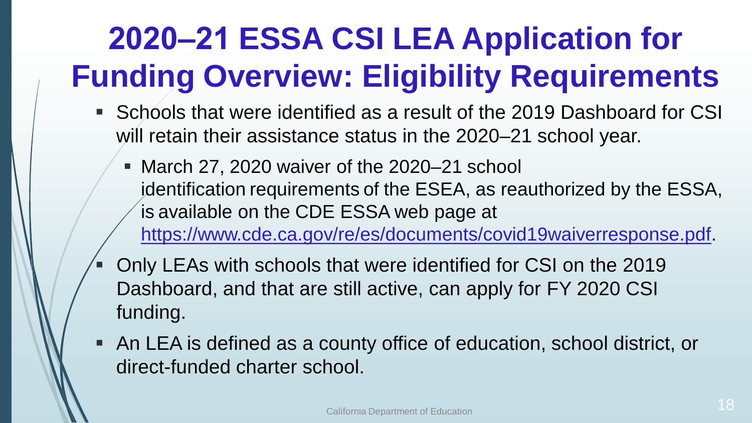# 2020–21 ESSA CSI LEA Application for Funding Overview: Eligibility Requirements

- Schools that were identified as a result of the 2019 Dashboard for CSI will retain their assistance status in the 2020–21 school year.
  - March 27, 2020 waiver of the 2020–21 school identification requirements of the ESEA, as reauthorized by the ESSA, is available on the CDE ESSA web page at https://www.cde.ca.gov/re/es/documents/covid19waiverresponse.pdf.
- Only LEAs with schools that were identified for CSI on the 2019 Dashboard, and that are still active, can apply for FY 2020 CSI funding.
- An LEA is defined as a county office of education, school district, or direct-funded charter school.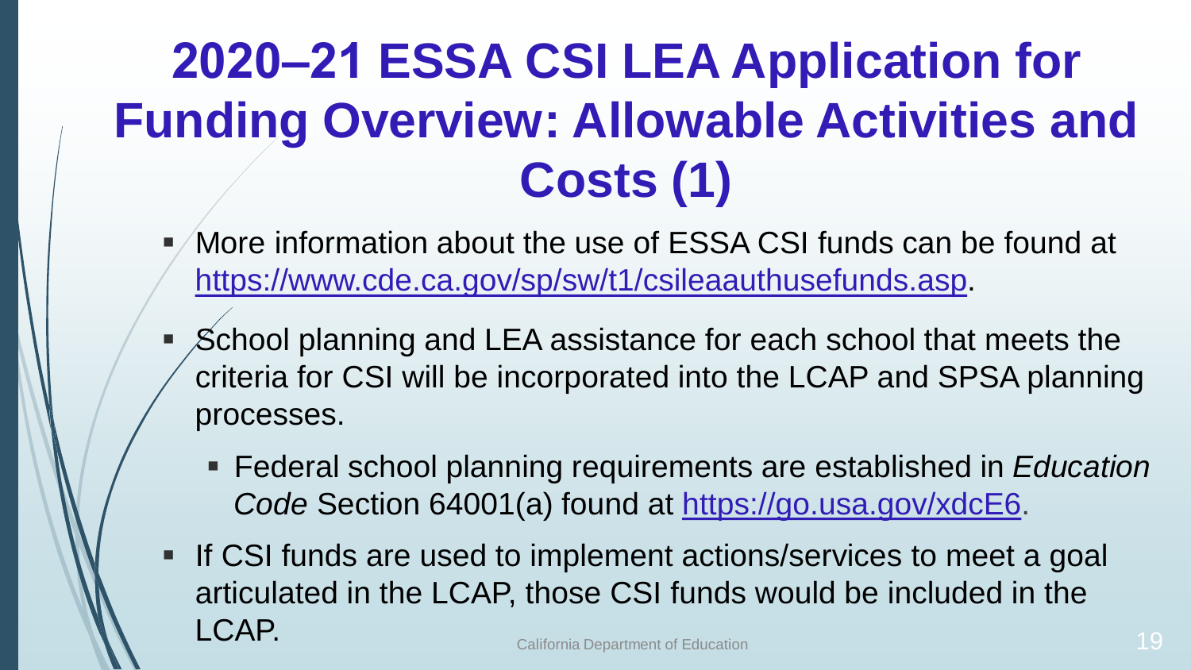# 2020–21 ESSA CSI LEA Application for Funding Overview: Allowable Activities and Costs (1)

- More information about the use of ESSA CSI funds can be found at https://www.cde.ca.gov/sp/sw/t1/csileaauthusefunds.asp.
- School planning and LEA assistance for each school that meets the criteria for CSI will be incorporated into the LCAP and SPSA planning processes.
  - Federal school planning requirements are established in *Education Code* Section 64001(a) found at https://go.usa.gov/xdcE6.
- If CSI funds are used to implement actions/services to meet a goal articulated in the LCAP, those CSI funds would be included in the LCAP.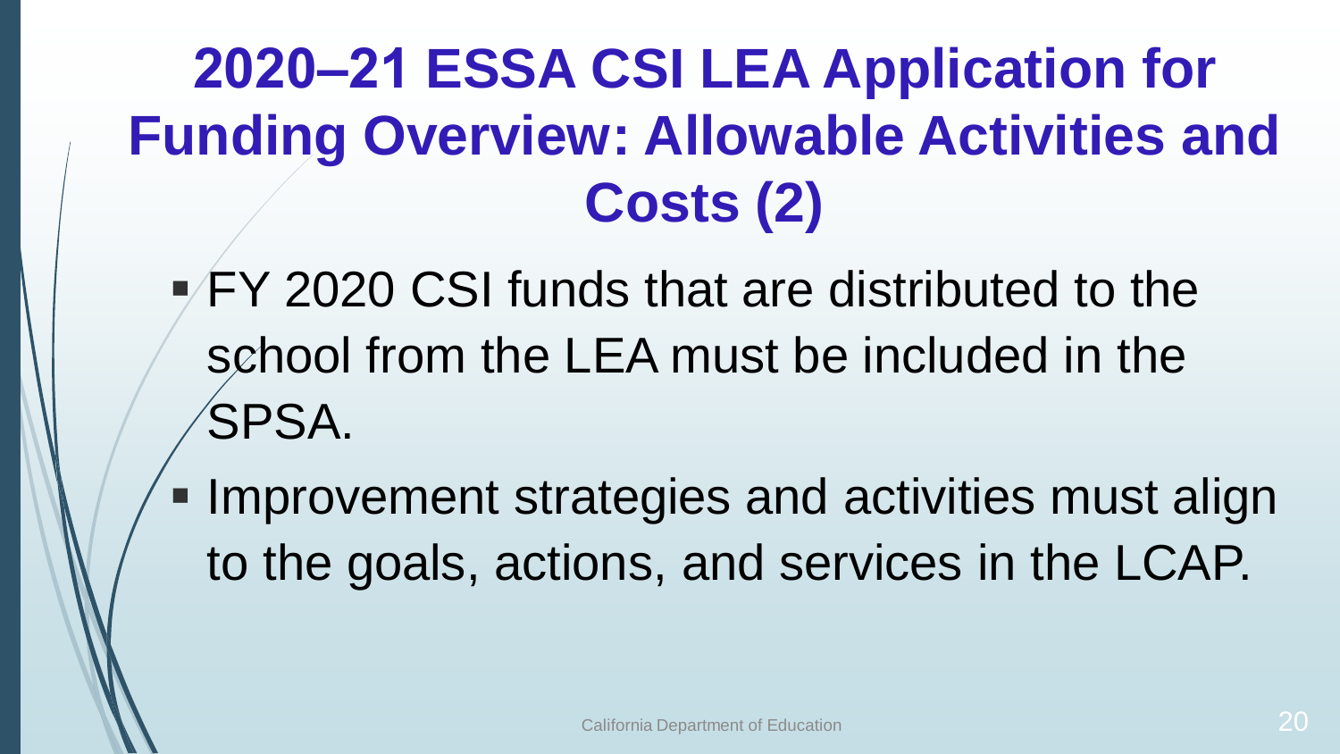# 2020–21 ESSA CSI LEA Application for Funding Overview: Allowable Activities and Costs (2)

- FY 2020 CSI funds that are distributed to the school from the LEA must be included in the SPSA.
- Improvement strategies and activities must align to the goals, actions, and services in the LCAP.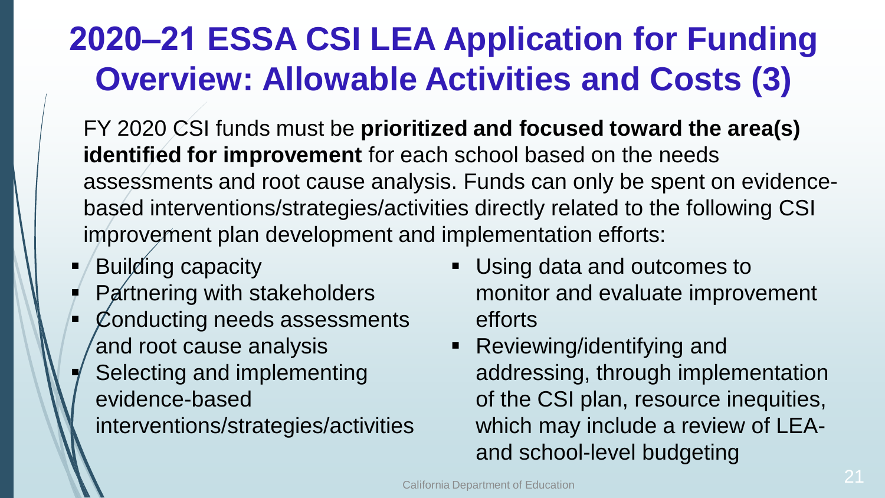# 2020–21 ESSA CSI LEA Application for Funding Overview: Allowable Activities and Costs (3)

FY 2020 CSI funds must be **prioritized and focused toward the area(s) identified for improvement** for each school based on the needs assessments and root cause analysis. Funds can only be spent on evidence-based interventions/strategies/activities directly related to the following CSI improvement plan development and implementation efforts:

- Building capacity
- Partnering with stakeholders
- Conducting needs assessments and root cause analysis
- Selecting and implementing evidence-based interventions/strategies/activities
- Using data and outcomes to monitor and evaluate improvement efforts
- Reviewing/identifying and addressing, through implementation of the CSI plan, resource inequities, which may include a review of LEA- and school-level budgeting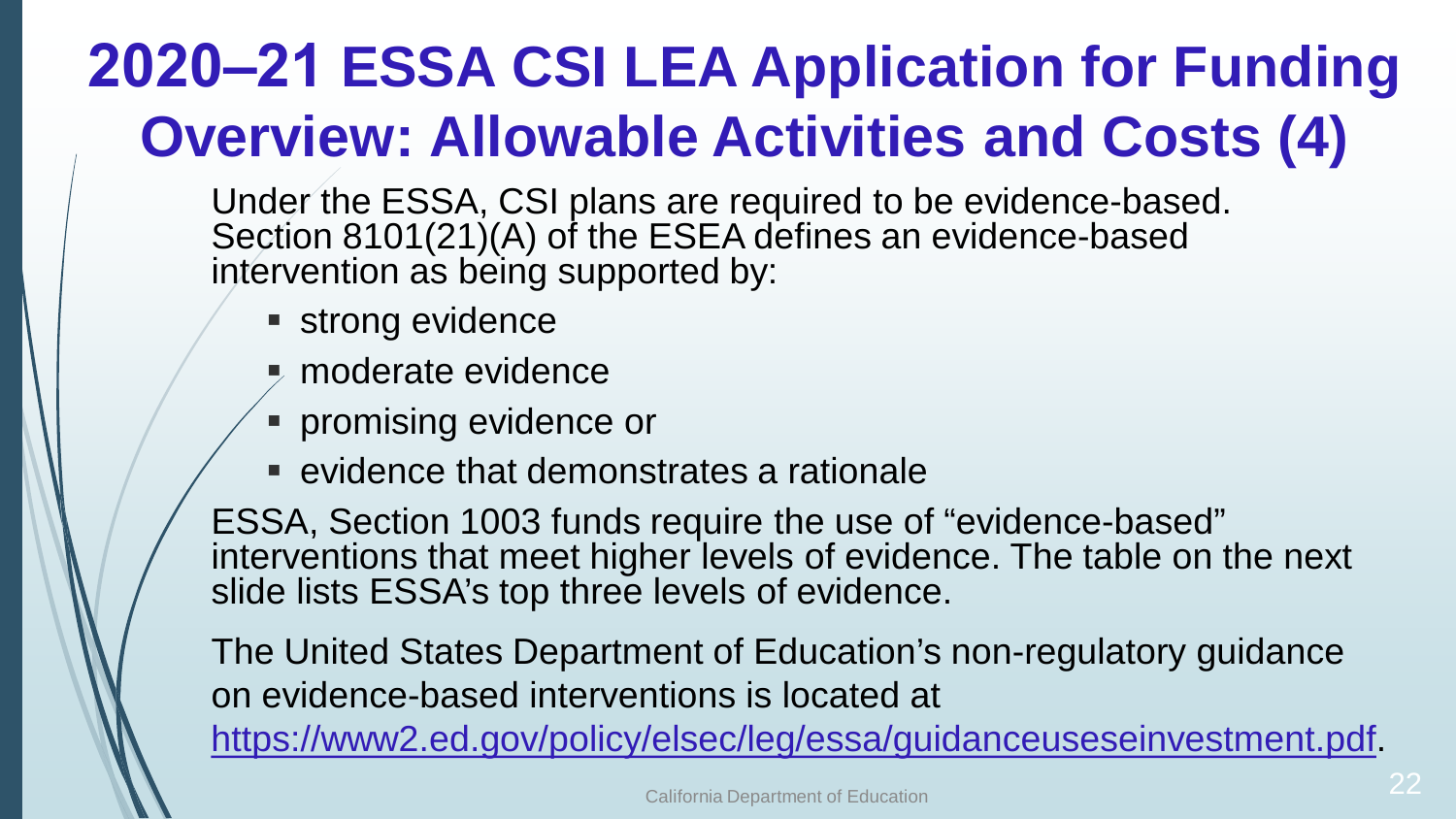# 2020–21 ESSA CSI LEA Application for Funding Overview: Allowable Activities and Costs (4)

Under the ESSA, CSI plans are required to be evidence-based. Section 8101(21)(A) of the ESEA defines an evidence-based intervention as being supported by:

- strong evidence
- moderate evidence
- promising evidence or
- evidence that demonstrates a rationale

ESSA, Section 1003 funds require the use of "evidence-based" interventions that meet higher levels of evidence. The table on the next slide lists ESSA's top three levels of evidence.

The United States Department of Education's non-regulatory guidance on evidence-based interventions is located at [https://www2.ed.gov/policy/elsec/leg/essa/guidanceuseseinvestment.pdf](https://www2.ed.gov/policy/elsec/leg/essa/guidanceuseseinvestment.pdf).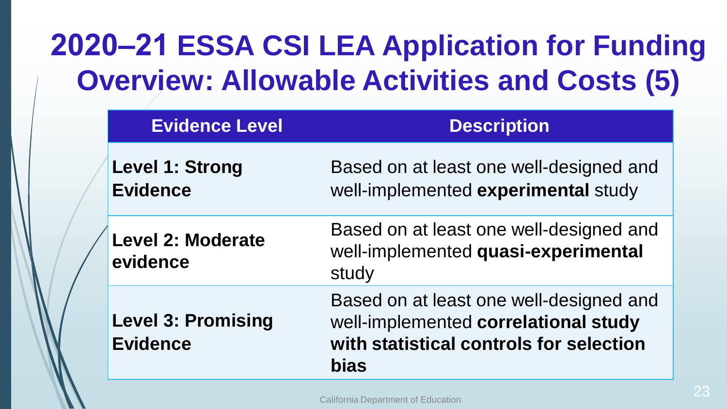# 2020–21 ESSA CSI LEA Application for Funding Overview: Allowable Activities and Costs (5)

| Evidence Level | Description |
| --- | --- |
| **Level 1: Strong Evidence** | Based on at least one well-designed and well-implemented **experimental** study |
| **Level 2: Moderate evidence** | Based on at least one well-designed and well-implemented **quasi-experimental** study |
| **Level 3: Promising Evidence** | Based on at least one well-designed and well-implemented **correlational study with statistical controls for selection bias** |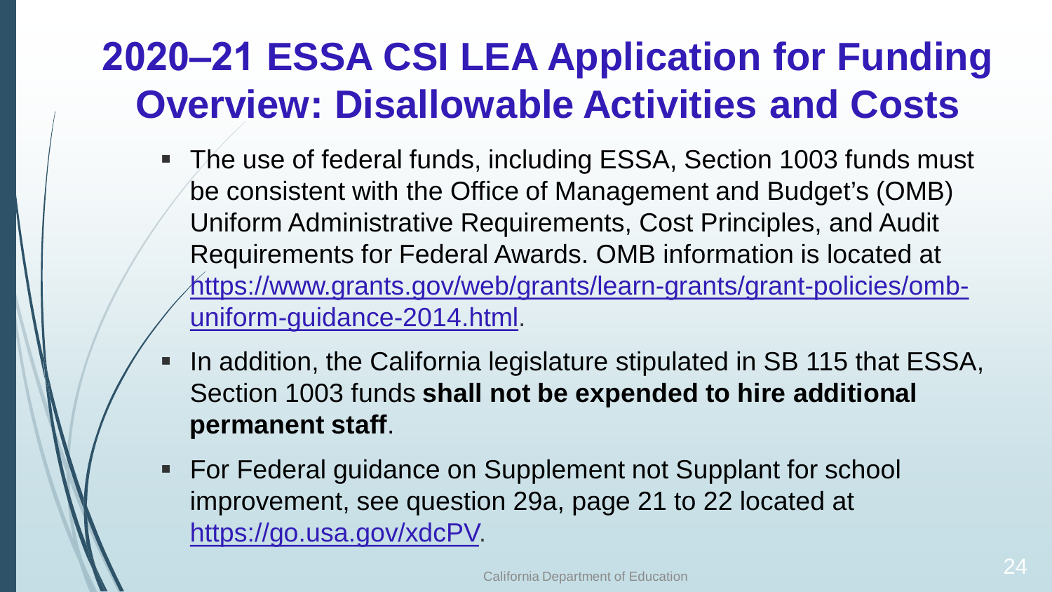# 2020–21 ESSA CSI LEA Application for Funding Overview: Disallowable Activities and Costs

- The use of federal funds, including ESSA, Section 1003 funds must be consistent with the Office of Management and Budget's (OMB) Uniform Administrative Requirements, Cost Principles, and Audit Requirements for Federal Awards. OMB information is located at https://www.grants.gov/web/grants/learn-grants/grant-policies/omb-uniform-guidance-2014.html.
- In addition, the California legislature stipulated in SB 115 that ESSA, Section 1003 funds **shall not be expended to hire additional permanent staff**.
- For Federal guidance on Supplement not Supplant for school improvement, see question 29a, page 21 to 22 located at https://go.usa.gov/xdcPV.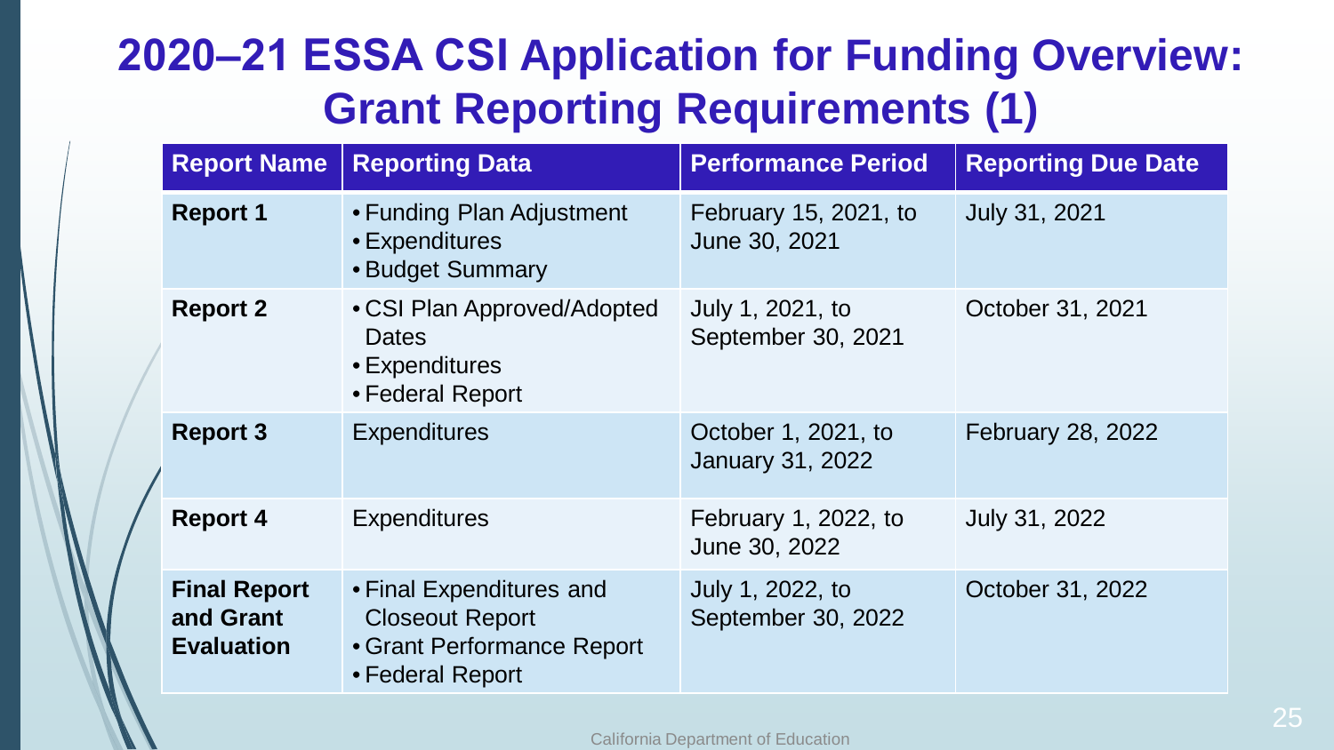# 2020–21 ESSA CSI Application for Funding Overview: Grant Reporting Requirements (1)

| Report Name | Reporting Data | Performance Period | Reporting Due Date |
|---|---|---|---|
| **Report 1** | • Funding Plan Adjustment<br>• Expenditures<br>• Budget Summary | February 15, 2021, to June 30, 2021 | July 31, 2021 |
| **Report 2** | • CSI Plan Approved/Adopted Dates<br>• Expenditures<br>• Federal Report | July 1, 2021, to September 30, 2021 | October 31, 2021 |
| **Report 3** | Expenditures | October 1, 2021, to January 31, 2022 | February 28, 2022 |
| **Report 4** | Expenditures | February 1, 2022, to June 30, 2022 | July 31, 2022 |
| **Final Report and Grant Evaluation** | • Final Expenditures and Closeout Report<br>• Grant Performance Report<br>• Federal Report | July 1, 2022, to September 30, 2022 | October 31, 2022 |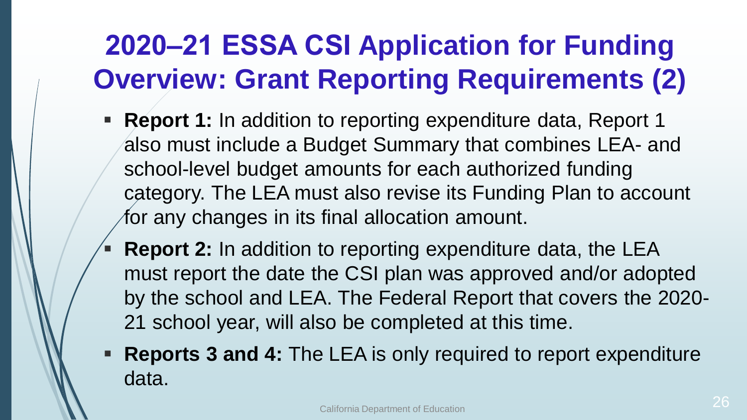# 2020–21 ESSA CSI Application for Funding Overview: Grant Reporting Requirements (2)

- **Report 1:** In addition to reporting expenditure data, Report 1 also must include a Budget Summary that combines LEA- and school-level budget amounts for each authorized funding category. The LEA must also revise its Funding Plan to account for any changes in its final allocation amount.
- **Report 2:** In addition to reporting expenditure data, the LEA must report the date the CSI plan was approved and/or adopted by the school and LEA. The Federal Report that covers the 2020-21 school year, will also be completed at this time.
- **Reports 3 and 4:** The LEA is only required to report expenditure data.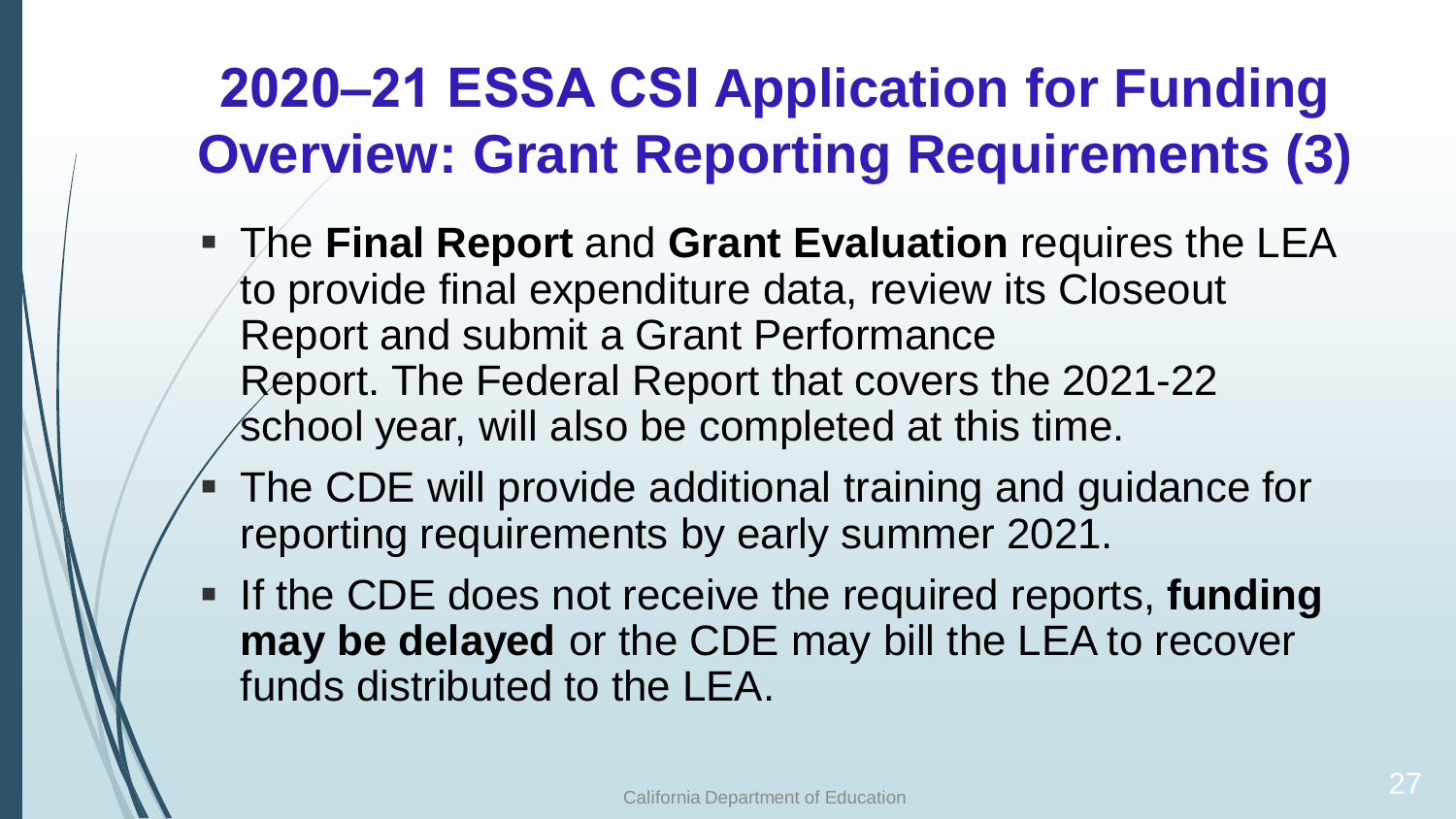# 2020–21 ESSA CSI Application for Funding Overview: Grant Reporting Requirements (3)

- The **Final Report** and **Grant Evaluation** requires the LEA to provide final expenditure data, review its Closeout Report and submit a Grant Performance Report. The Federal Report that covers the 2021-22 school year, will also be completed at this time.
- The CDE will provide additional training and guidance for reporting requirements by early summer 2021.
- If the CDE does not receive the required reports, **funding may be delayed** or the CDE may bill the LEA to recover funds distributed to the LEA.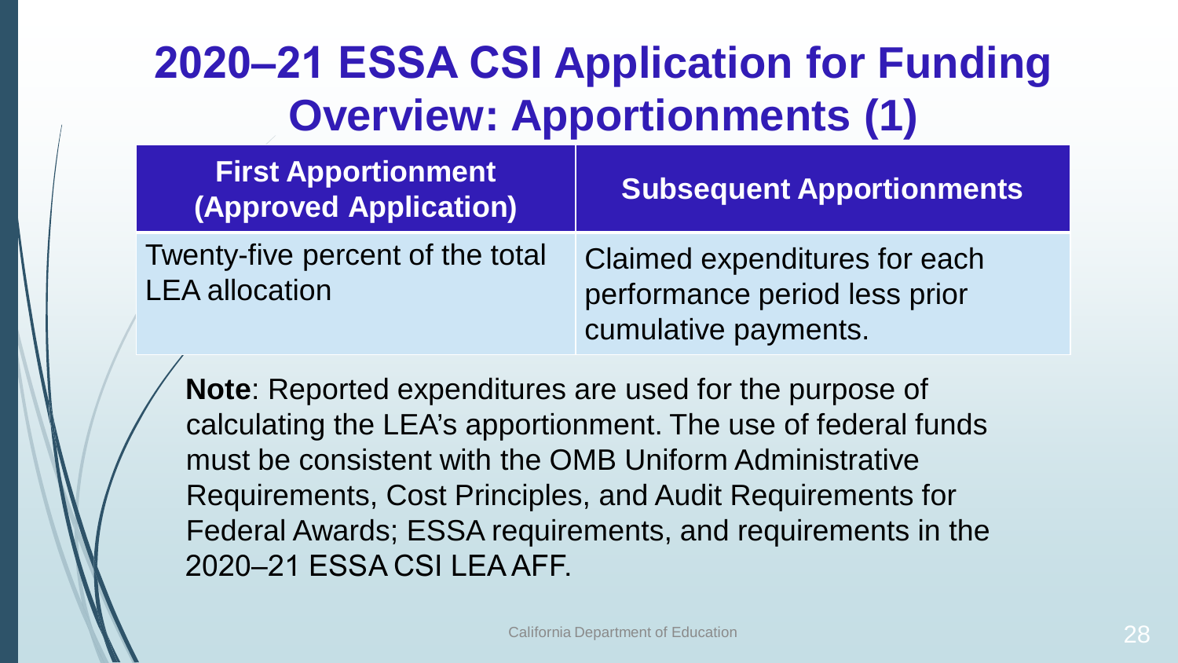# 2020–21 ESSA CSI Application for Funding Overview: Apportionments (1)

| First Apportionment (Approved Application) | Subsequent Apportionments |
| --- | --- |
| Twenty-five percent of the total LEA allocation | Claimed expenditures for each performance period less prior cumulative payments. |

**Note**: Reported expenditures are used for the purpose of calculating the LEA's apportionment. The use of federal funds must be consistent with the OMB Uniform Administrative Requirements, Cost Principles, and Audit Requirements for Federal Awards; ESSA requirements, and requirements in the 2020–21 ESSA CSI LEA AFF.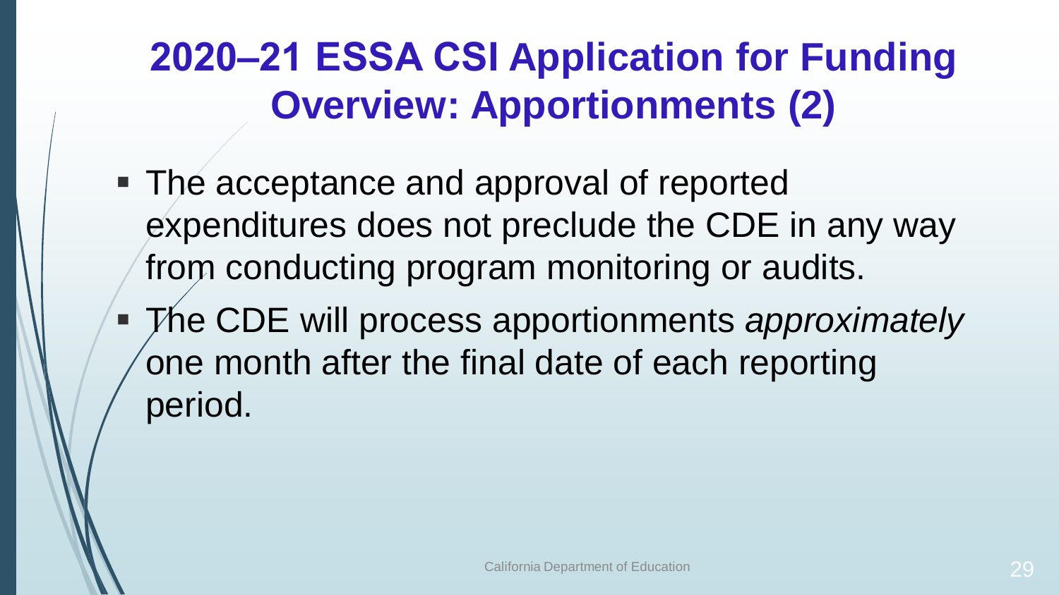# 2020–21 ESSA CSI Application for Funding Overview: Apportionments (2)

- The acceptance and approval of reported expenditures does not preclude the CDE in any way from conducting program monitoring or audits.
- The CDE will process apportionments *approximately* one month after the final date of each reporting period.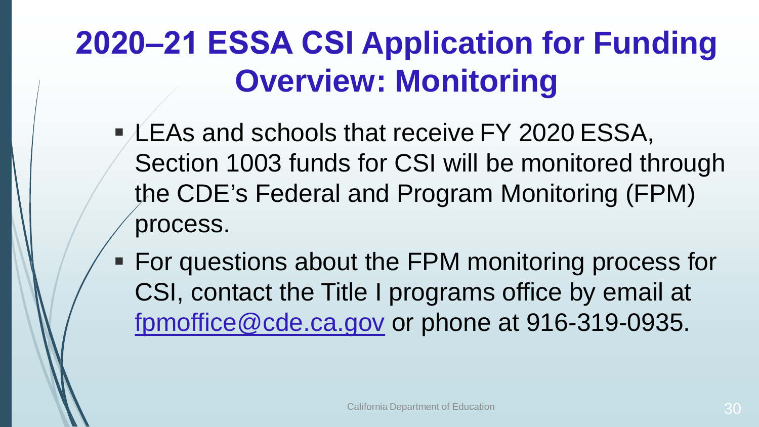# 2020–21 ESSA CSI Application for Funding Overview: Monitoring

- LEAs and schools that receive FY 2020 ESSA, Section 1003 funds for CSI will be monitored through the CDE's Federal and Program Monitoring (FPM) process.
- For questions about the FPM monitoring process for CSI, contact the Title I programs office by email at fpmoffice@cde.ca.gov or phone at 916-319-0935.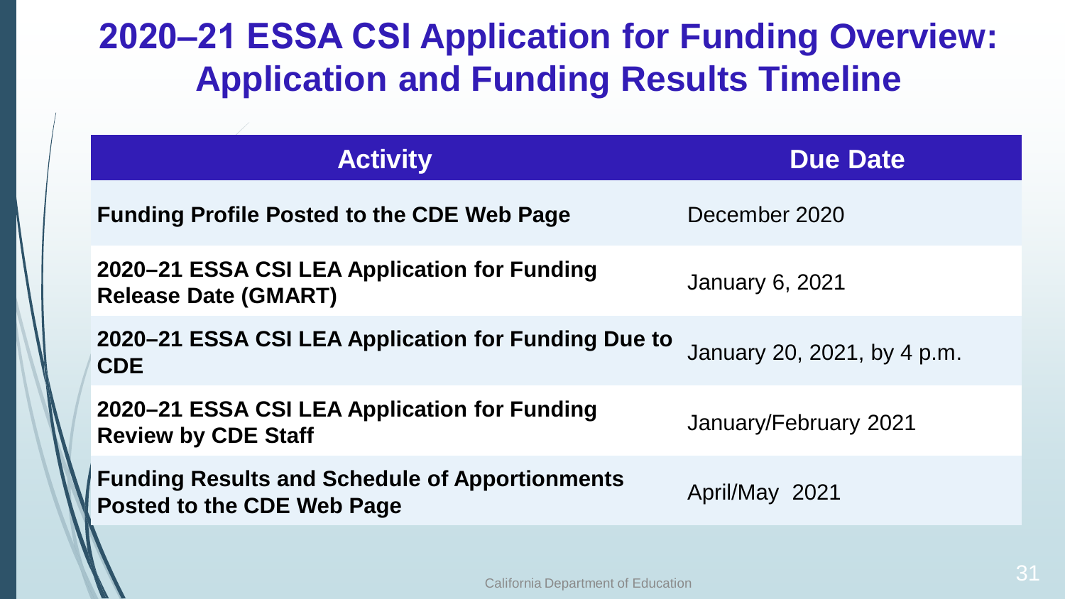# 2020–21 ESSA CSI Application for Funding Overview: Application and Funding Results Timeline

| Activity | Due Date |
|---|---|
| **Funding Profile Posted to the CDE Web Page** | December 2020 |
| **2020–21 ESSA CSI LEA Application for Funding Release Date (GMART)** | January 6, 2021 |
| **2020–21 ESSA CSI LEA Application for Funding Due to CDE** | January 20, 2021, by 4 p.m. |
| **2020–21 ESSA CSI LEA Application for Funding Review by CDE Staff** | January/February 2021 |
| **Funding Results and Schedule of Apportionments Posted to the CDE Web Page** | April/May 2021 |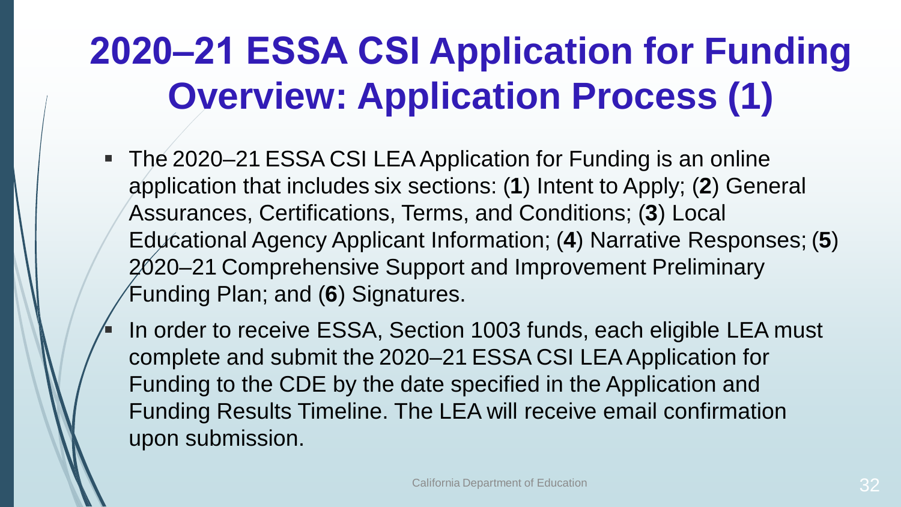# 2020–21 ESSA CSI Application for Funding Overview: Application Process (1)

- The 2020–21 ESSA CSI LEA Application for Funding is an online application that includes six sections: (**1**) Intent to Apply; (**2**) General Assurances, Certifications, Terms, and Conditions; (**3**) Local Educational Agency Applicant Information; (**4**) Narrative Responses; (**5**) 2020–21 Comprehensive Support and Improvement Preliminary Funding Plan; and (**6**) Signatures.
- In order to receive ESSA, Section 1003 funds, each eligible LEA must complete and submit the 2020–21 ESSA CSI LEA Application for Funding to the CDE by the date specified in the Application and Funding Results Timeline. The LEA will receive email confirmation upon submission.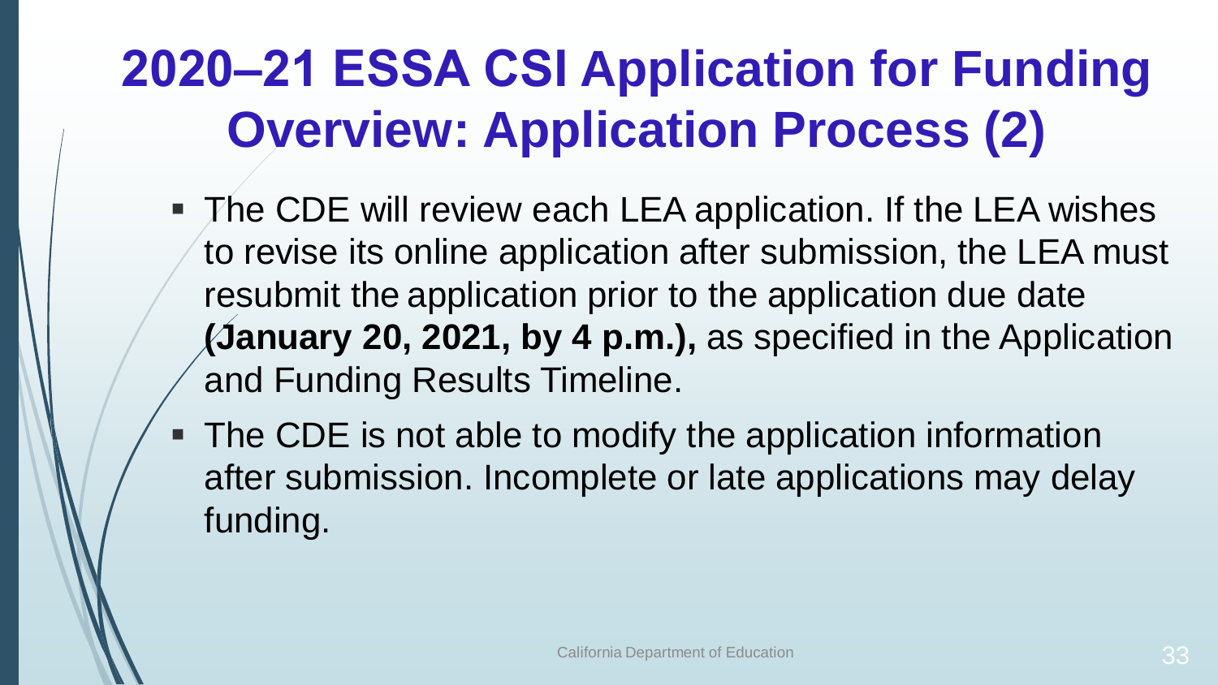# 2020–21 ESSA CSI Application for Funding Overview: Application Process (2)

- The CDE will review each LEA application. If the LEA wishes to revise its online application after submission, the LEA must resubmit the application prior to the application due date **(January 20, 2021, by 4 p.m.),** as specified in the Application and Funding Results Timeline.
- The CDE is not able to modify the application information after submission. Incomplete or late applications may delay funding.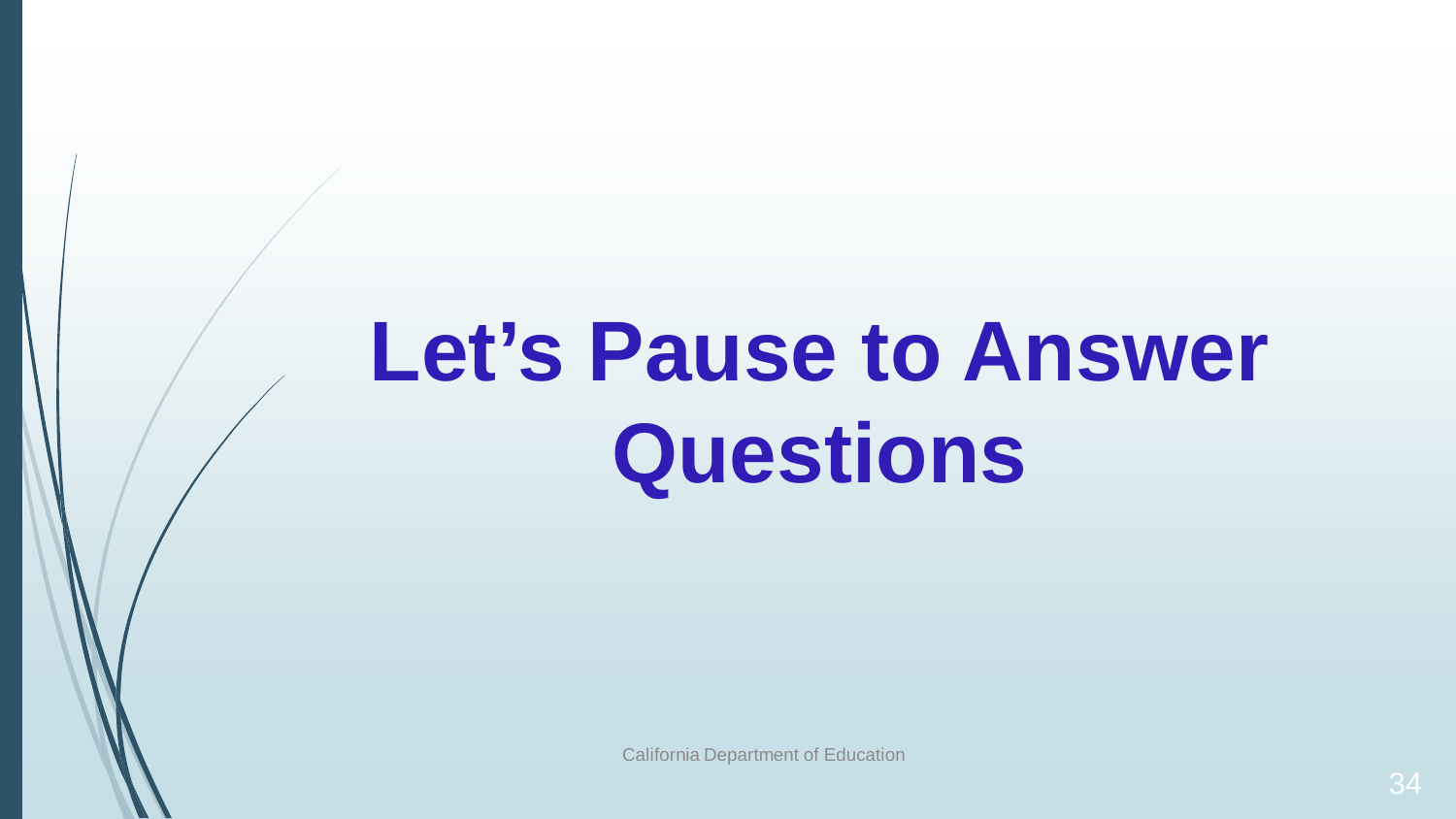# Let’s Pause to Answer Questions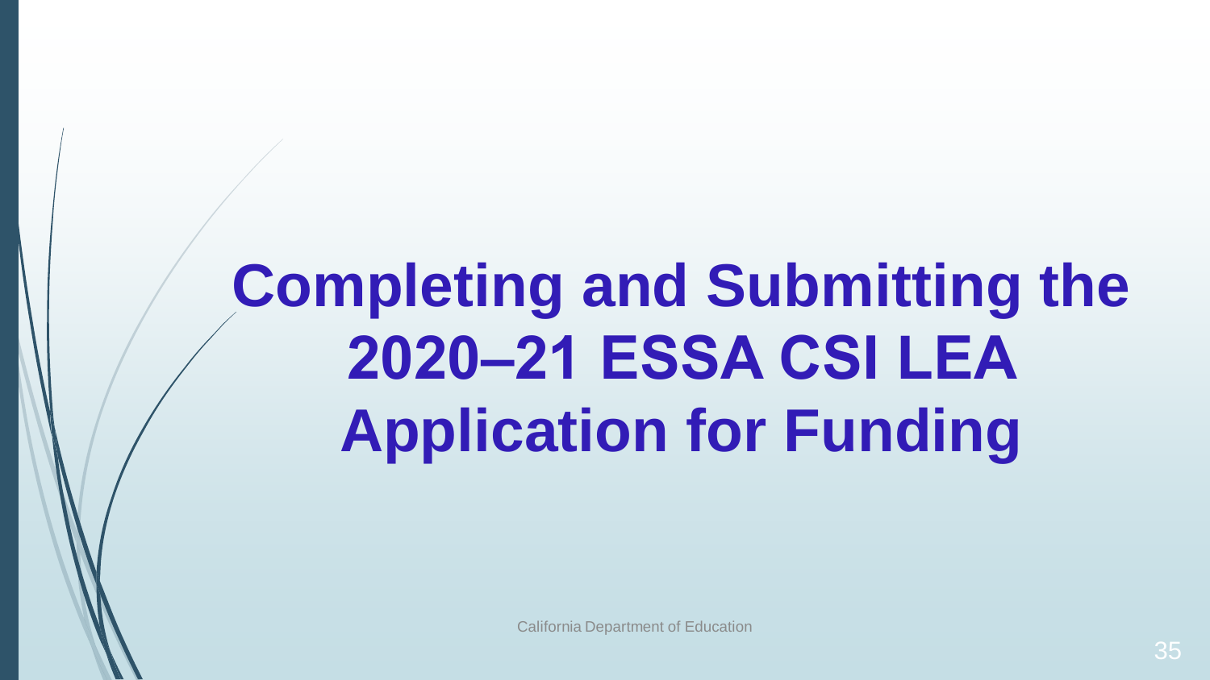# Completing and Submitting the 2020–21 ESSA CSI LEA Application for Funding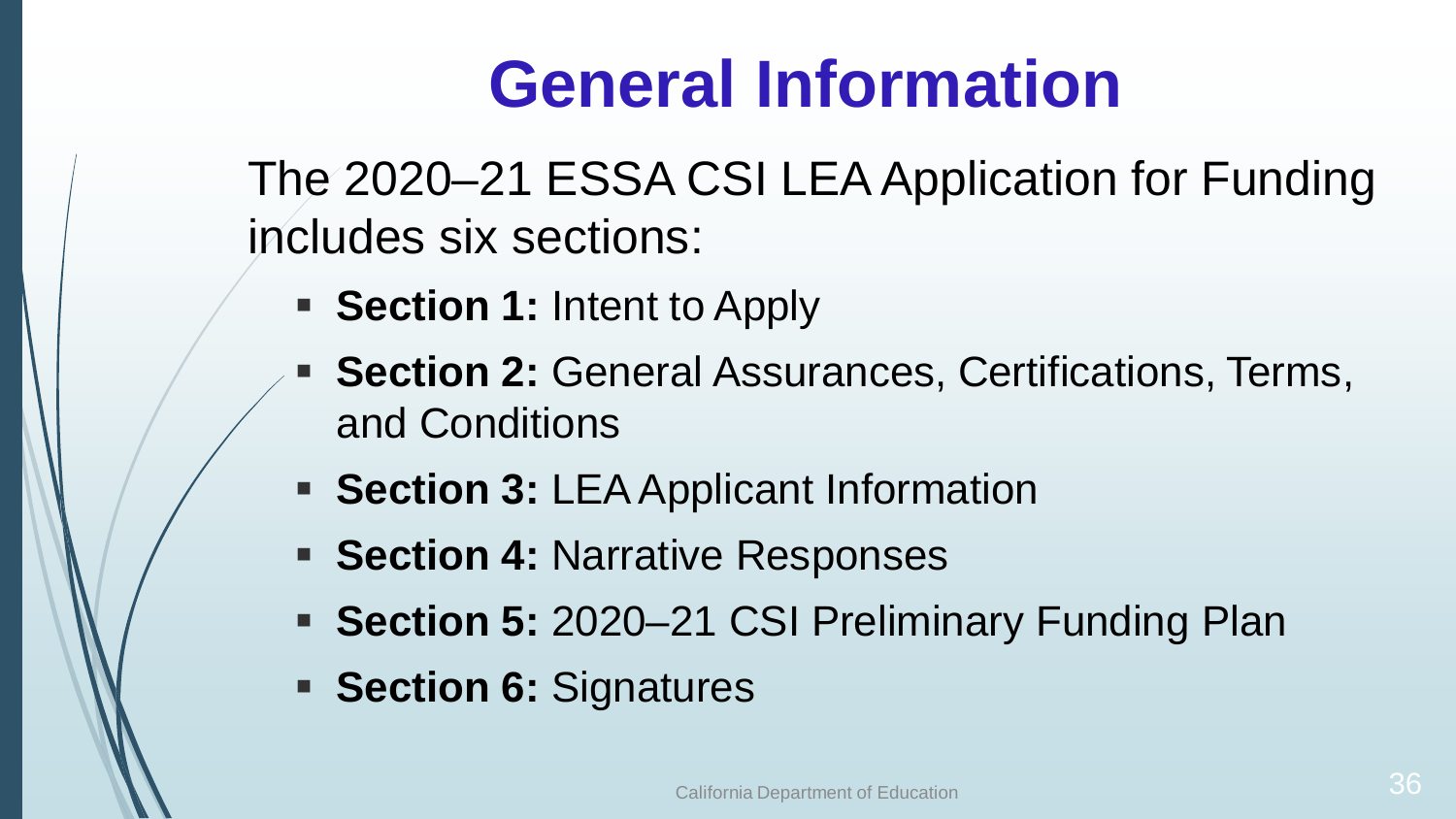# General Information

The 2020–21 ESSA CSI LEA Application for Funding includes six sections:

- **Section 1:** Intent to Apply
- **Section 2:** General Assurances, Certifications, Terms, and Conditions
- **Section 3:** LEA Applicant Information
- **Section 4:** Narrative Responses
- **Section 5:** 2020–21 CSI Preliminary Funding Plan
- **Section 6:** Signatures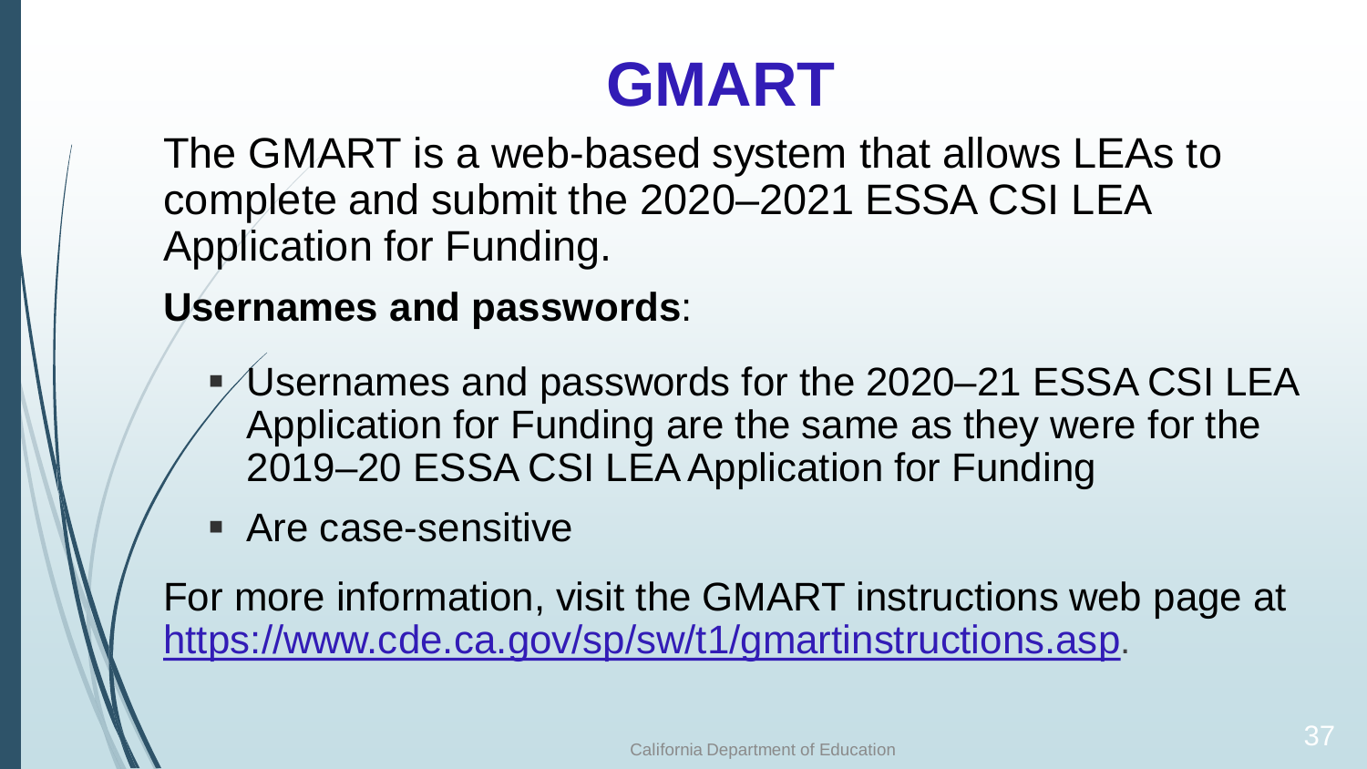# GMART

The GMART is a web-based system that allows LEAs to complete and submit the 2020–2021 ESSA CSI LEA Application for Funding.

**Usernames and passwords**:

- Usernames and passwords for the 2020–21 ESSA CSI LEA Application for Funding are the same as they were for the 2019–20 ESSA CSI LEA Application for Funding
- Are case-sensitive

For more information, visit the GMART instructions web page at [https://www.cde.ca.gov/sp/sw/t1/gmartinstructions.asp](https://www.cde.ca.gov/sp/sw/t1/gmartinstructions.asp).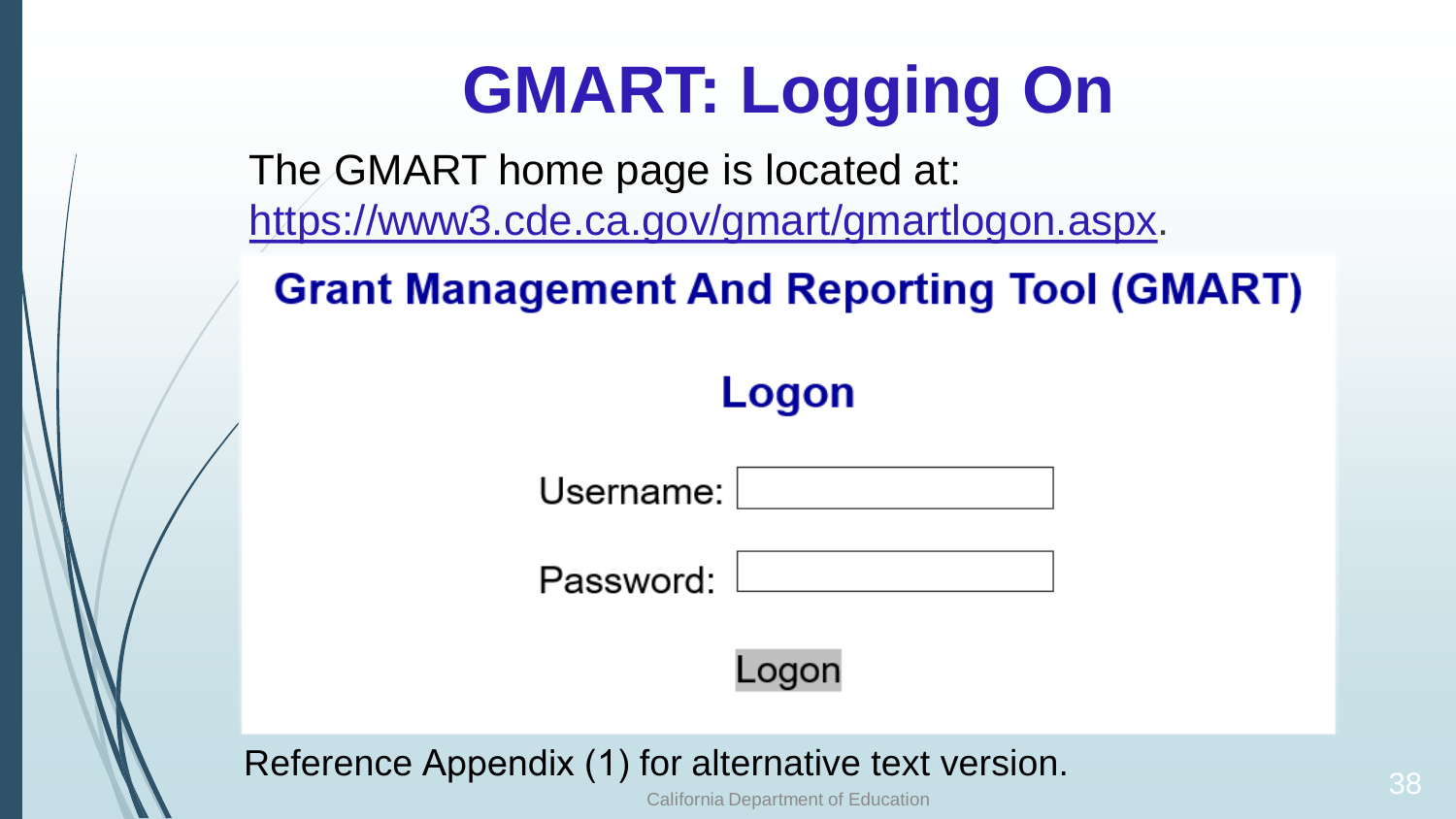# GMART: Logging On

The GMART home page is located at: https://www3.cde.ca.gov/gmart/gmartlogon.aspx.

**Grant Management And Reporting Tool (GMART)**

**Logon**

Username:

Password:

Logon

Reference Appendix (1) for alternative text version.

California Department of Education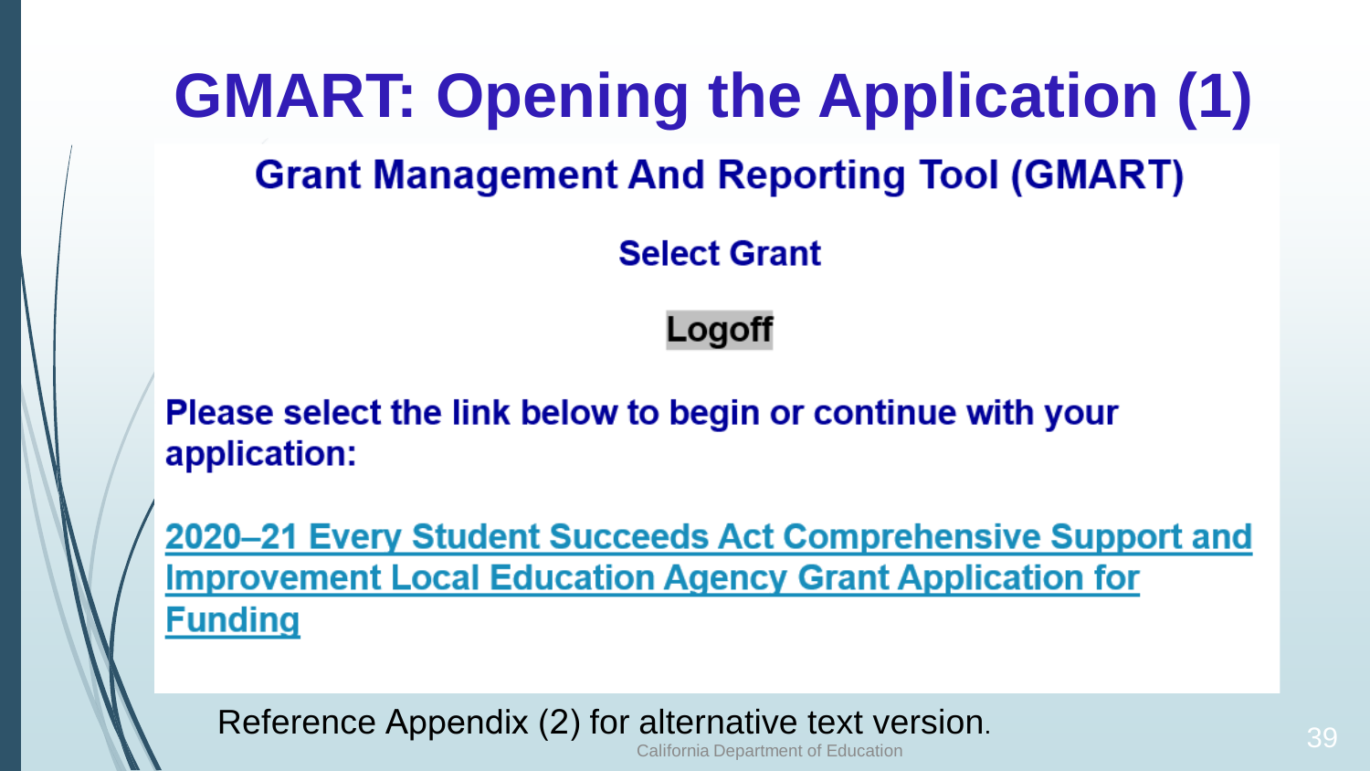# GMART: Opening the Application (1)

## Grant Management And Reporting Tool (GMART)

**Select Grant**

**Logoff**

**Please select the link below to begin or continue with your application:**

**2020–21 Every Student Succeeds Act Comprehensive Support and Improvement Local Education Agency Grant Application for Funding**

Reference Appendix (2) for alternative text version.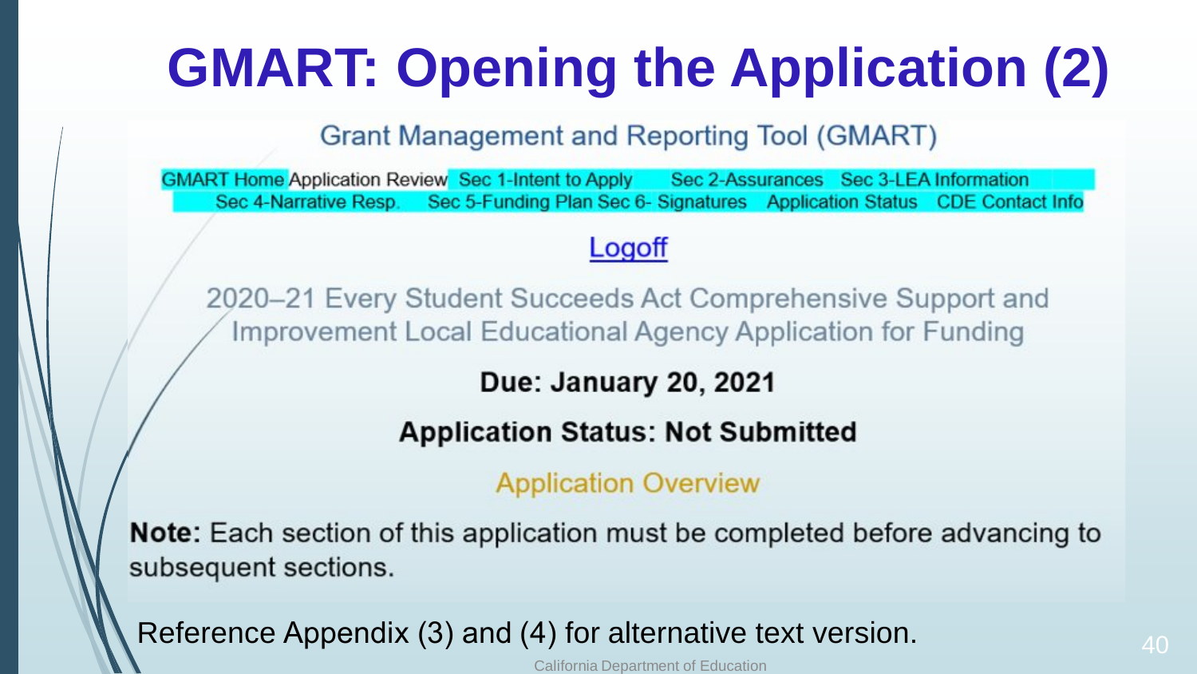# GMART: Opening the Application (2)

Grant Management and Reporting Tool (GMART)

GMART Home Application Review Sec 1-Intent to Apply Sec 2-Assurances Sec 3-LEA Information Sec 4-Narrative Resp. Sec 5-Funding Plan Sec 6- Signatures Application Status CDE Contact Info

Logoff

2020–21 Every Student Succeeds Act Comprehensive Support and Improvement Local Educational Agency Application for Funding

**Due: January 20, 2021**

**Application Status: Not Submitted**

Application Overview

**Note:** Each section of this application must be completed before advancing to subsequent sections.

Reference Appendix (3) and (4) for alternative text version.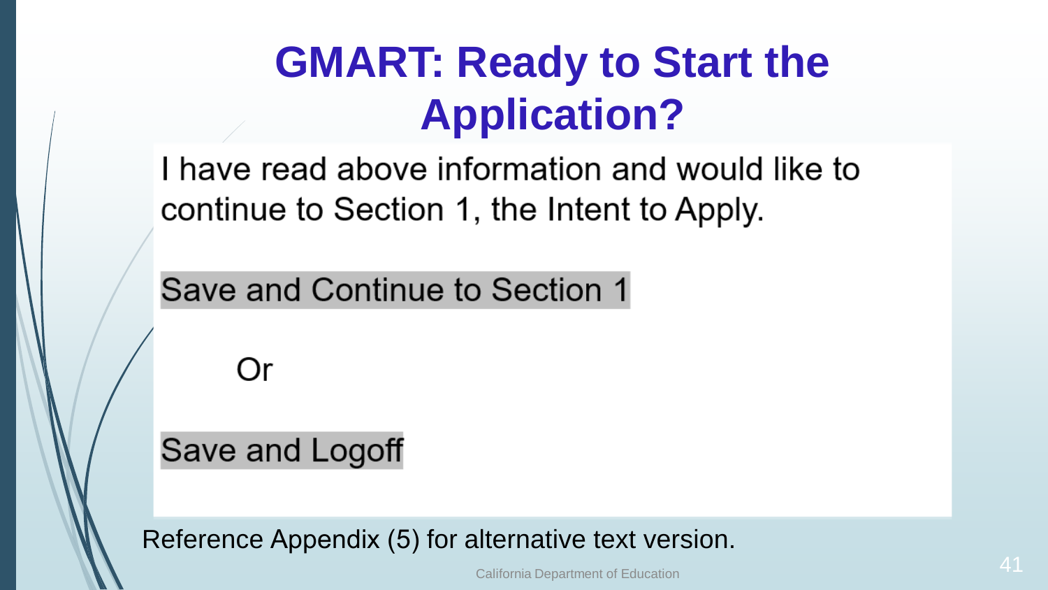# GMART: Ready to Start the Application?

I have read above information and would like to continue to Section 1, the Intent to Apply.

Save and Continue to Section 1

Or

Save and Logoff

Reference Appendix (5) for alternative text version.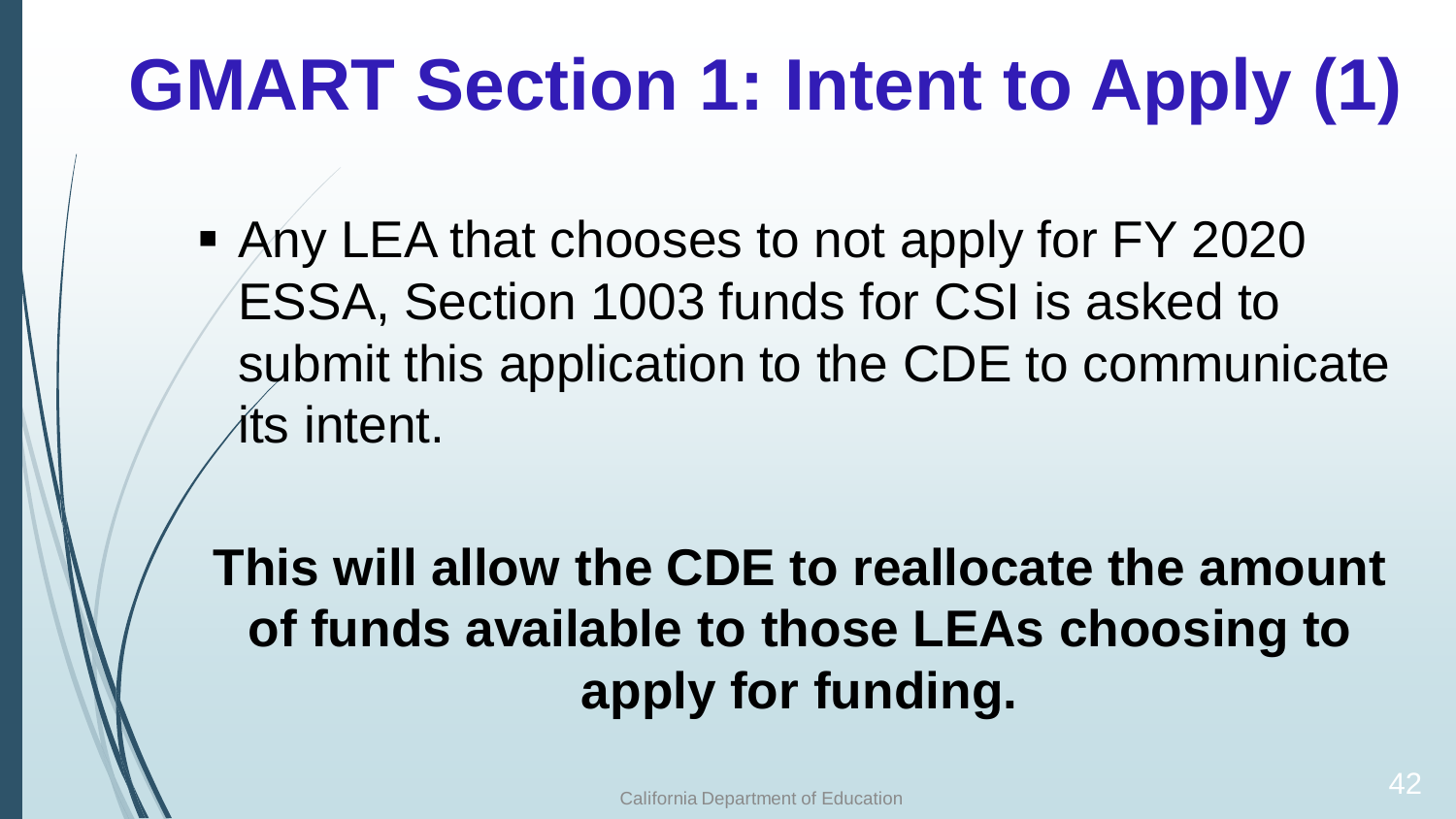# GMART Section 1: Intent to Apply (1)

- Any LEA that chooses to not apply for FY 2020 ESSA, Section 1003 funds for CSI is asked to submit this application to the CDE to communicate its intent.

**This will allow the CDE to reallocate the amount of funds available to those LEAs choosing to apply for funding.**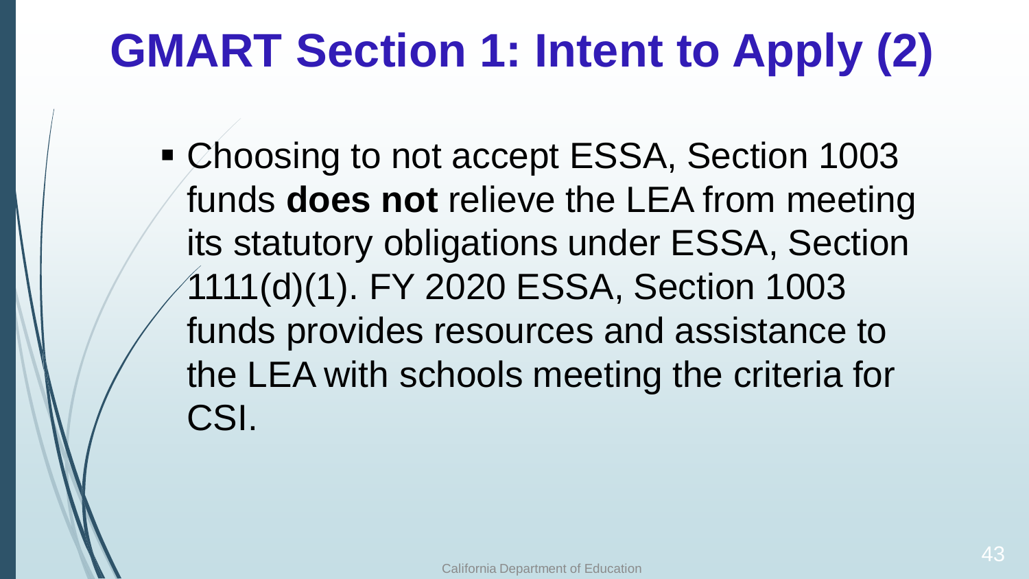# GMART Section 1: Intent to Apply (2)

- Choosing to not accept ESSA, Section 1003 funds **does not** relieve the LEA from meeting its statutory obligations under ESSA, Section 1111(d)(1). FY 2020 ESSA, Section 1003 funds provides resources and assistance to the LEA with schools meeting the criteria for CSI.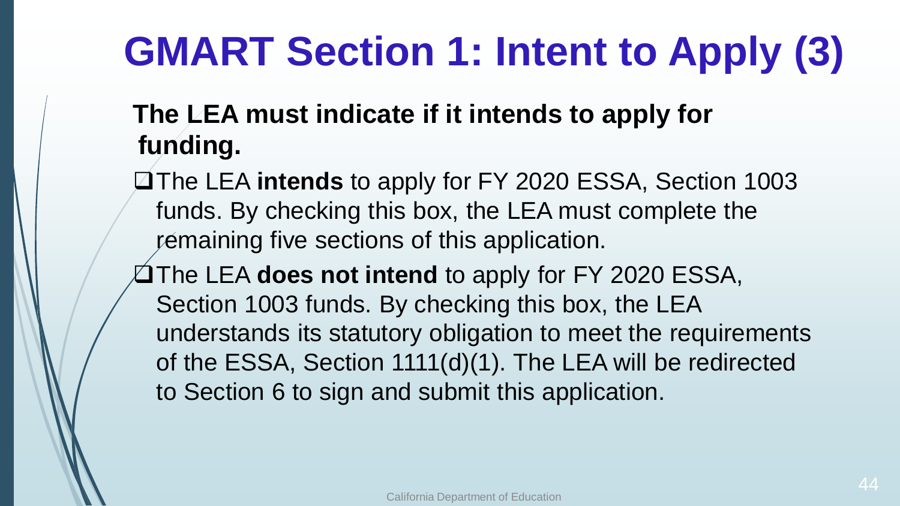# GMART Section 1: Intent to Apply (3)

**The LEA must indicate if it intends to apply for funding.**

- ❑ The LEA **intends** to apply for FY 2020 ESSA, Section 1003 funds. By checking this box, the LEA must complete the remaining five sections of this application.
- ❑ The LEA **does not intend** to apply for FY 2020 ESSA, Section 1003 funds. By checking this box, the LEA understands its statutory obligation to meet the requirements of the ESSA, Section 1111(d)(1). The LEA will be redirected to Section 6 to sign and submit this application.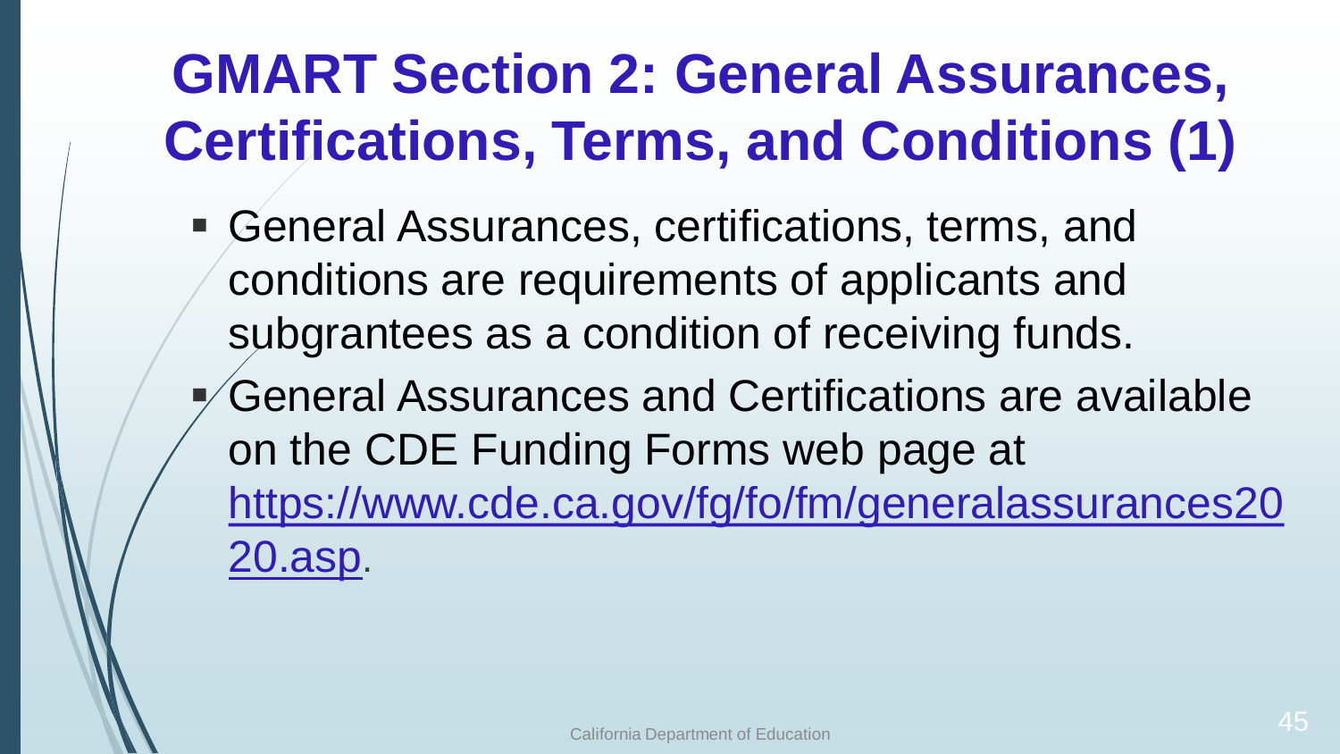# GMART Section 2: General Assurances, Certifications, Terms, and Conditions (1)

- General Assurances, certifications, terms, and conditions are requirements of applicants and subgrantees as a condition of receiving funds.
- General Assurances and Certifications are available on the CDE Funding Forms web page at [https://www.cde.ca.gov/fg/fo/fm/generalassurances2020.asp](https://www.cde.ca.gov/fg/fo/fm/generalassurances2020.asp).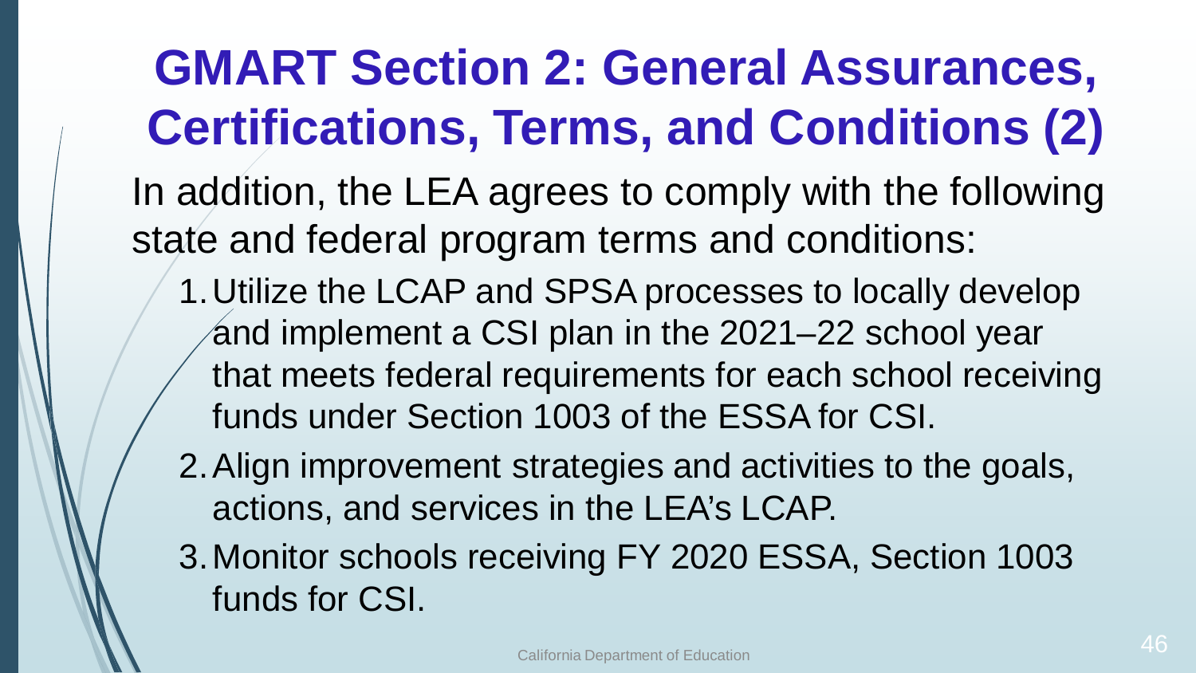# GMART Section 2: General Assurances, Certifications, Terms, and Conditions (2)

In addition, the LEA agrees to comply with the following state and federal program terms and conditions:

1. Utilize the LCAP and SPSA processes to locally develop and implement a CSI plan in the 2021–22 school year that meets federal requirements for each school receiving funds under Section 1003 of the ESSA for CSI.
2. Align improvement strategies and activities to the goals, actions, and services in the LEA's LCAP.
3. Monitor schools receiving FY 2020 ESSA, Section 1003 funds for CSI.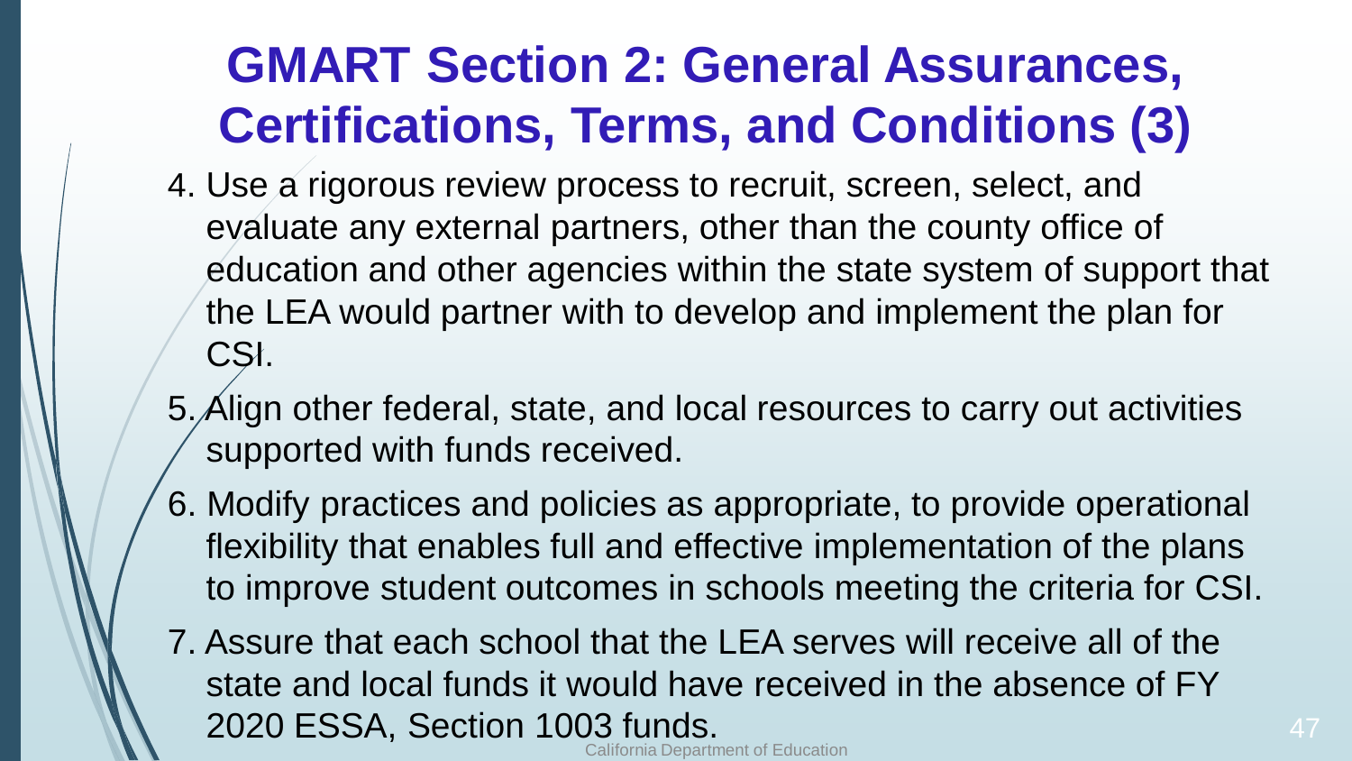# GMART Section 2: General Assurances, Certifications, Terms, and Conditions (3)

4. Use a rigorous review process to recruit, screen, select, and evaluate any external partners, other than the county office of education and other agencies within the state system of support that the LEA would partner with to develop and implement the plan for CSI.
5. Align other federal, state, and local resources to carry out activities supported with funds received.
6. Modify practices and policies as appropriate, to provide operational flexibility that enables full and effective implementation of the plans to improve student outcomes in schools meeting the criteria for CSI.
7. Assure that each school that the LEA serves will receive all of the state and local funds it would have received in the absence of FY 2020 ESSA, Section 1003 funds.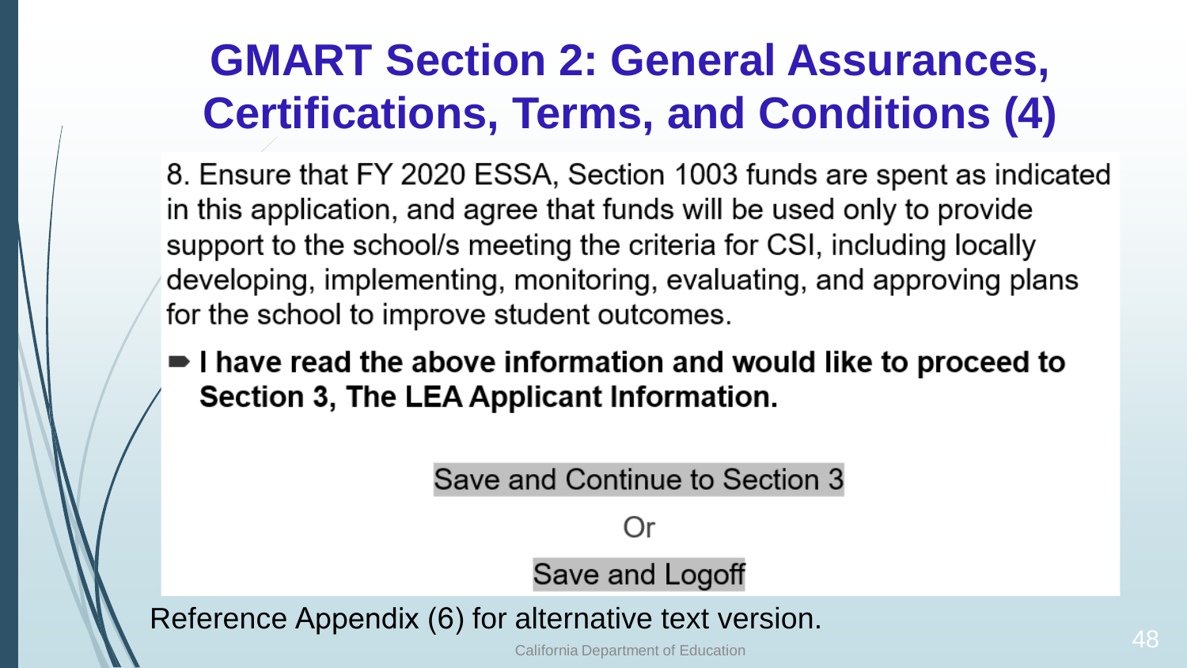# GMART Section 2: General Assurances, Certifications, Terms, and Conditions (4)

8. Ensure that FY 2020 ESSA, Section 1003 funds are spent as indicated in this application, and agree that funds will be used only to provide support to the school/s meeting the criteria for CSI, including locally developing, implementing, monitoring, evaluating, and approving plans for the school to improve student outcomes.

- **I have read the above information and would like to proceed to Section 3, The LEA Applicant Information.**

Save and Continue to Section 3

Or

Save and Logoff

Reference Appendix (6) for alternative text version.

California Department of Education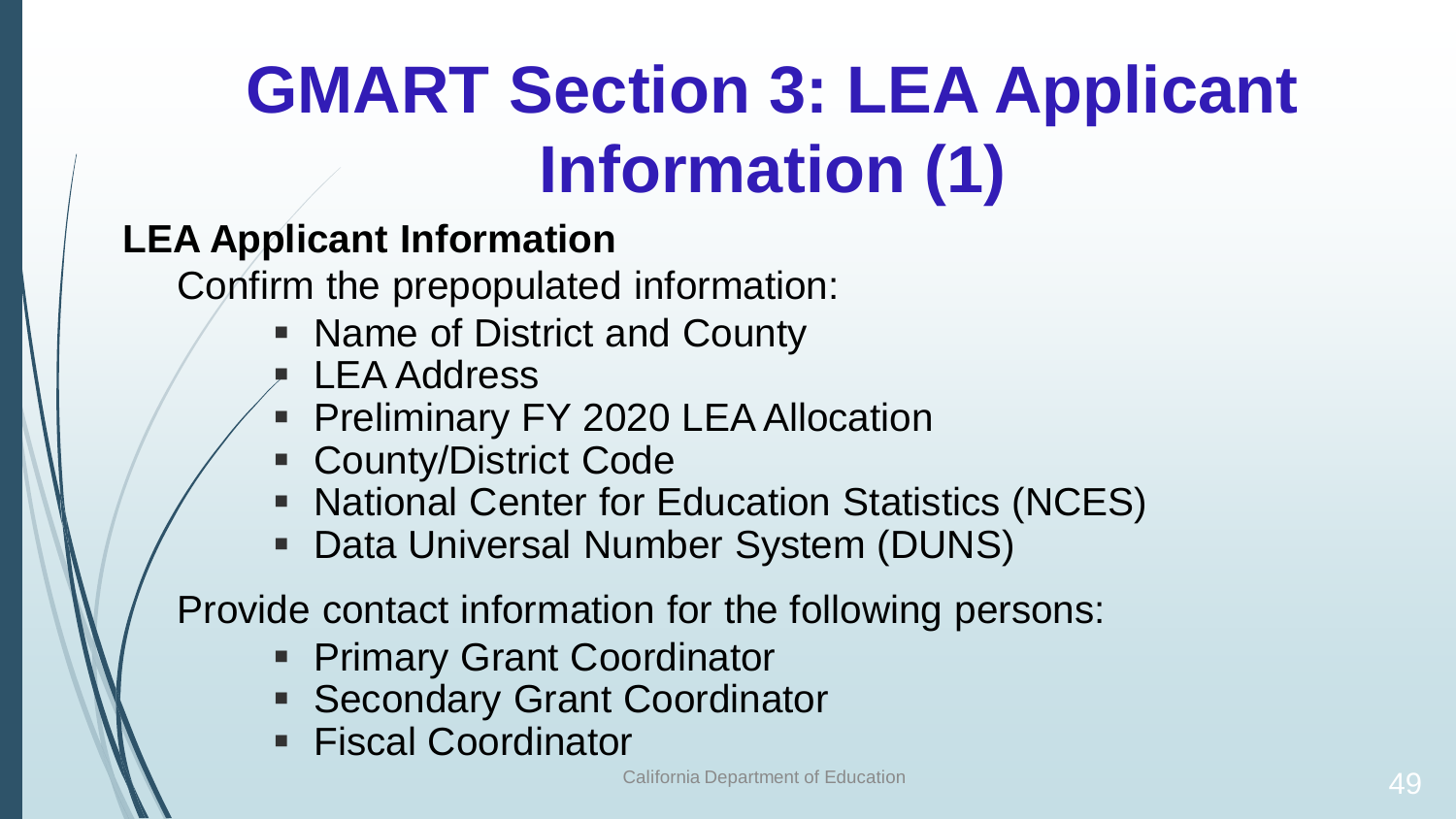# GMART Section 3: LEA Applicant Information (1)

**LEA Applicant Information**

Confirm the prepopulated information:

- Name of District and County
- LEA Address
- Preliminary FY 2020 LEA Allocation
- County/District Code
- National Center for Education Statistics (NCES)
- Data Universal Number System (DUNS)

Provide contact information for the following persons:

- Primary Grant Coordinator
- Secondary Grant Coordinator
- Fiscal Coordinator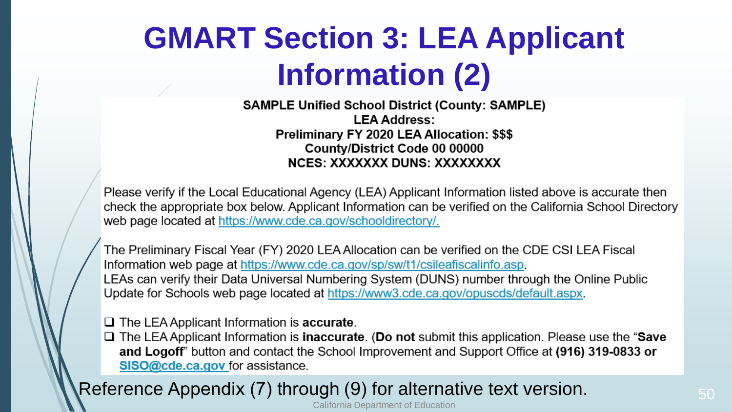# GMART Section 3: LEA Applicant Information (2)

**SAMPLE Unified School District (County: SAMPLE)**
**LEA Address:**
**Preliminary FY 2020 LEA Allocation: $$$**
**County/District Code 00 00000**
**NCES: XXXXXXX DUNS: XXXXXXXX**

Please verify if the Local Educational Agency (LEA) Applicant Information listed above is accurate then check the appropriate box below. Applicant Information can be verified on the California School Directory web page located at https://www.cde.ca.gov/schooldirectory/.

The Preliminary Fiscal Year (FY) 2020 LEA Allocation can be verified on the CDE CSI LEA Fiscal Information web page at https://www.cde.ca.gov/sp/sw/t1/csileafiscalinfo.asp.
LEAs can verify their Data Universal Numbering System (DUNS) number through the Online Public Update for Schools web page located at https://www3.cde.ca.gov/opuscds/default.aspx.

- ❑ The LEA Applicant Information is **accurate**.
- ❑ The LEA Applicant Information is **inaccurate**. (**Do not** submit this application. Please use the "**Save and Logoff**" button and contact the School Improvement and Support Office at **(916) 319-0833 or SISO@cde.ca.gov** for assistance.

Reference Appendix (7) through (9) for alternative text version.

California Department of Education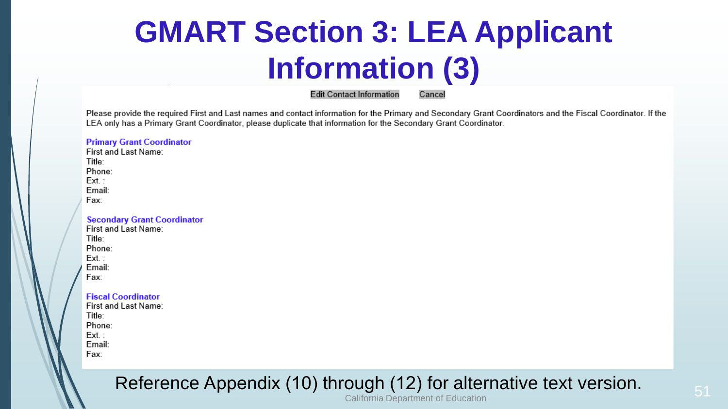# GMART Section 3: LEA Applicant Information (3)

Edit Contact Information    Cancel

Please provide the required First and Last names and contact information for the Primary and Secondary Grant Coordinators and the Fiscal Coordinator. If the LEA only has a Primary Grant Coordinator, please duplicate that information for the Secondary Grant Coordinator.

**Primary Grant Coordinator**

First and Last Name:
Title:
Phone:
Ext. :
Email:
Fax:

**Secondary Grant Coordinator**

First and Last Name:
Title:
Phone:
Ext. :
Email:
Fax:

**Fiscal Coordinator**

First and Last Name:
Title:
Phone:
Ext. :
Email:
Fax:

Reference Appendix (10) through (12) for alternative text version.

California Department of Education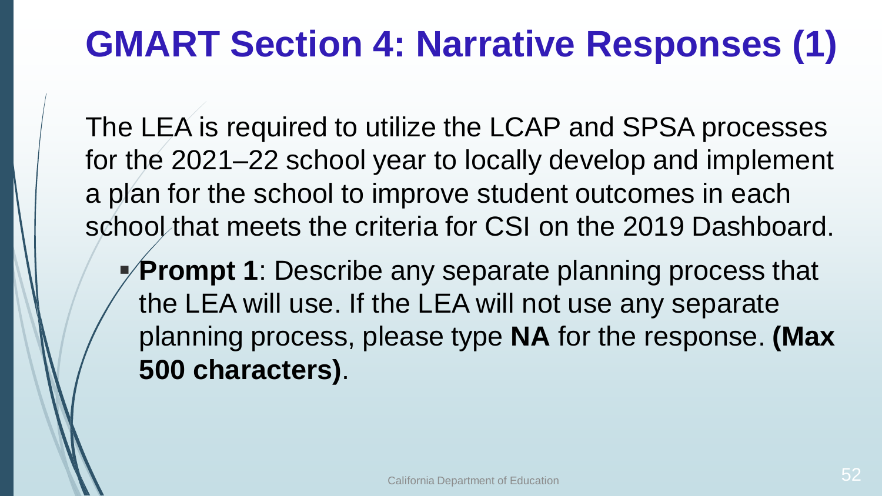# GMART Section 4: Narrative Responses (1)

The LEA is required to utilize the LCAP and SPSA processes for the 2021–22 school year to locally develop and implement a plan for the school to improve student outcomes in each school that meets the criteria for CSI on the 2019 Dashboard.

- **Prompt 1**: Describe any separate planning process that the LEA will use. If the LEA will not use any separate planning process, please type **NA** for the response. **(Max 500 characters)**.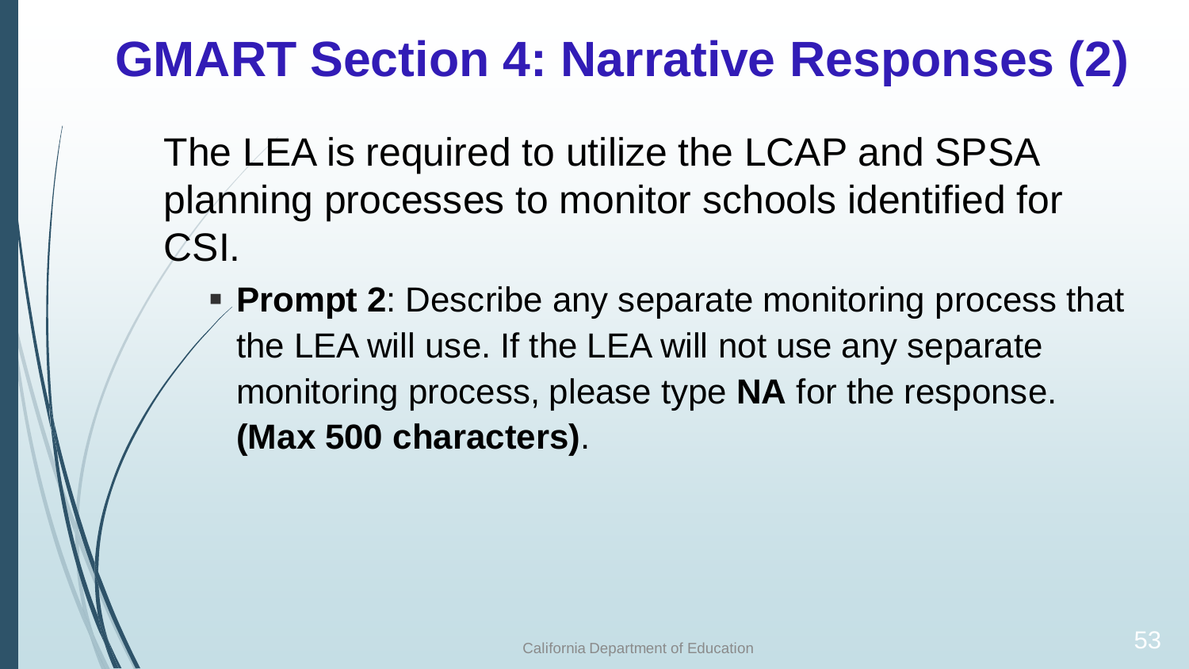# GMART Section 4: Narrative Responses (2)

The LEA is required to utilize the LCAP and SPSA planning processes to monitor schools identified for CSI.

- **Prompt 2**: Describe any separate monitoring process that the LEA will use. If the LEA will not use any separate monitoring process, please type **NA** for the response. **(Max 500 characters)**.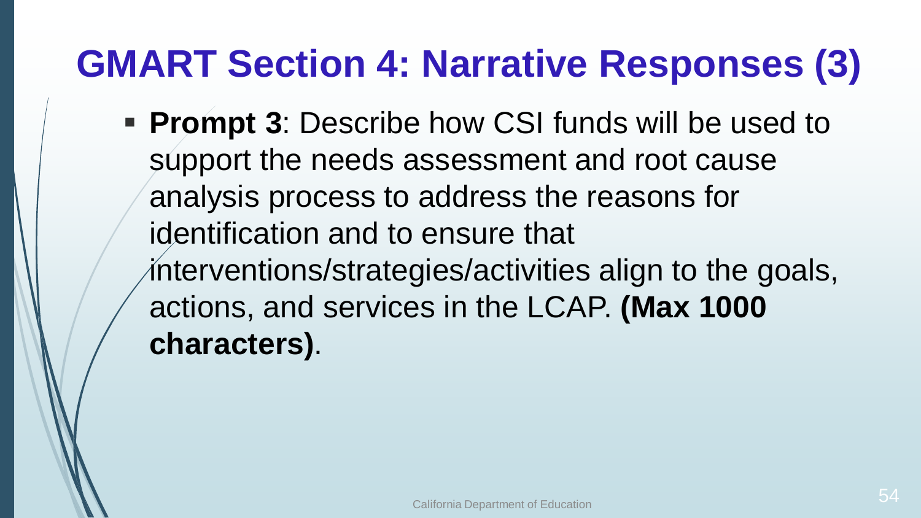# GMART Section 4: Narrative Responses (3)

- **Prompt 3**: Describe how CSI funds will be used to support the needs assessment and root cause analysis process to address the reasons for identification and to ensure that interventions/strategies/activities align to the goals, actions, and services in the LCAP. **(Max 1000 characters)**.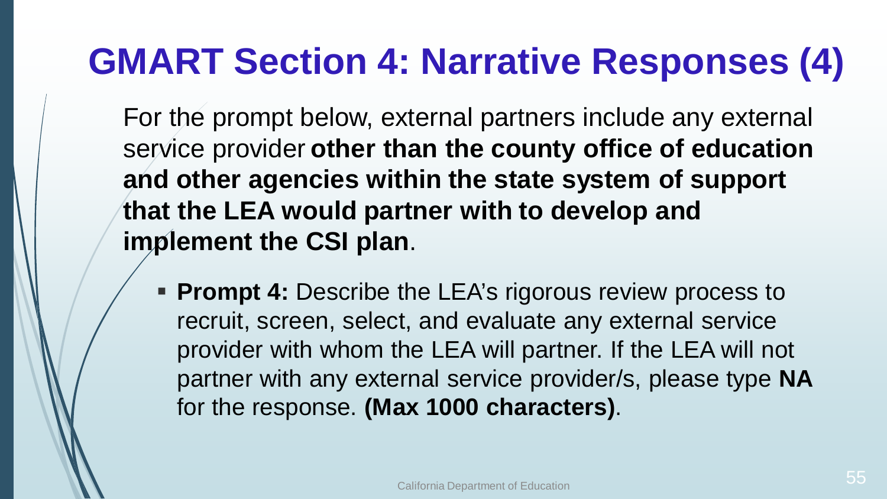# GMART Section 4: Narrative Responses (4)

For the prompt below, external partners include any external service provider **other than the county office of education and other agencies within the state system of support that the LEA would partner with to develop and implement the CSI plan**.

- **Prompt 4:** Describe the LEA's rigorous review process to recruit, screen, select, and evaluate any external service provider with whom the LEA will partner. If the LEA will not partner with any external service provider/s, please type **NA** for the response. **(Max 1000 characters)**.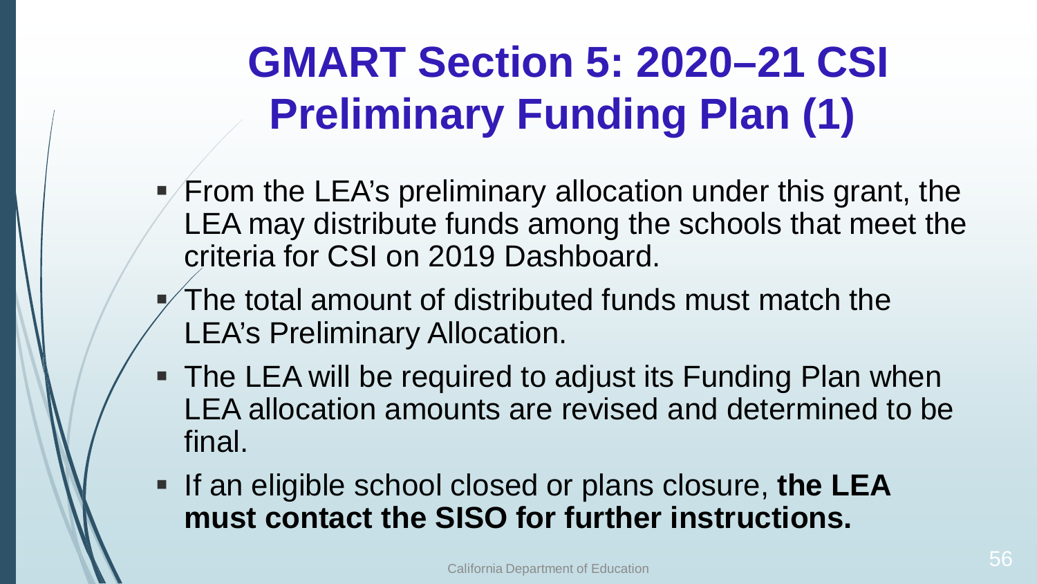# GMART Section 5: 2020–21 CSI Preliminary Funding Plan (1)

- From the LEA's preliminary allocation under this grant, the LEA may distribute funds among the schools that meet the criteria for CSI on 2019 Dashboard.
- The total amount of distributed funds must match the LEA's Preliminary Allocation.
- The LEA will be required to adjust its Funding Plan when LEA allocation amounts are revised and determined to be final.
- If an eligible school closed or plans closure, **the LEA must contact the SISO for further instructions.**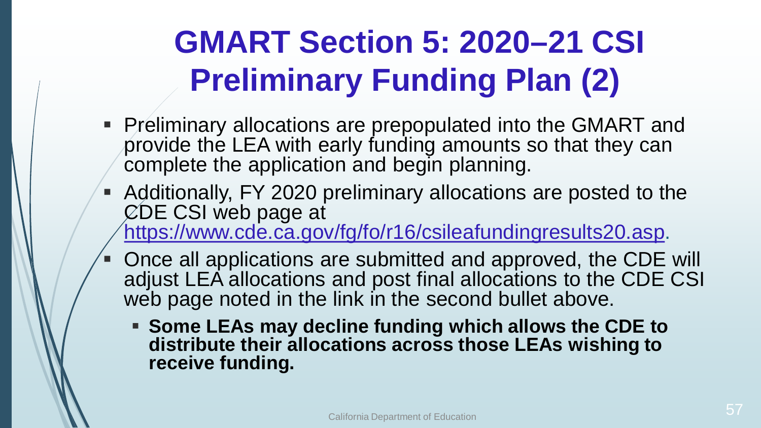# GMART Section 5: 2020–21 CSI Preliminary Funding Plan (2)

- Preliminary allocations are prepopulated into the GMART and provide the LEA with early funding amounts so that they can complete the application and begin planning.
- Additionally, FY 2020 preliminary allocations are posted to the CDE CSI web page at https://www.cde.ca.gov/fg/fo/r16/csileafundingresults20.asp.
- Once all applications are submitted and approved, the CDE will adjust LEA allocations and post final allocations to the CDE CSI web page noted in the link in the second bullet above.
  - **Some LEAs may decline funding which allows the CDE to distribute their allocations across those LEAs wishing to receive funding.**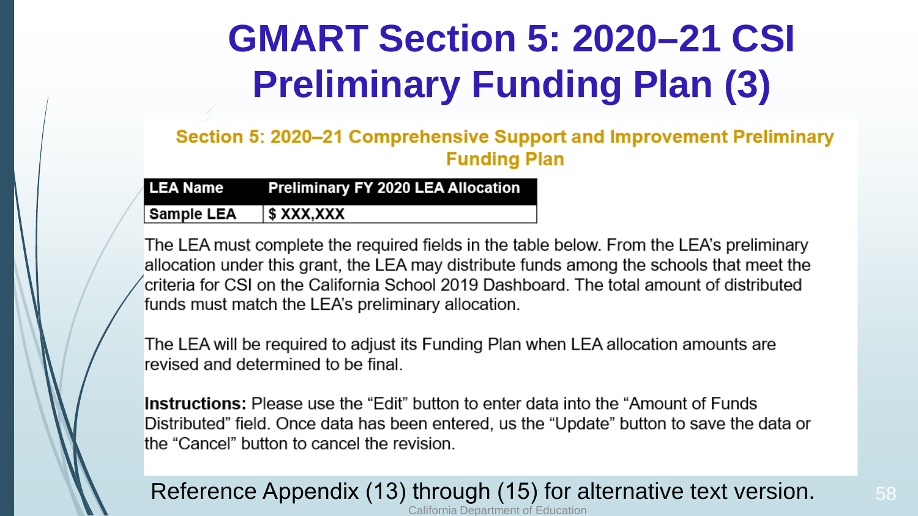# GMART Section 5: 2020–21 CSI Preliminary Funding Plan (3)

## Section 5: 2020–21 Comprehensive Support and Improvement Preliminary Funding Plan

| LEA Name | Preliminary FY 2020 LEA Allocation |
|---|---|
| Sample LEA | $ XXX,XXX |

The LEA must complete the required fields in the table below. From the LEA's preliminary allocation under this grant, the LEA may distribute funds among the schools that meet the criteria for CSI on the California School 2019 Dashboard. The total amount of distributed funds must match the LEA's preliminary allocation.

The LEA will be required to adjust its Funding Plan when LEA allocation amounts are revised and determined to be final.

**Instructions:** Please use the "Edit" button to enter data into the "Amount of Funds Distributed" field. Once data has been entered, us the "Update" button to save the data or the "Cancel" button to cancel the revision.

Reference Appendix (13) through (15) for alternative text version.

California Department of Education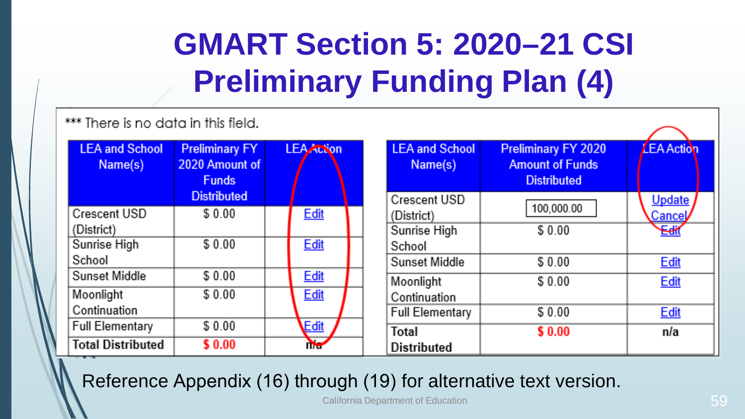# GMART Section 5: 2020–21 CSI Preliminary Funding Plan (4)

*** There is no data in this field.

| LEA and School Name(s) | Preliminary FY 2020 Amount of Funds Distributed | LEA Action |
|---|---|---|
| Crescent USD (District) | $ 0.00 | Edit |
| Sunrise High School | $ 0.00 | Edit |
| Sunset Middle | $ 0.00 | Edit |
| Moonlight Continuation | $ 0.00 | Edit |
| Full Elementary | $ 0.00 | Edit |
| **Total Distributed** | **$ 0.00** | **n/a** |

| LEA and School Name(s) | Preliminary FY 2020 Amount of Funds Distributed | LEA Action |
|---|---|---|
| Crescent USD (District) | 100,000.00 | Update Cancel |
| Sunrise High School | $ 0.00 | Edit |
| Sunset Middle | $ 0.00 | Edit |
| Moonlight Continuation | $ 0.00 | Edit |
| Full Elementary | $ 0.00 | Edit |
| **Total Distributed** | **$ 0.00** | **n/a** |

Reference Appendix (16) through (19) for alternative text version.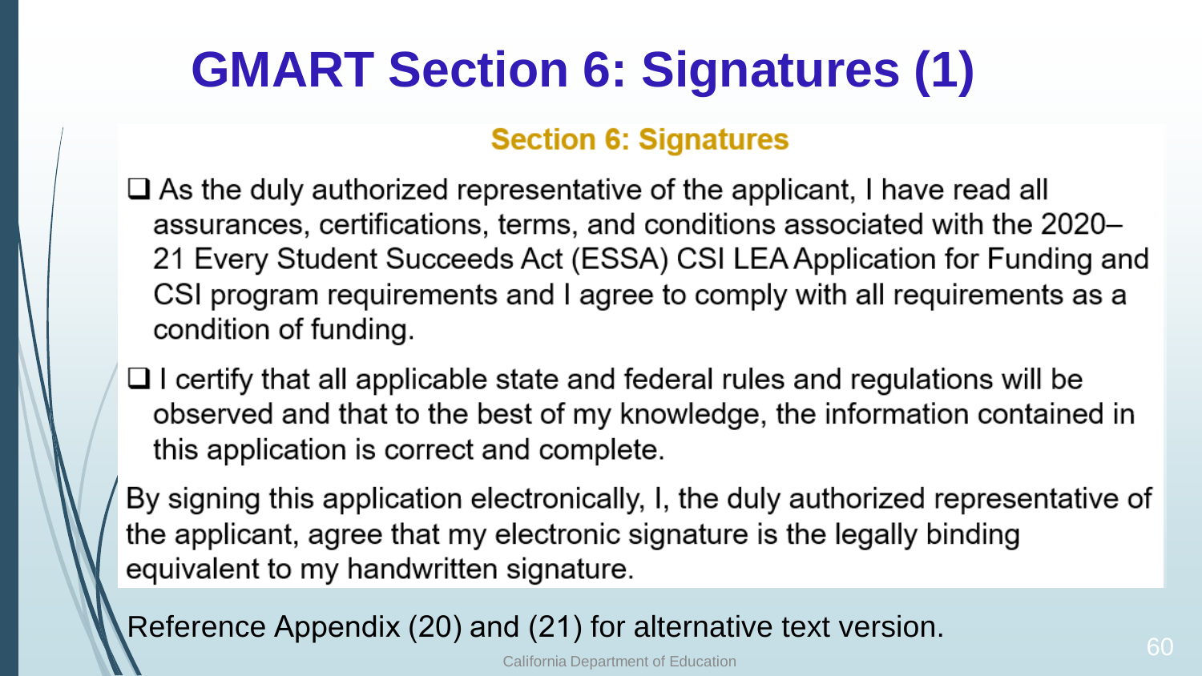# GMART Section 6: Signatures (1)

## Section 6: Signatures

- ❑ As the duly authorized representative of the applicant, I have read all assurances, certifications, terms, and conditions associated with the 2020–21 Every Student Succeeds Act (ESSA) CSI LEA Application for Funding and CSI program requirements and I agree to comply with all requirements as a condition of funding.
- ❑ I certify that all applicable state and federal rules and regulations will be observed and that to the best of my knowledge, the information contained in this application is correct and complete.

By signing this application electronically, I, the duly authorized representative of the applicant, agree that my electronic signature is the legally binding equivalent to my handwritten signature.

Reference Appendix (20) and (21) for alternative text version.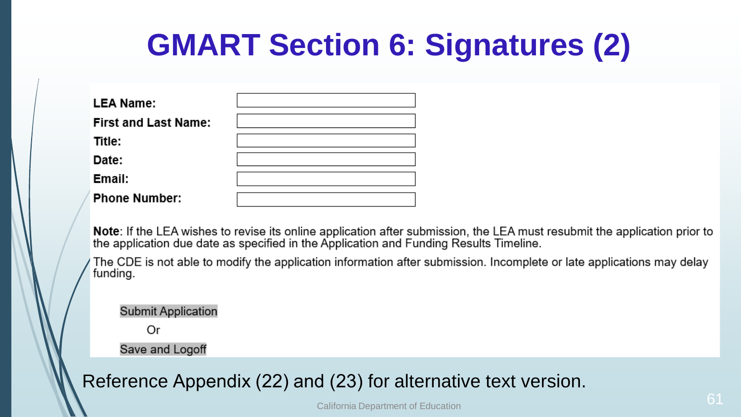# GMART Section 6: Signatures (2)

| | |
|---|---|
| **LEA Name:** | |
| **First and Last Name:** | |
| **Title:** | |
| **Date:** | |
| **Email:** | |
| **Phone Number:** | |

**Note**: If the LEA wishes to revise its online application after submission, the LEA must resubmit the application prior to the application due date as specified in the Application and Funding Results Timeline.

The CDE is not able to modify the application information after submission. Incomplete or late applications may delay funding.

Submit Application

Or

Save and Logoff

Reference Appendix (22) and (23) for alternative text version.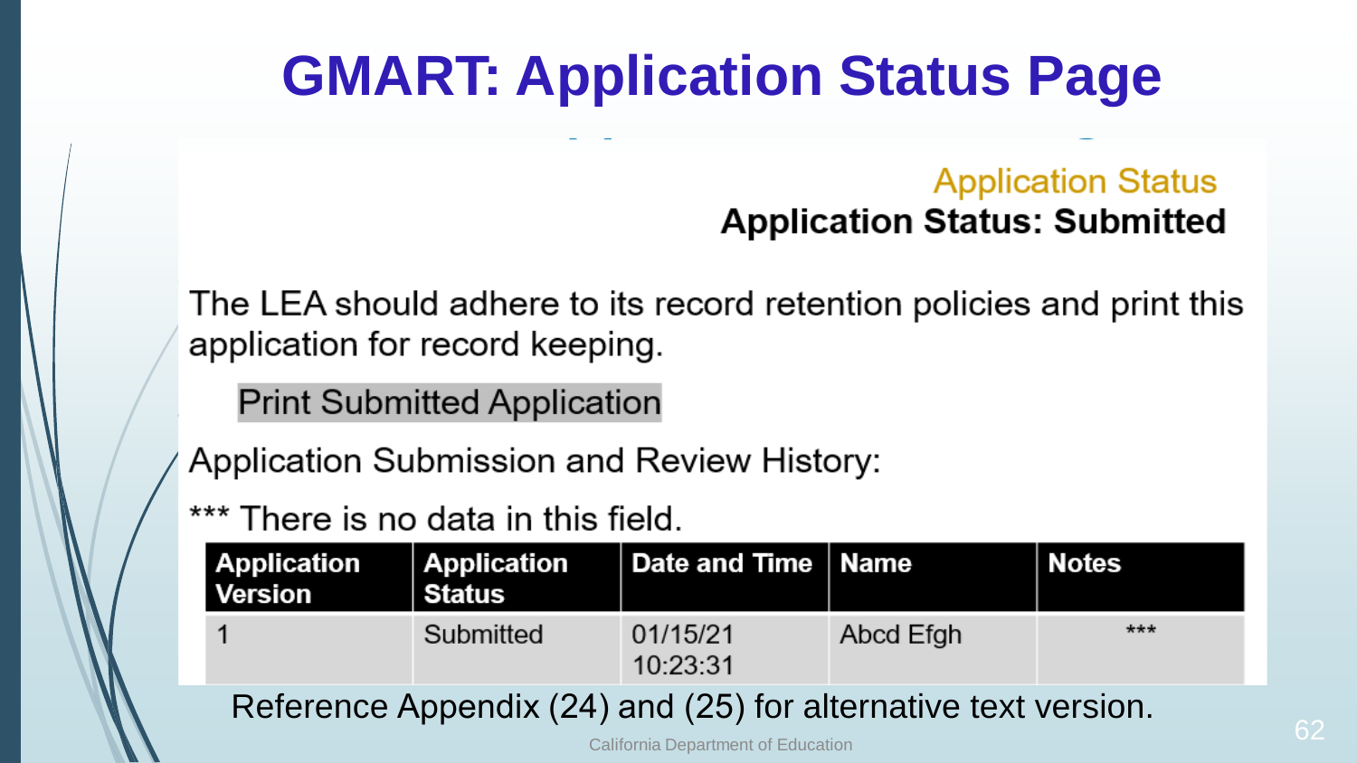# GMART: Application Status Page

Application Status

**Application Status: Submitted**

The LEA should adhere to its record retention policies and print this application for record keeping.

Print Submitted Application

Application Submission and Review History:

*** There is no data in this field.

| Application Version | Application Status | Date and Time | Name | Notes |
|---|---|---|---|---|
| 1 | Submitted | 01/15/21 10:23:31 | Abcd Efgh | *** |

Reference Appendix (24) and (25) for alternative text version.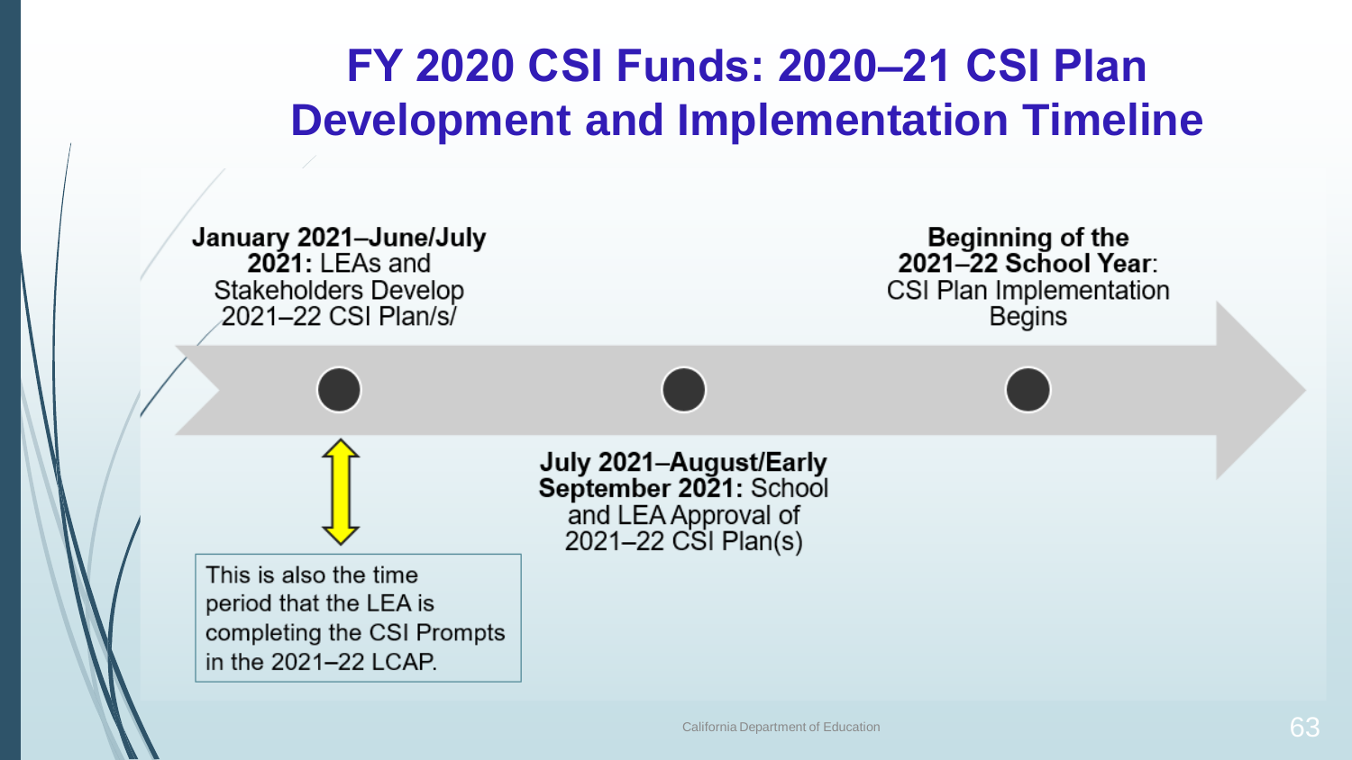# FY 2020 CSI Funds: 2020–21 CSI Plan Development and Implementation Timeline

**January 2021–June/July 2021:** LEAs and Stakeholders Develop 2021–22 CSI Plan/s/

This is also the time period that the LEA is completing the CSI Prompts in the 2021–22 LCAP.

**July 2021–August/Early September 2021:** School and LEA Approval of 2021–22 CSI Plan(s)

**Beginning of the 2021–22 School Year**: CSI Plan Implementation Begins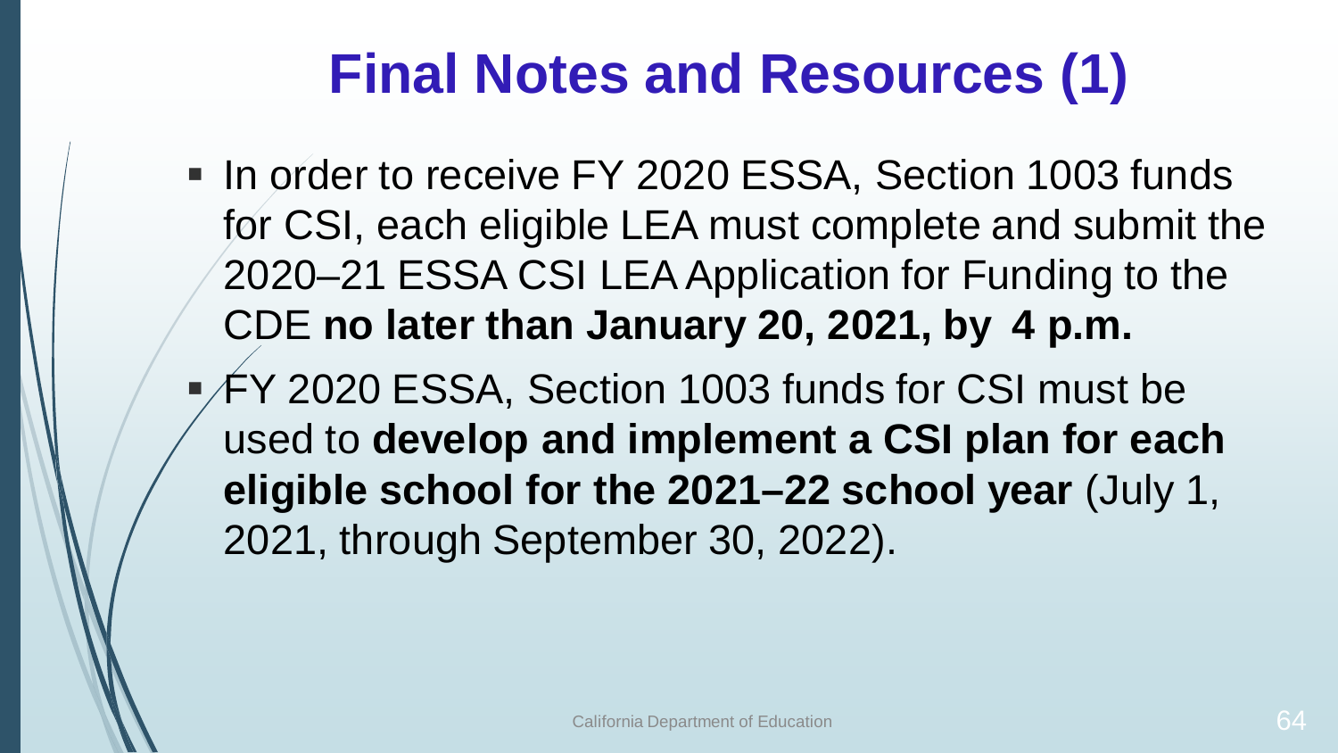# Final Notes and Resources (1)

- In order to receive FY 2020 ESSA, Section 1003 funds for CSI, each eligible LEA must complete and submit the 2020–21 ESSA CSI LEA Application for Funding to the CDE **no later than January 20, 2021, by 4 p.m.**
- FY 2020 ESSA, Section 1003 funds for CSI must be used to **develop and implement a CSI plan for each eligible school for the 2021–22 school year** (July 1, 2021, through September 30, 2022).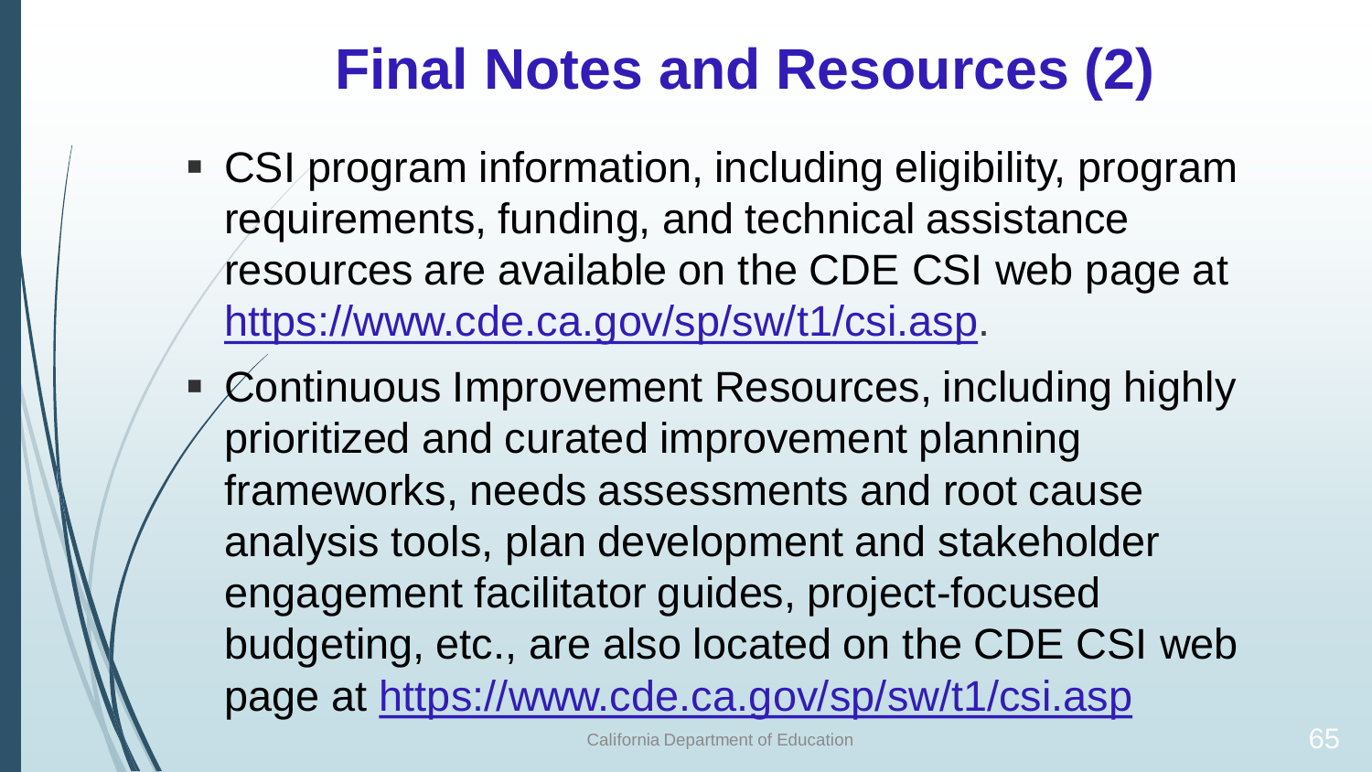# Final Notes and Resources (2)

- CSI program information, including eligibility, program requirements, funding, and technical assistance resources are available on the CDE CSI web page at [https://www.cde.ca.gov/sp/sw/t1/csi.asp](https://www.cde.ca.gov/sp/sw/t1/csi.asp).
- Continuous Improvement Resources, including highly prioritized and curated improvement planning frameworks, needs assessments and root cause analysis tools, plan development and stakeholder engagement facilitator guides, project-focused budgeting, etc., are also located on the CDE CSI web page at [https://www.cde.ca.gov/sp/sw/t1/csi.asp](https://www.cde.ca.gov/sp/sw/t1/csi.asp)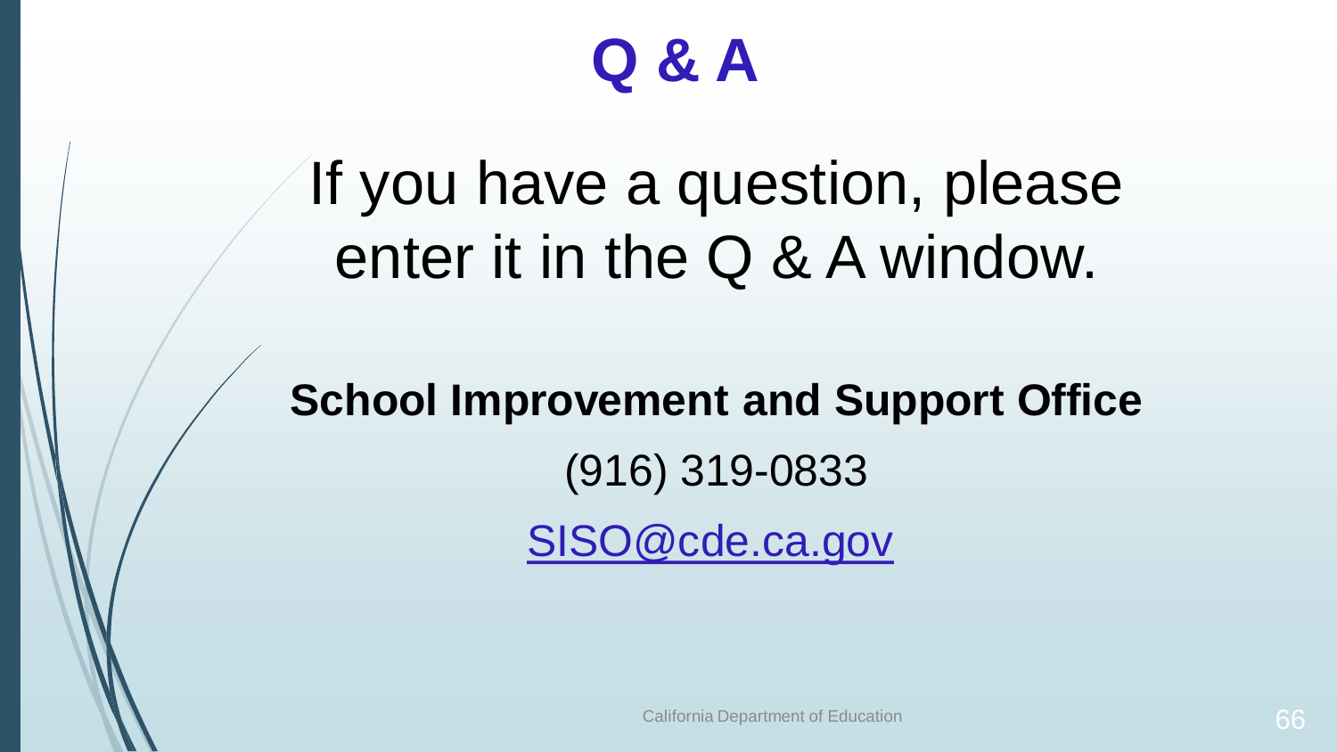# Q & A

If you have a question, please enter it in the Q & A window.

**School Improvement and Support Office**

(916) 319-0833

SISO@cde.ca.gov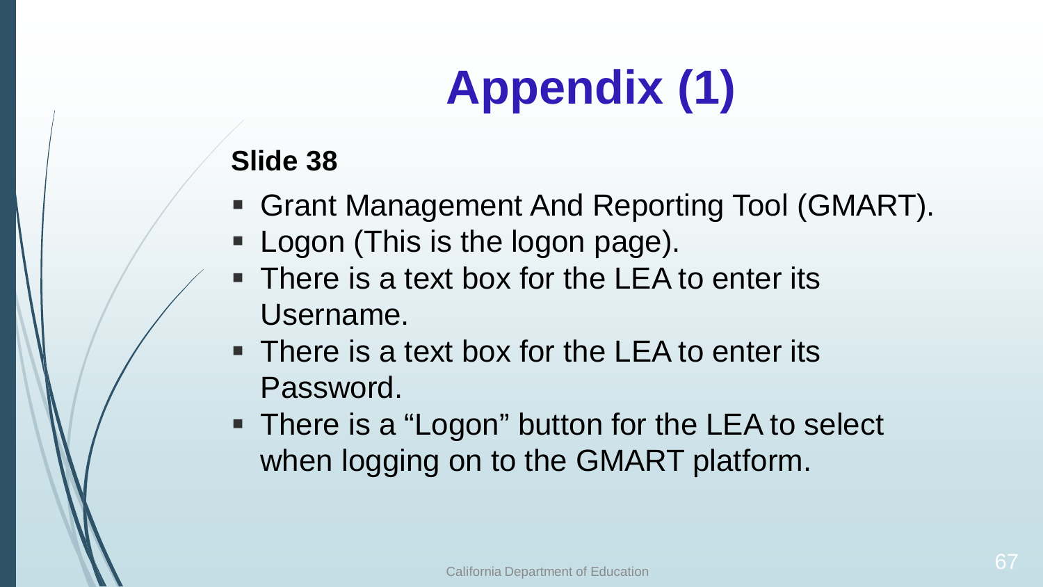# Appendix (1)

**Slide 38**

- Grant Management And Reporting Tool (GMART).
- Logon (This is the logon page).
- There is a text box for the LEA to enter its Username.
- There is a text box for the LEA to enter its Password.
- There is a “Logon” button for the LEA to select when logging on to the GMART platform.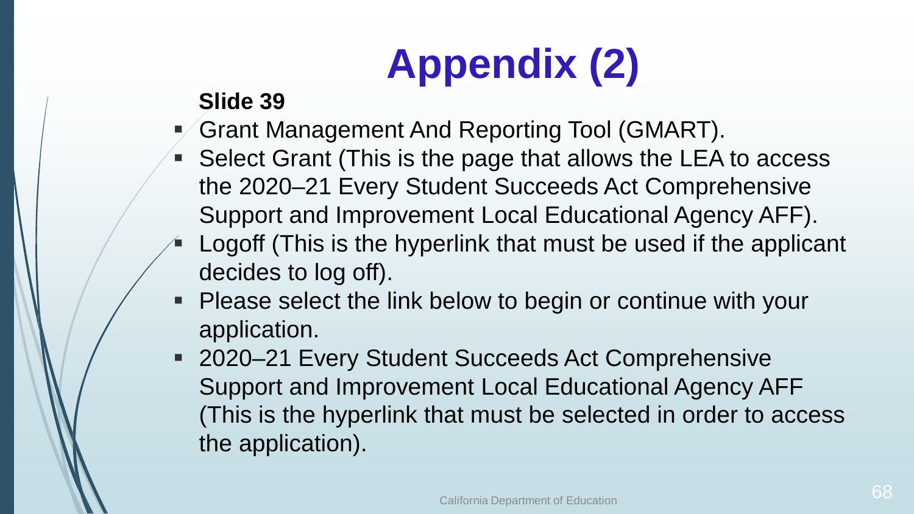# Appendix (2)

**Slide 39**

- Grant Management And Reporting Tool (GMART).
- Select Grant (This is the page that allows the LEA to access the 2020–21 Every Student Succeeds Act Comprehensive Support and Improvement Local Educational Agency AFF).
- Logoff (This is the hyperlink that must be used if the applicant decides to log off).
- Please select the link below to begin or continue with your application.
- 2020–21 Every Student Succeeds Act Comprehensive Support and Improvement Local Educational Agency AFF (This is the hyperlink that must be selected in order to access the application).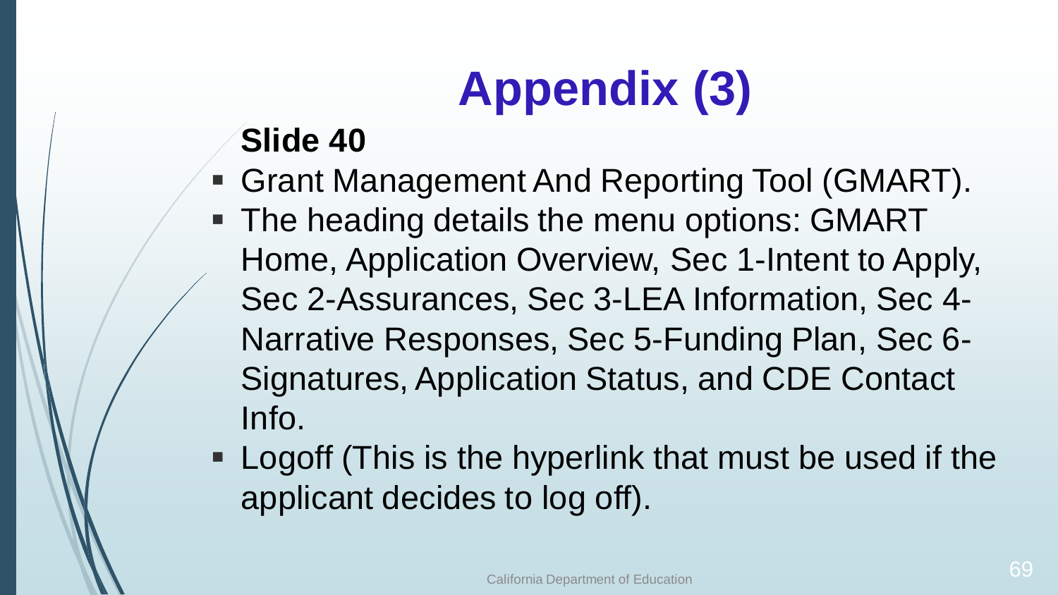# Appendix (3)

**Slide 40**

- Grant Management And Reporting Tool (GMART).
- The heading details the menu options: GMART Home, Application Overview, Sec 1-Intent to Apply, Sec 2-Assurances, Sec 3-LEA Information, Sec 4-Narrative Responses, Sec 5-Funding Plan, Sec 6-Signatures, Application Status, and CDE Contact Info.
- Logoff (This is the hyperlink that must be used if the applicant decides to log off).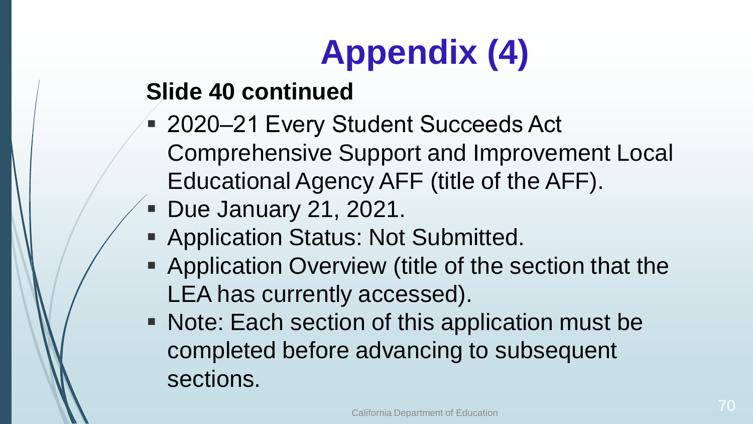# Appendix (4)

**Slide 40 continued**

- 2020–21 Every Student Succeeds Act Comprehensive Support and Improvement Local Educational Agency AFF (title of the AFF).
- Due January 21, 2021.
- Application Status: Not Submitted.
- Application Overview (title of the section that the LEA has currently accessed).
- Note: Each section of this application must be completed before advancing to subsequent sections.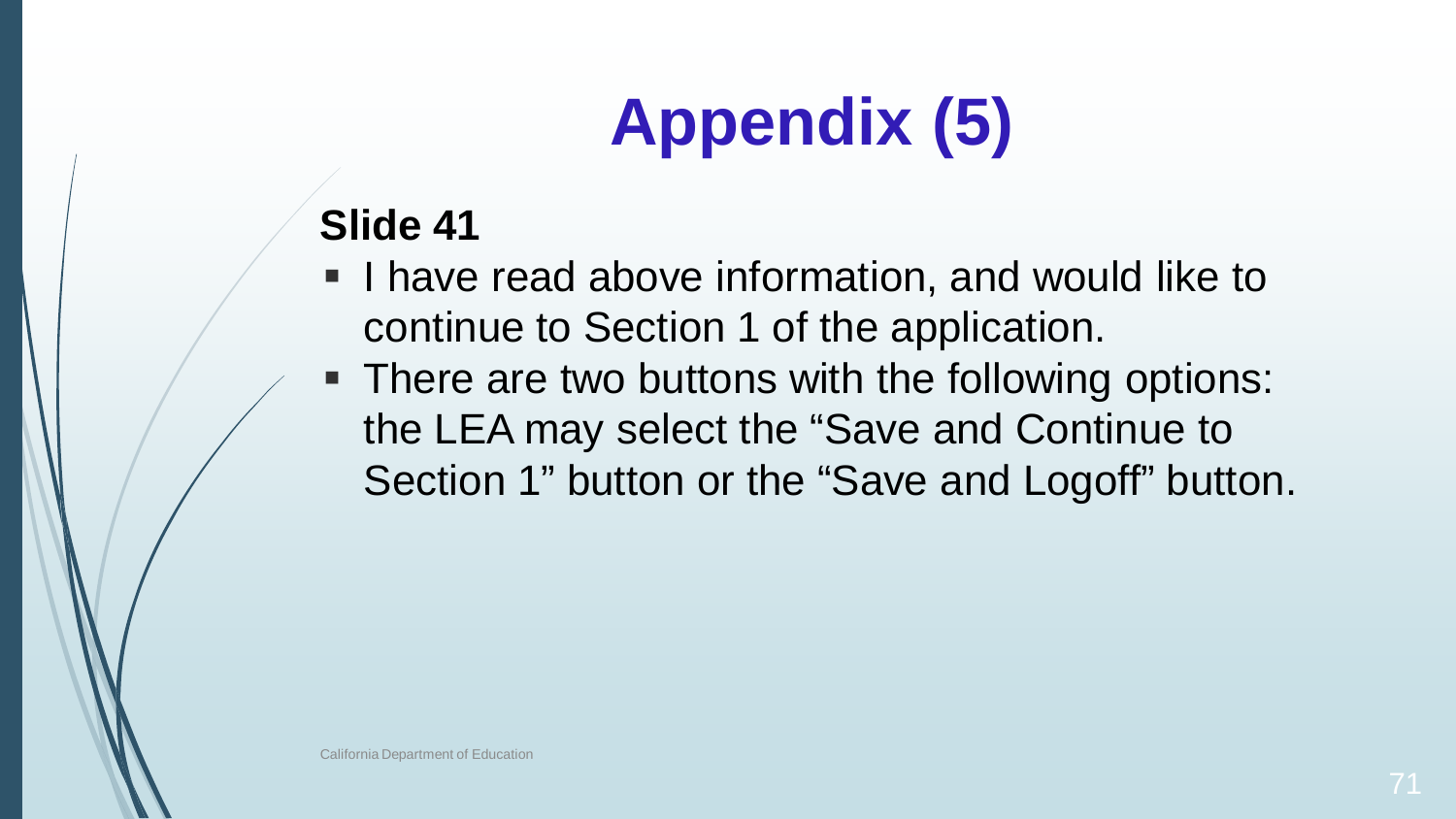# Appendix (5)

**Slide 41**

- I have read above information, and would like to continue to Section 1 of the application.
- There are two buttons with the following options: the LEA may select the “Save and Continue to Section 1” button or the “Save and Logoff” button.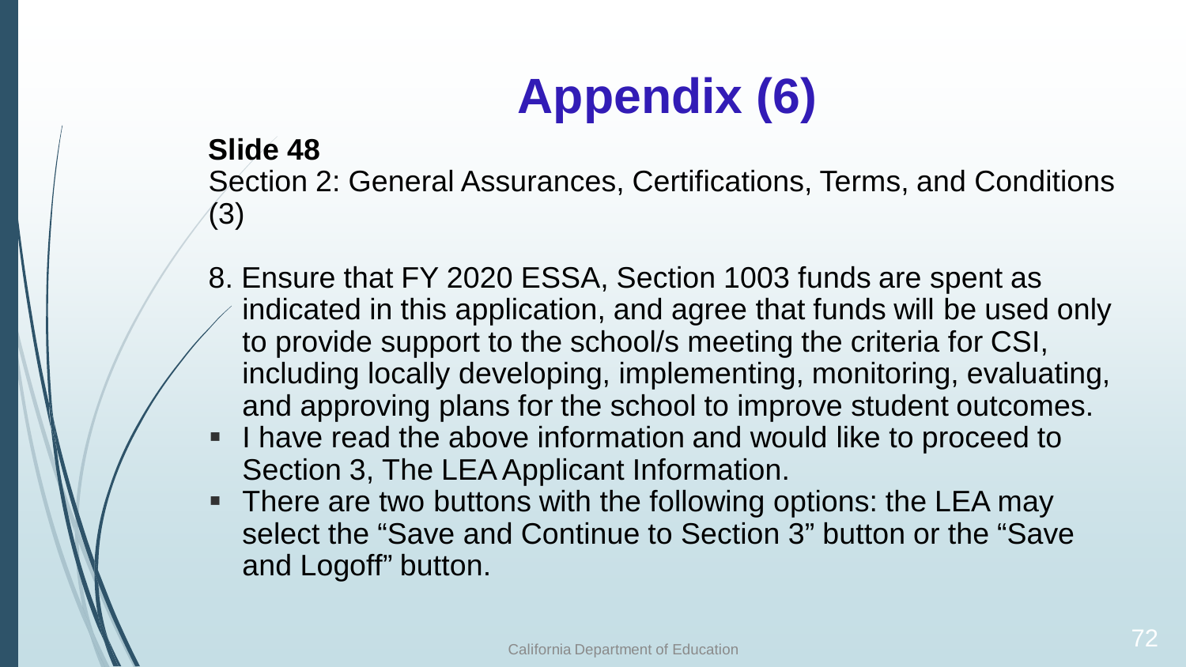# Appendix (6)

**Slide 48**

Section 2: General Assurances, Certifications, Terms, and Conditions (3)

8. Ensure that FY 2020 ESSA, Section 1003 funds are spent as indicated in this application, and agree that funds will be used only to provide support to the school/s meeting the criteria for CSI, including locally developing, implementing, monitoring, evaluating, and approving plans for the school to improve student outcomes.

- I have read the above information and would like to proceed to Section 3, The LEA Applicant Information.
- There are two buttons with the following options: the LEA may select the “Save and Continue to Section 3” button or the “Save and Logoff” button.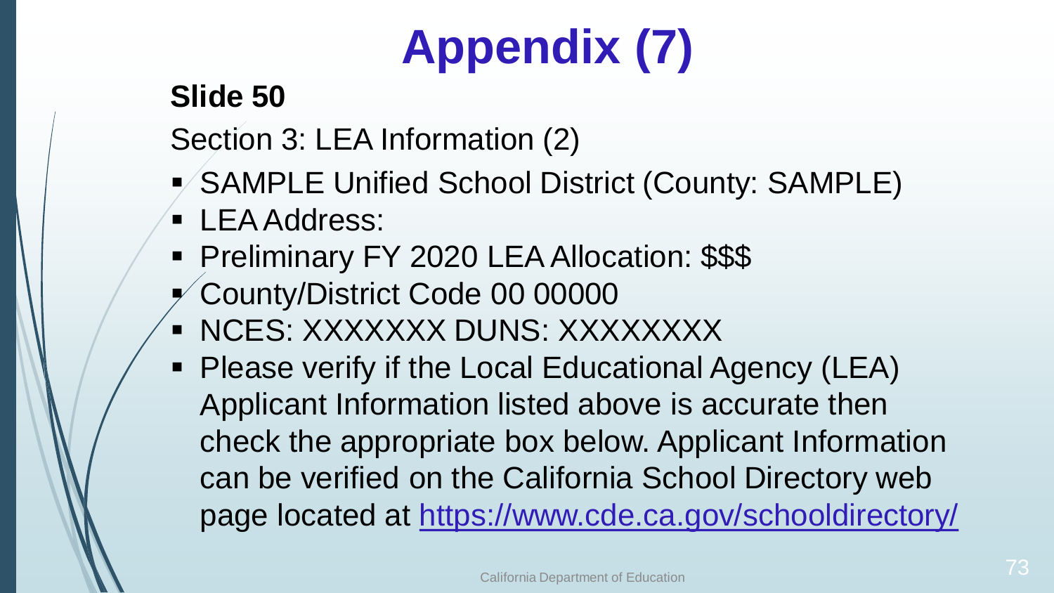# Appendix (7)

**Slide 50**

Section 3: LEA Information (2)

- SAMPLE Unified School District (County: SAMPLE)
- LEA Address:
- Preliminary FY 2020 LEA Allocation: $$$
- County/District Code 00 00000
- NCES: XXXXXXX DUNS: XXXXXXXX
- Please verify if the Local Educational Agency (LEA) Applicant Information listed above is accurate then check the appropriate box below. Applicant Information can be verified on the California School Directory web page located at [https://www.cde.ca.gov/schooldirectory/](https://www.cde.ca.gov/schooldirectory/)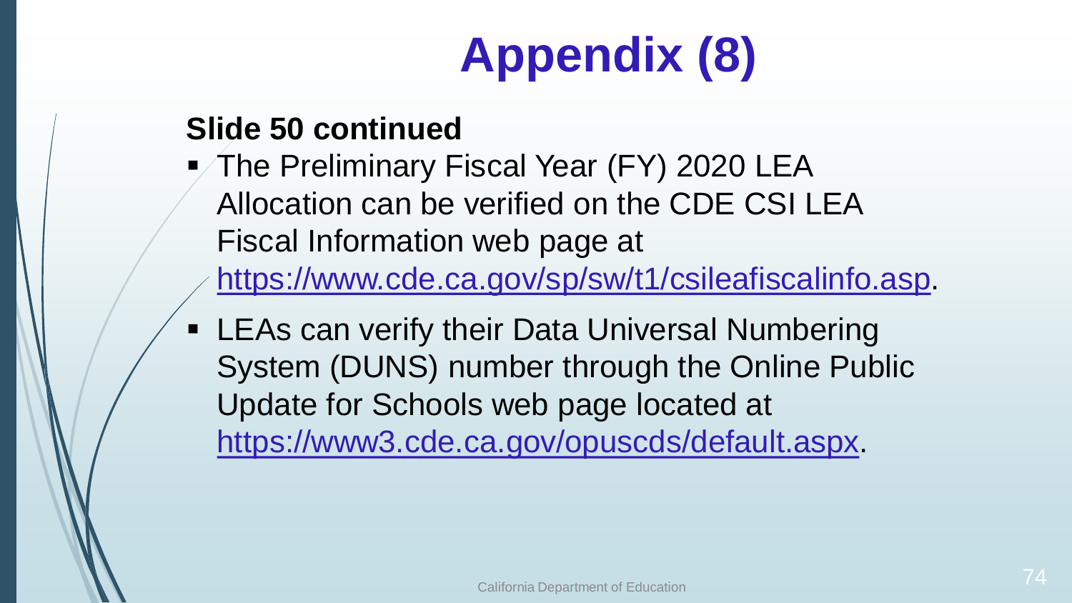# Appendix (8)

**Slide 50 continued**

- The Preliminary Fiscal Year (FY) 2020 LEA Allocation can be verified on the CDE CSI LEA Fiscal Information web page at https://www.cde.ca.gov/sp/sw/t1/csileafiscalinfo.asp.
- LEAs can verify their Data Universal Numbering System (DUNS) number through the Online Public Update for Schools web page located at https://www3.cde.ca.gov/opuscds/default.aspx.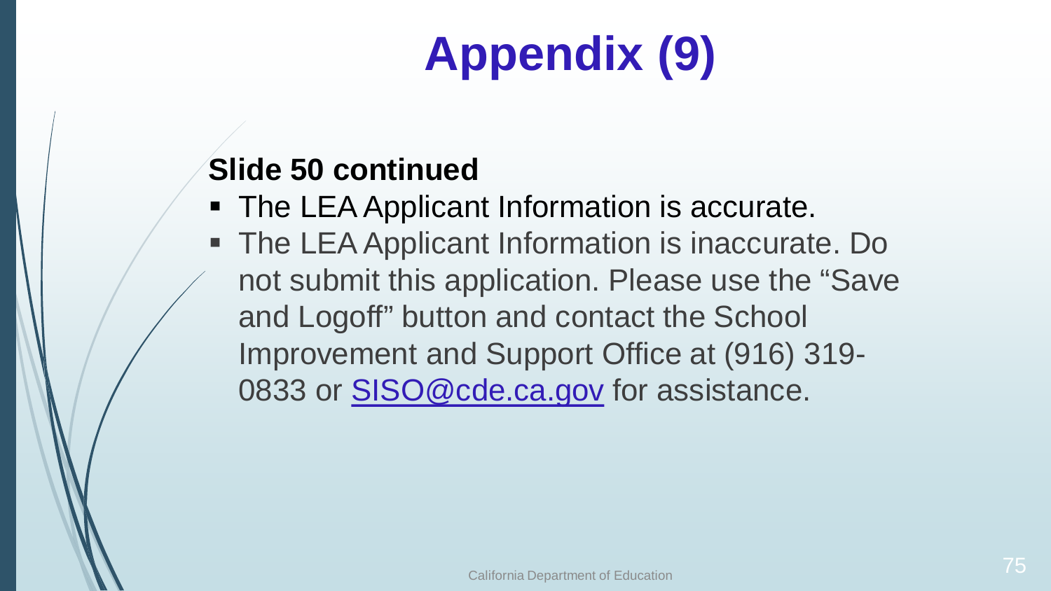# Appendix (9)

**Slide 50 continued**

- The LEA Applicant Information is accurate.
- The LEA Applicant Information is inaccurate. Do not submit this application. Please use the “Save and Logoff” button and contact the School Improvement and Support Office at (916) 319-0833 or [SISO@cde.ca.gov](mailto:SISO@cde.ca.gov) for assistance.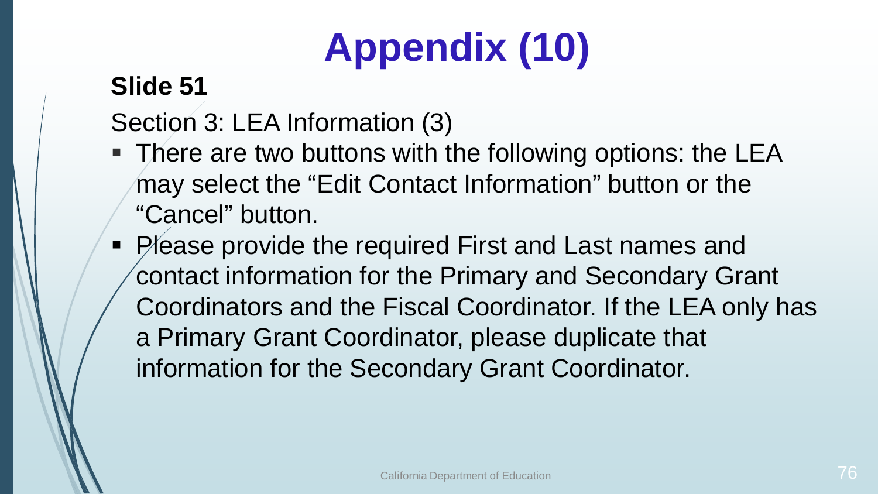# Appendix (10)

**Slide 51**

Section 3: LEA Information (3)

- There are two buttons with the following options: the LEA may select the “Edit Contact Information” button or the “Cancel” button.
- Please provide the required First and Last names and contact information for the Primary and Secondary Grant Coordinators and the Fiscal Coordinator. If the LEA only has a Primary Grant Coordinator, please duplicate that information for the Secondary Grant Coordinator.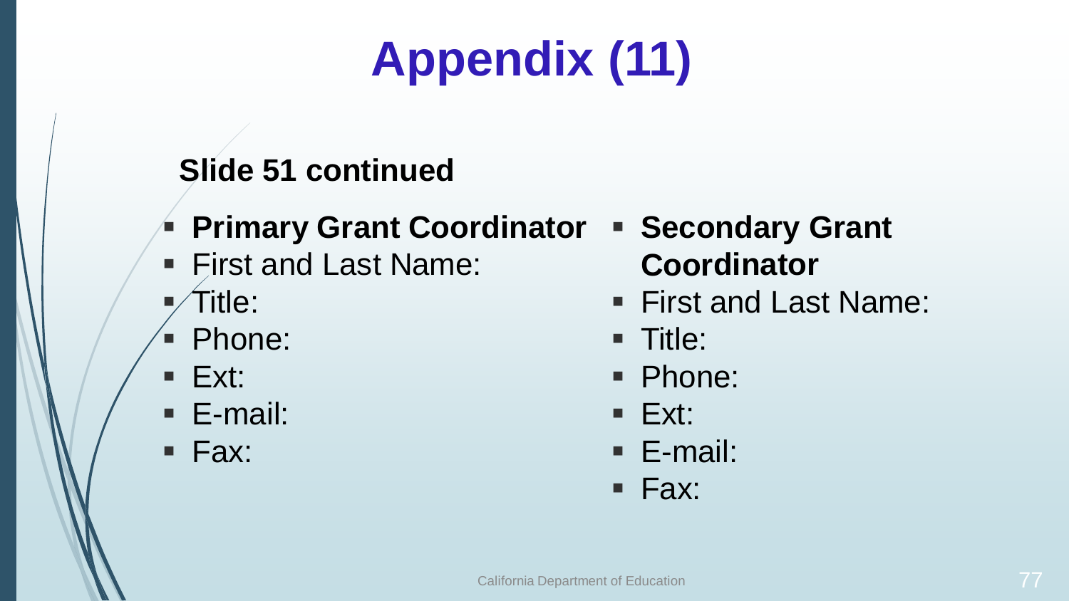# Appendix (11)

**Slide 51 continued**

- **Primary Grant Coordinator**
- First and Last Name:
- Title:
- Phone:
- Ext:
- E-mail:
- Fax:

- **Secondary Grant Coordinator**
- First and Last Name:
- Title:
- Phone:
- Ext:
- E-mail:
- Fax: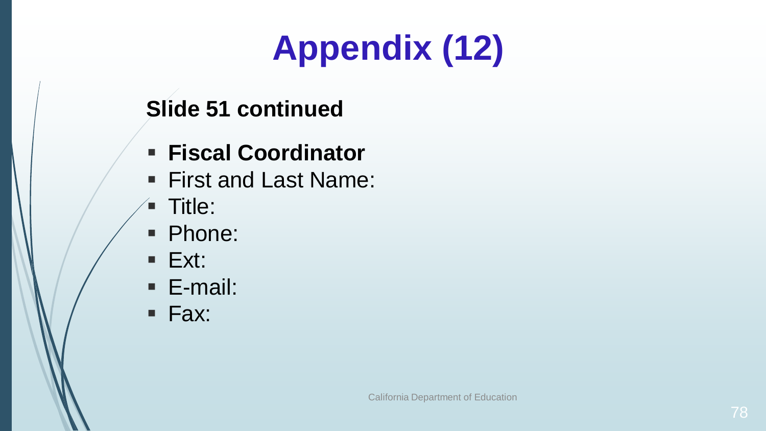# Appendix (12)

**Slide 51 continued**

- **Fiscal Coordinator**
- First and Last Name:
- Title:
- Phone:
- Ext:
- E-mail:
- Fax: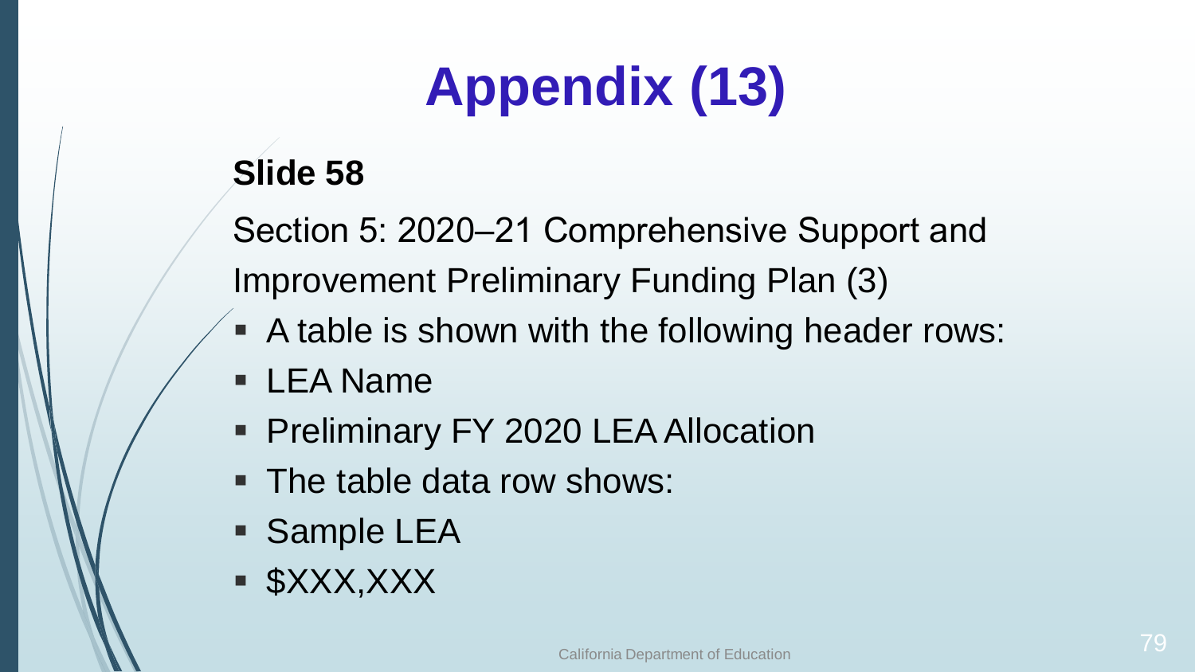# Appendix (13)

**Slide 58**

Section 5: 2020–21 Comprehensive Support and Improvement Preliminary Funding Plan (3)

- A table is shown with the following header rows:
- LEA Name
- Preliminary FY 2020 LEA Allocation
- The table data row shows:
- Sample LEA
- $XXX,XXX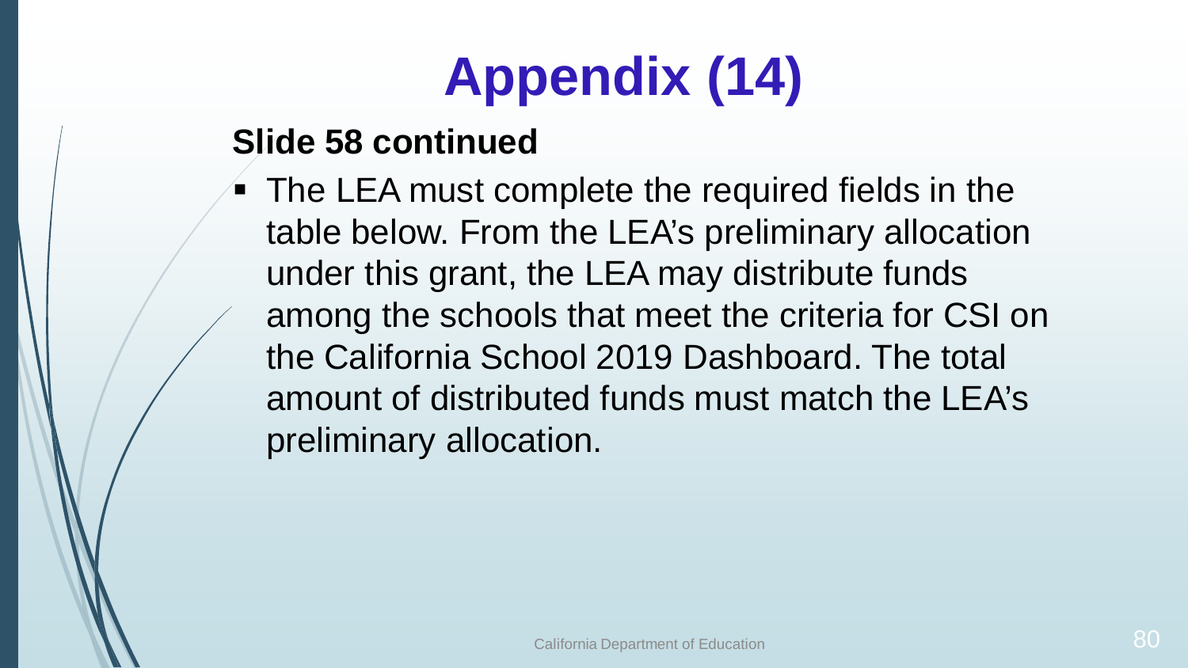# Appendix (14)

**Slide 58 continued**

- The LEA must complete the required fields in the table below. From the LEA's preliminary allocation under this grant, the LEA may distribute funds among the schools that meet the criteria for CSI on the California School 2019 Dashboard. The total amount of distributed funds must match the LEA's preliminary allocation.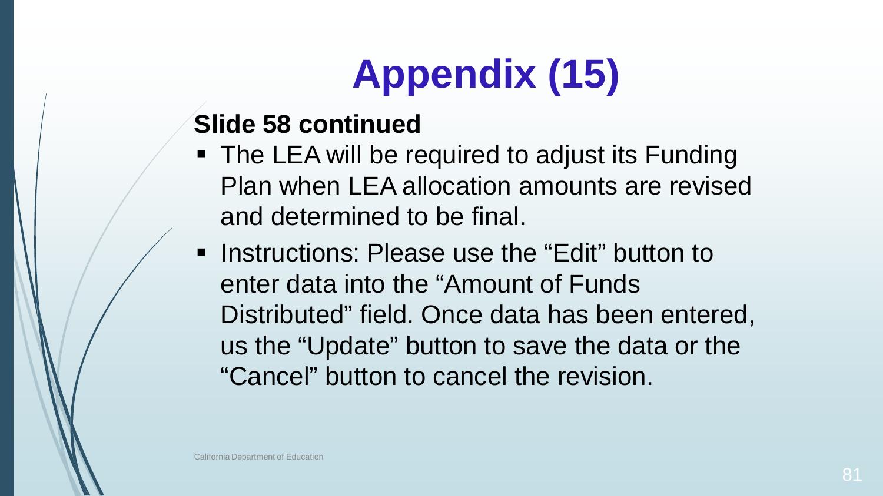# Appendix (15)

**Slide 58 continued**

- The LEA will be required to adjust its Funding Plan when LEA allocation amounts are revised and determined to be final.
- Instructions: Please use the “Edit” button to enter data into the “Amount of Funds Distributed” field. Once data has been entered, us the “Update” button to save the data or the “Cancel” button to cancel the revision.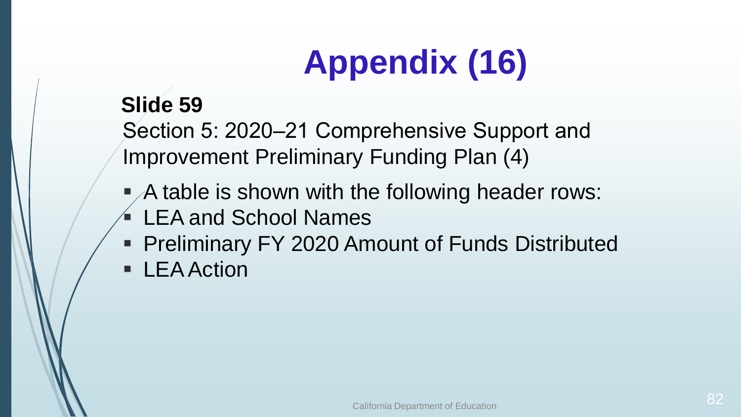# Appendix (16)

**Slide 59**

Section 5: 2020–21 Comprehensive Support and Improvement Preliminary Funding Plan (4)

- A table is shown with the following header rows:
- LEA and School Names
- Preliminary FY 2020 Amount of Funds Distributed
- LEA Action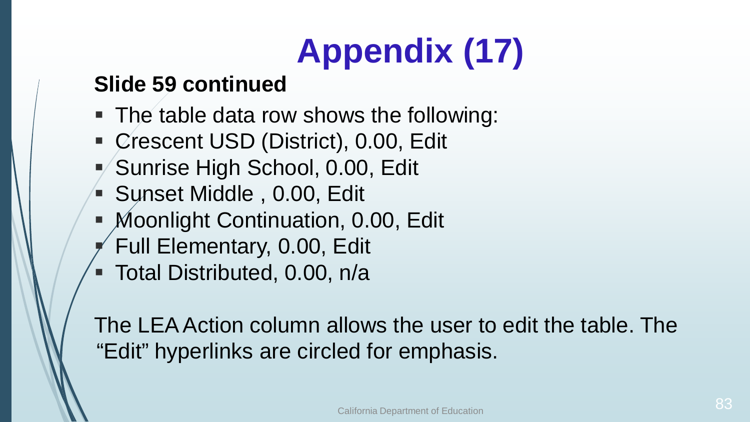# Appendix (17)

**Slide 59 continued**

- The table data row shows the following:
- Crescent USD (District), 0.00, Edit
- Sunrise High School, 0.00, Edit
- Sunset Middle , 0.00, Edit
- Moonlight Continuation, 0.00, Edit
- Full Elementary, 0.00, Edit
- Total Distributed, 0.00, n/a

The LEA Action column allows the user to edit the table. The "Edit" hyperlinks are circled for emphasis.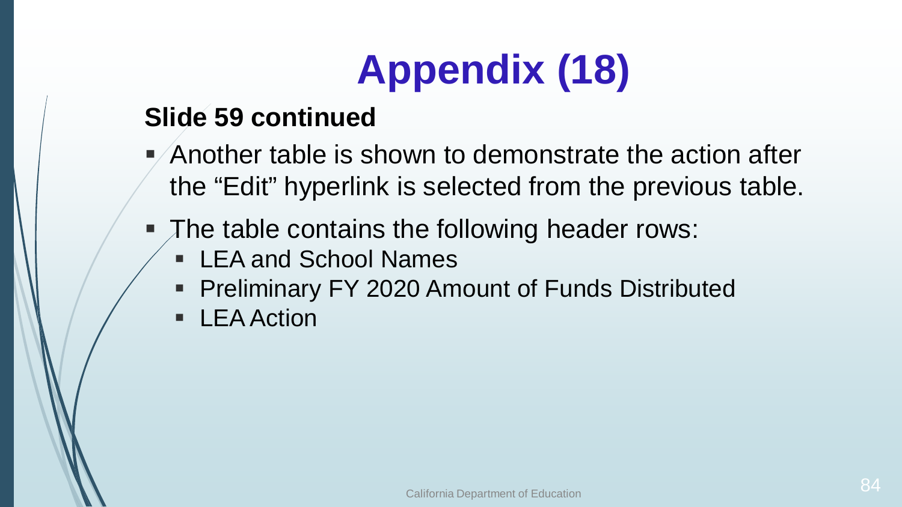# Appendix (18)

**Slide 59 continued**

- Another table is shown to demonstrate the action after the “Edit” hyperlink is selected from the previous table.
- The table contains the following header rows:
  - LEA and School Names
  - Preliminary FY 2020 Amount of Funds Distributed
  - LEA Action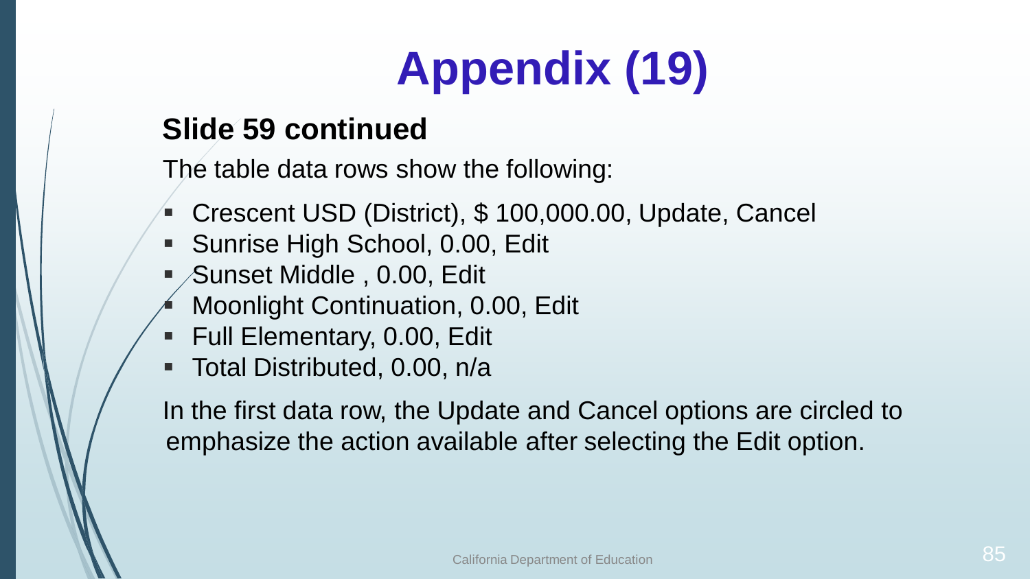# Appendix (19)

**Slide 59 continued**

The table data rows show the following:

- Crescent USD (District), $ 100,000.00, Update, Cancel
- Sunrise High School, 0.00, Edit
- Sunset Middle , 0.00, Edit
- Moonlight Continuation, 0.00, Edit
- Full Elementary, 0.00, Edit
- Total Distributed, 0.00, n/a

In the first data row, the Update and Cancel options are circled to emphasize the action available after selecting the Edit option.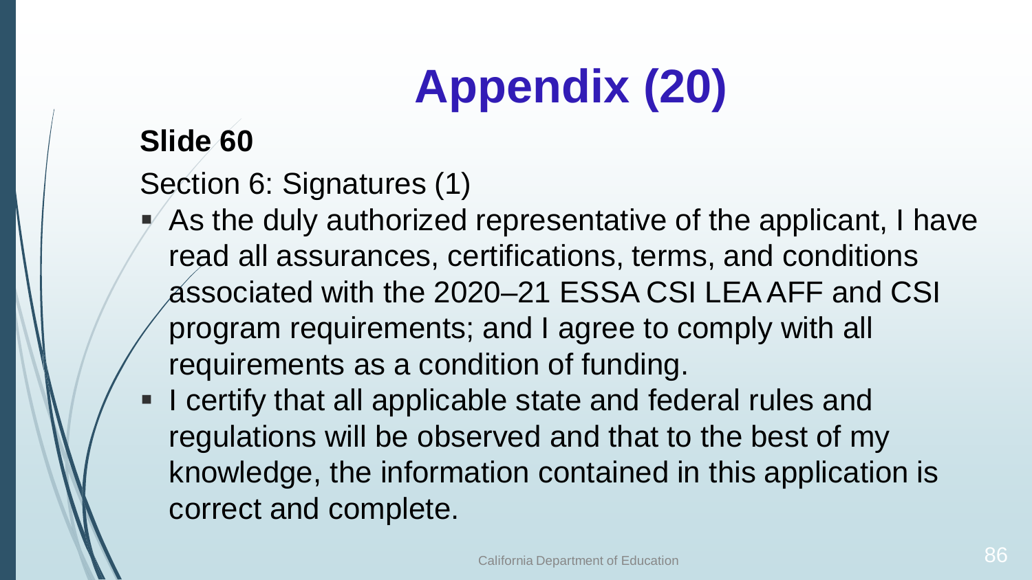# Appendix (20)

**Slide 60**

Section 6: Signatures (1)

- As the duly authorized representative of the applicant, I have read all assurances, certifications, terms, and conditions associated with the 2020–21 ESSA CSI LEA AFF and CSI program requirements; and I agree to comply with all requirements as a condition of funding.
- I certify that all applicable state and federal rules and regulations will be observed and that to the best of my knowledge, the information contained in this application is correct and complete.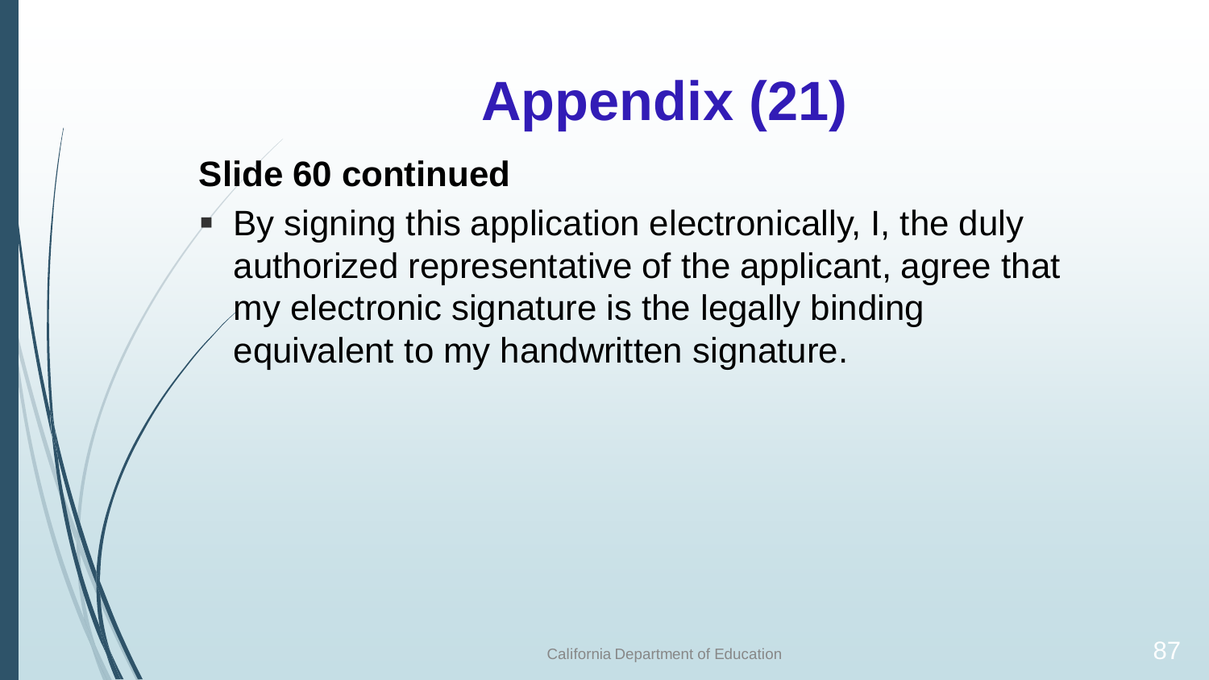# Appendix (21)

**Slide 60 continued**

- By signing this application electronically, I, the duly authorized representative of the applicant, agree that my electronic signature is the legally binding equivalent to my handwritten signature.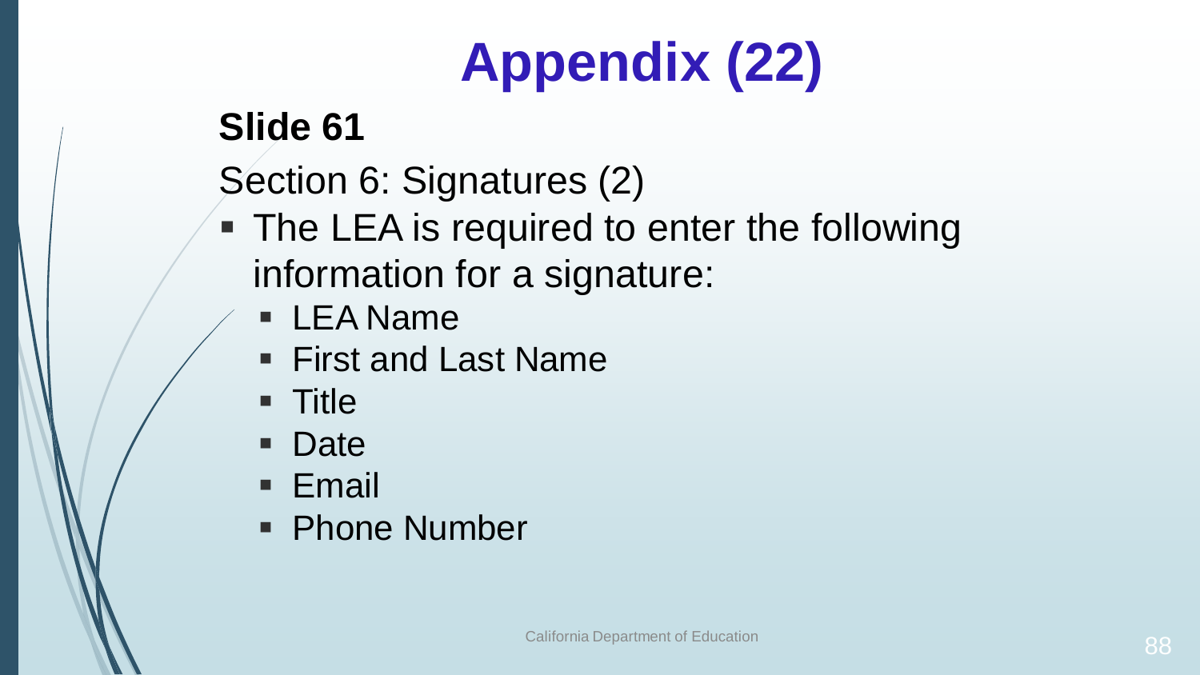# Appendix (22)

**Slide 61**

Section 6: Signatures (2)

- The LEA is required to enter the following information for a signature:
  - LEA Name
  - First and Last Name
  - Title
  - Date
  - Email
  - Phone Number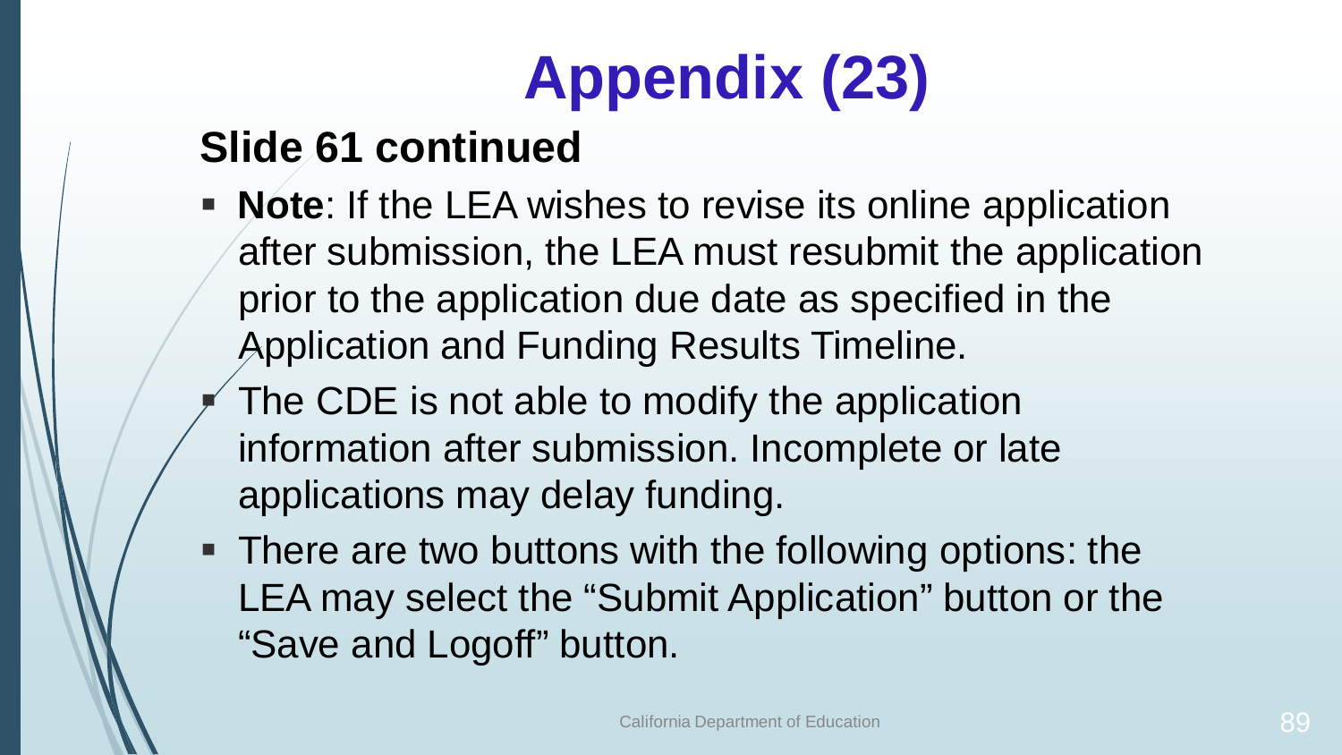# Appendix (23)

## Slide 61 continued

- **Note**: If the LEA wishes to revise its online application after submission, the LEA must resubmit the application prior to the application due date as specified in the Application and Funding Results Timeline.
- The CDE is not able to modify the application information after submission. Incomplete or late applications may delay funding.
- There are two buttons with the following options: the LEA may select the “Submit Application” button or the “Save and Logoff” button.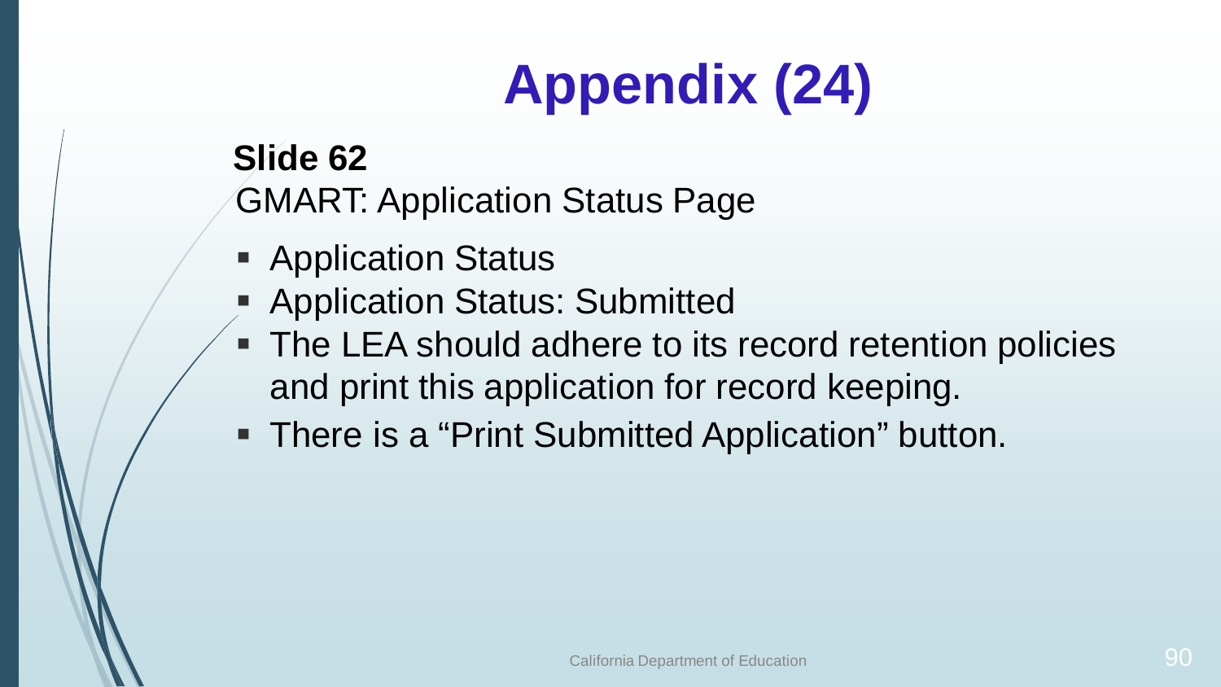# Appendix (24)

**Slide 62**

GMART: Application Status Page

- Application Status
- Application Status: Submitted
- The LEA should adhere to its record retention policies and print this application for record keeping.
- There is a “Print Submitted Application” button.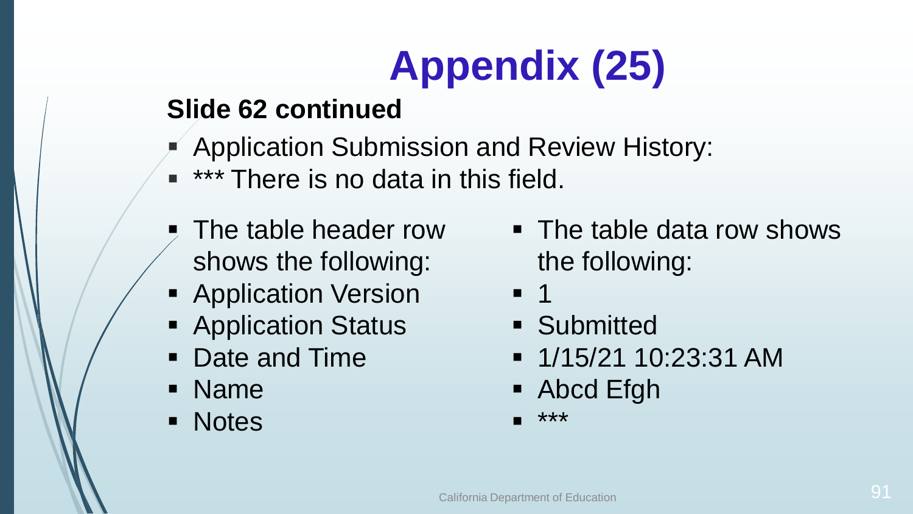# Appendix (25)

**Slide 62 continued**

- Application Submission and Review History:
- *** There is no data in this field.

- The table header row shows the following:
- Application Version
- Application Status
- Date and Time
- Name
- Notes

- The table data row shows the following:
- 1
- Submitted
- 1/15/21 10:23:31 AM
- Abcd Efgh
- ***

California Department of Education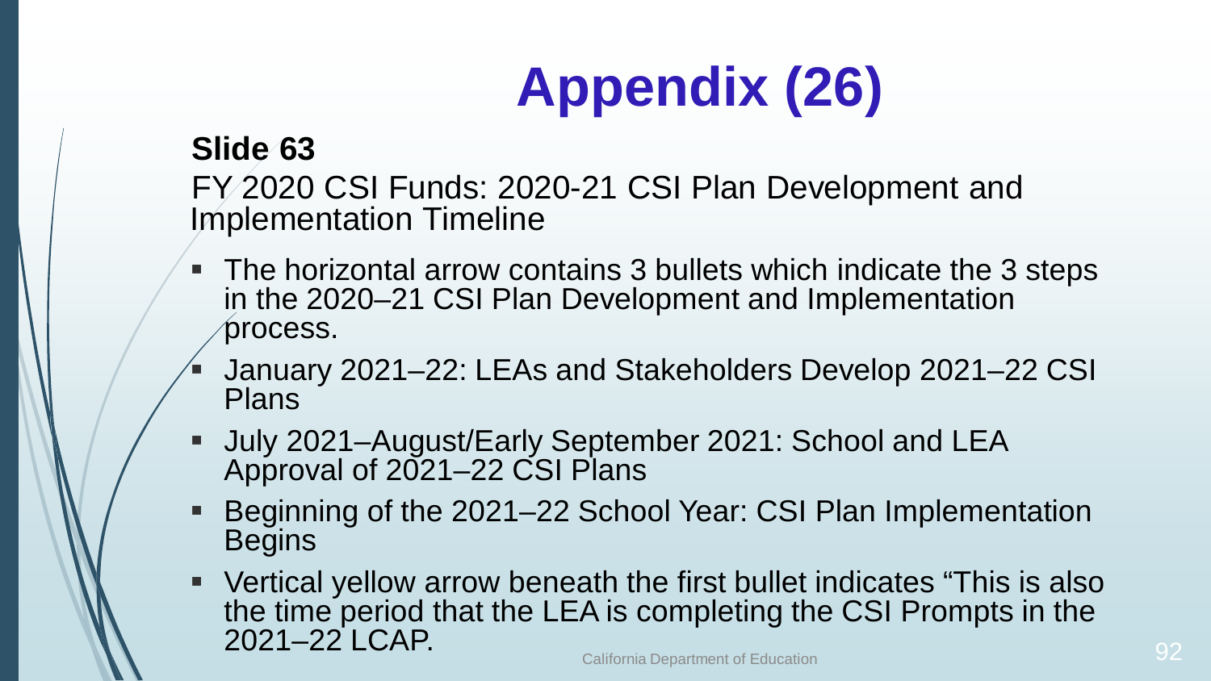# Appendix (26)

**Slide 63**

FY 2020 CSI Funds: 2020-21 CSI Plan Development and Implementation Timeline

- The horizontal arrow contains 3 bullets which indicate the 3 steps in the 2020–21 CSI Plan Development and Implementation process.
- January 2021–22: LEAs and Stakeholders Develop 2021–22 CSI Plans
- July 2021–August/Early September 2021: School and LEA Approval of 2021–22 CSI Plans
- Beginning of the 2021–22 School Year: CSI Plan Implementation Begins
- Vertical yellow arrow beneath the first bullet indicates "This is also the time period that the LEA is completing the CSI Prompts in the 2021–22 LCAP.